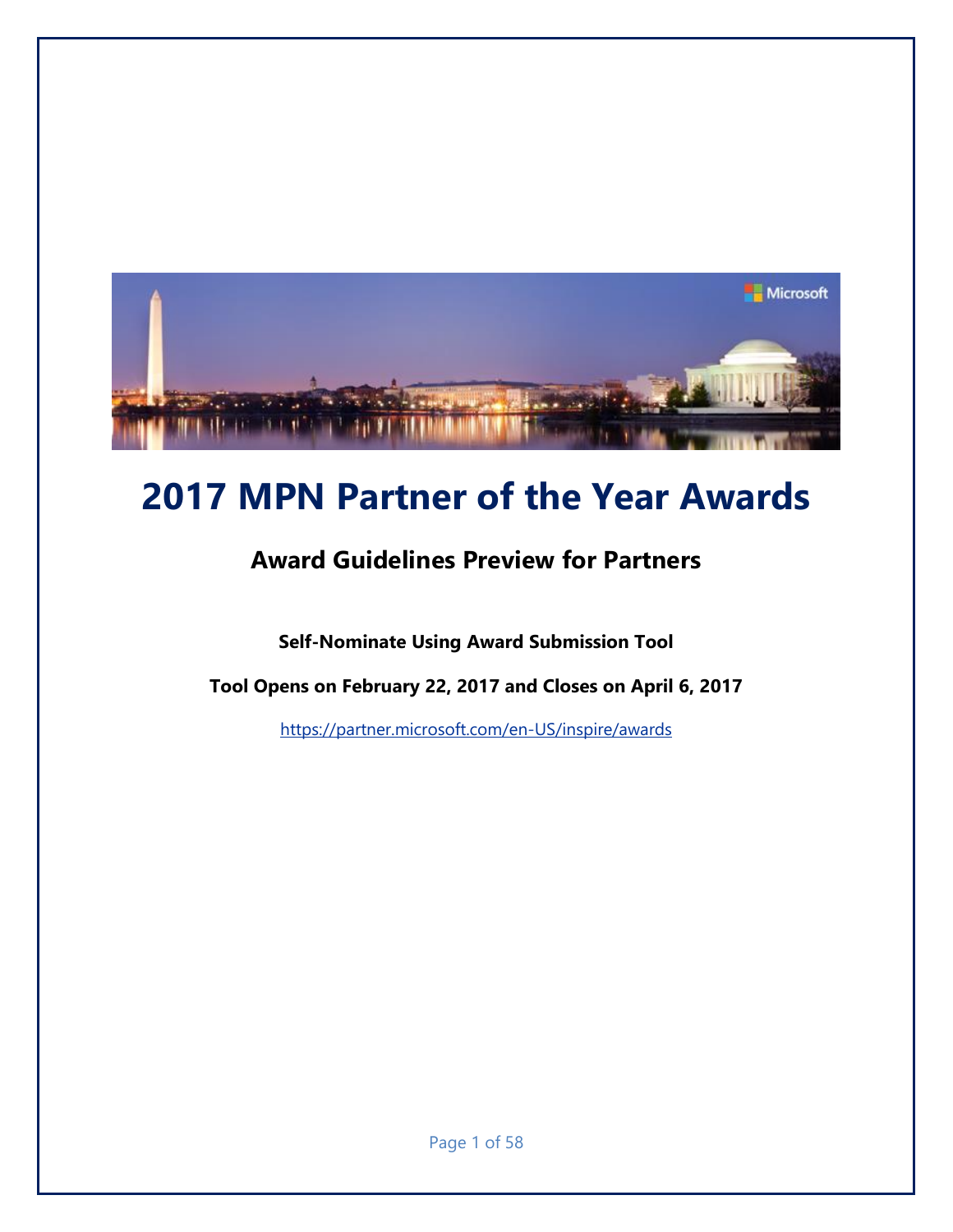# 2017 MPN Partner of the Year Awards

## Award Guidelines Preview for Partners

**Self-Nominate Using Award Submission Tool**

**Tool Opens on February 22, 2017 and Closes on April 6, 2017**

https://partner.microsoft.com/en-US/inspire/awards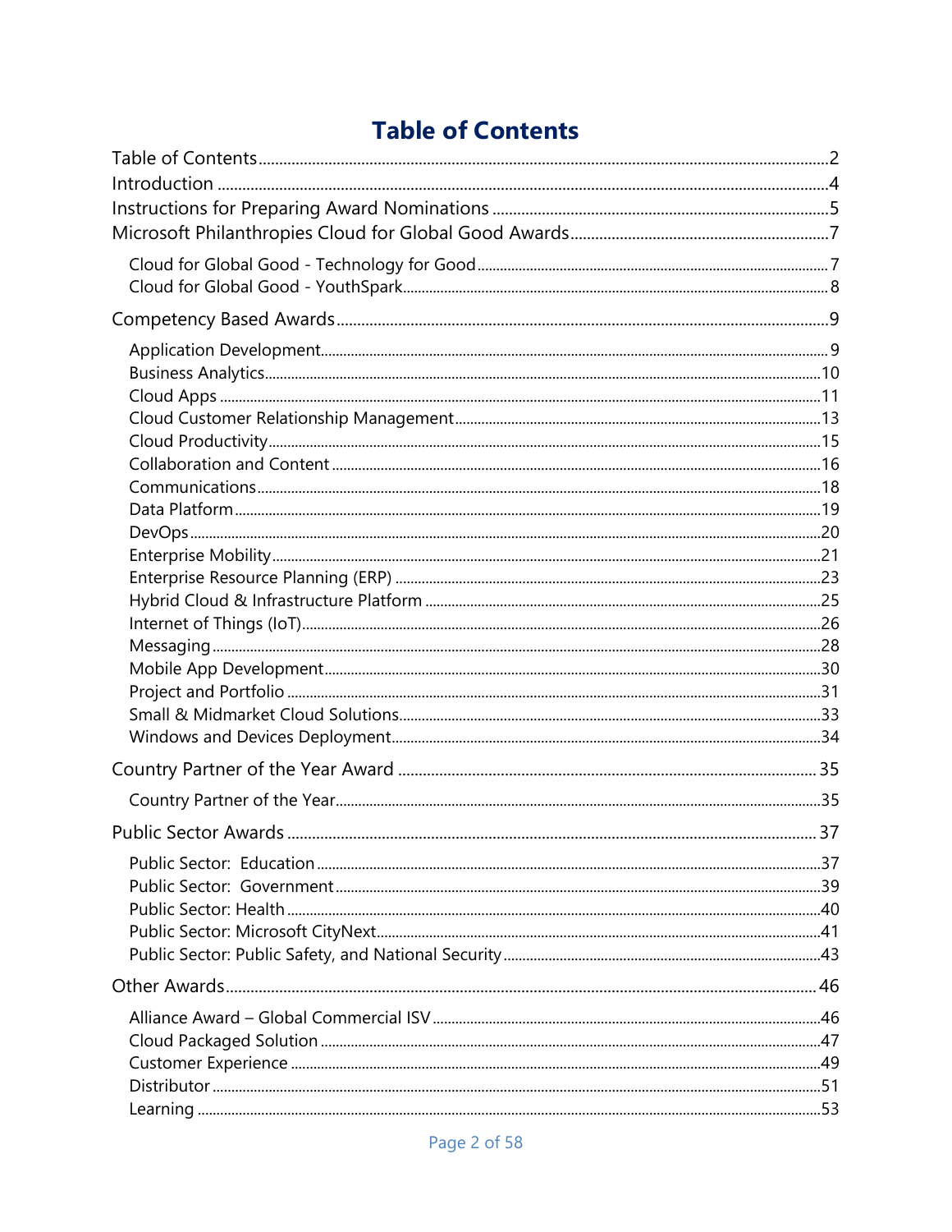# Table of Contents

Table of Contents ....................................................................................... 2
Introduction ............................................................................................... 4
Instructions for Preparing Award Nominations .......................................... 5
Microsoft Philanthropies Cloud for Global Good Awards ............................. 7

- Cloud for Global Good - Technology for Good ........................................ 7
- Cloud for Global Good - YouthSpark ...................................................... 8

Competency Based Awards ........................................................................ 9

- Application Development ...................................................................... 9
- Business Analytics ............................................................................... 10
- Cloud Apps ......................................................................................... 11
- Cloud Customer Relationship Management .......................................... 13
- Cloud Productivity ............................................................................... 15
- Collaboration and Content ................................................................... 16
- Communications .................................................................................. 18
- Data Platform ...................................................................................... 19
- DevOps ............................................................................................... 20
- Enterprise Mobility .............................................................................. 21
- Enterprise Resource Planning (ERP) ..................................................... 23
- Hybrid Cloud & Infrastructure Platform ................................................ 25
- Internet of Things (IoT) ........................................................................ 26
- Messaging ........................................................................................... 28
- Mobile App Development ..................................................................... 30
- Project and Portfolio ............................................................................ 31
- Small & Midmarket Cloud Solutions ...................................................... 33
- Windows and Devices Deployment ....................................................... 34

Country Partner of the Year Award ........................................................... 35

- Country Partner of the Year .................................................................. 35

Public Sector Awards ................................................................................ 37

- Public Sector: Education ...................................................................... 37
- Public Sector: Government .................................................................. 39
- Public Sector: Health ........................................................................... 40
- Public Sector: Microsoft CityNext .......................................................... 41
- Public Sector: Public Safety, and National Security ................................ 43

Other Awards ............................................................................................ 46

- Alliance Award – Global Commercial ISV ............................................... 46
- Cloud Packaged Solution ...................................................................... 47
- Customer Experience ........................................................................... 49
- Distributor ........................................................................................... 51
- Learning .............................................................................................. 53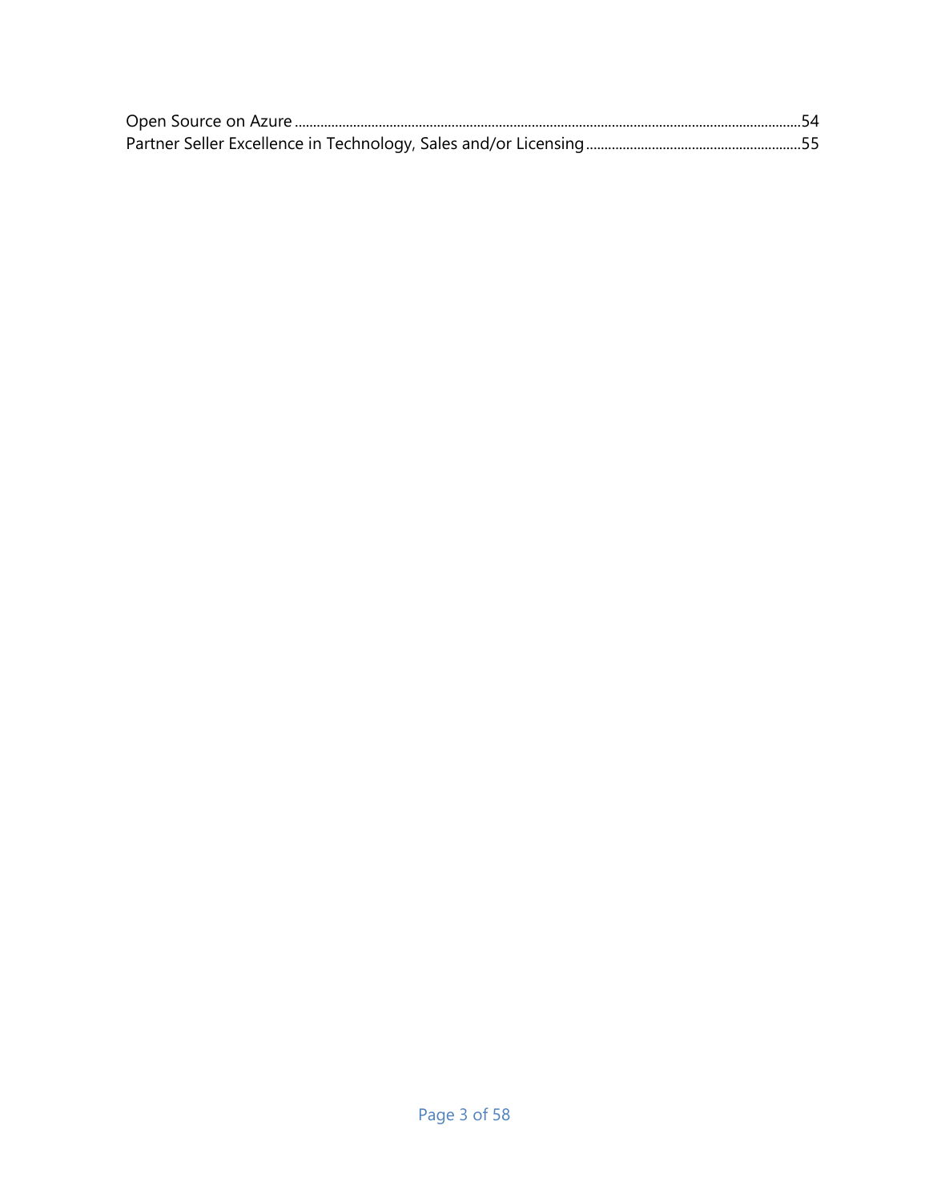Open Source on Azure .......................................................................................................................................54
Partner Seller Excellence in Technology, Sales and/or Licensing ...........................................................55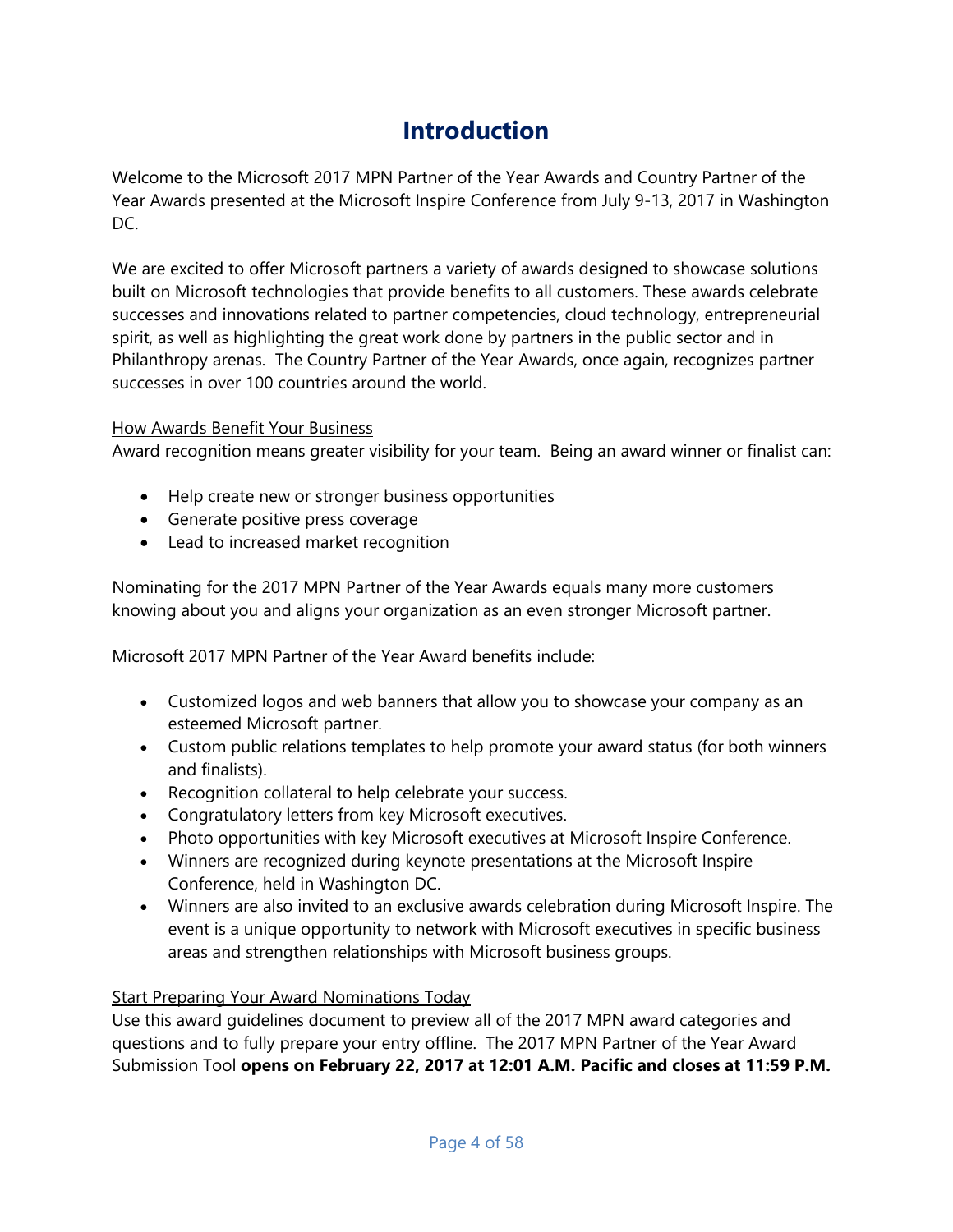# Introduction

Welcome to the Microsoft 2017 MPN Partner of the Year Awards and Country Partner of the Year Awards presented at the Microsoft Inspire Conference from July 9-13, 2017 in Washington DC.

We are excited to offer Microsoft partners a variety of awards designed to showcase solutions built on Microsoft technologies that provide benefits to all customers. These awards celebrate successes and innovations related to partner competencies, cloud technology, entrepreneurial spirit, as well as highlighting the great work done by partners in the public sector and in Philanthropy arenas. The Country Partner of the Year Awards, once again, recognizes partner successes in over 100 countries around the world.

How Awards Benefit Your Business

Award recognition means greater visibility for your team. Being an award winner or finalist can:

- Help create new or stronger business opportunities
- Generate positive press coverage
- Lead to increased market recognition

Nominating for the 2017 MPN Partner of the Year Awards equals many more customers knowing about you and aligns your organization as an even stronger Microsoft partner.

Microsoft 2017 MPN Partner of the Year Award benefits include:

- Customized logos and web banners that allow you to showcase your company as an esteemed Microsoft partner.
- Custom public relations templates to help promote your award status (for both winners and finalists).
- Recognition collateral to help celebrate your success.
- Congratulatory letters from key Microsoft executives.
- Photo opportunities with key Microsoft executives at Microsoft Inspire Conference.
- Winners are recognized during keynote presentations at the Microsoft Inspire Conference, held in Washington DC.
- Winners are also invited to an exclusive awards celebration during Microsoft Inspire. The event is a unique opportunity to network with Microsoft executives in specific business areas and strengthen relationships with Microsoft business groups.

Start Preparing Your Award Nominations Today

Use this award guidelines document to preview all of the 2017 MPN award categories and questions and to fully prepare your entry offline. The 2017 MPN Partner of the Year Award Submission Tool **opens on February 22, 2017 at 12:01 A.M. Pacific and closes at 11:59 P.M.**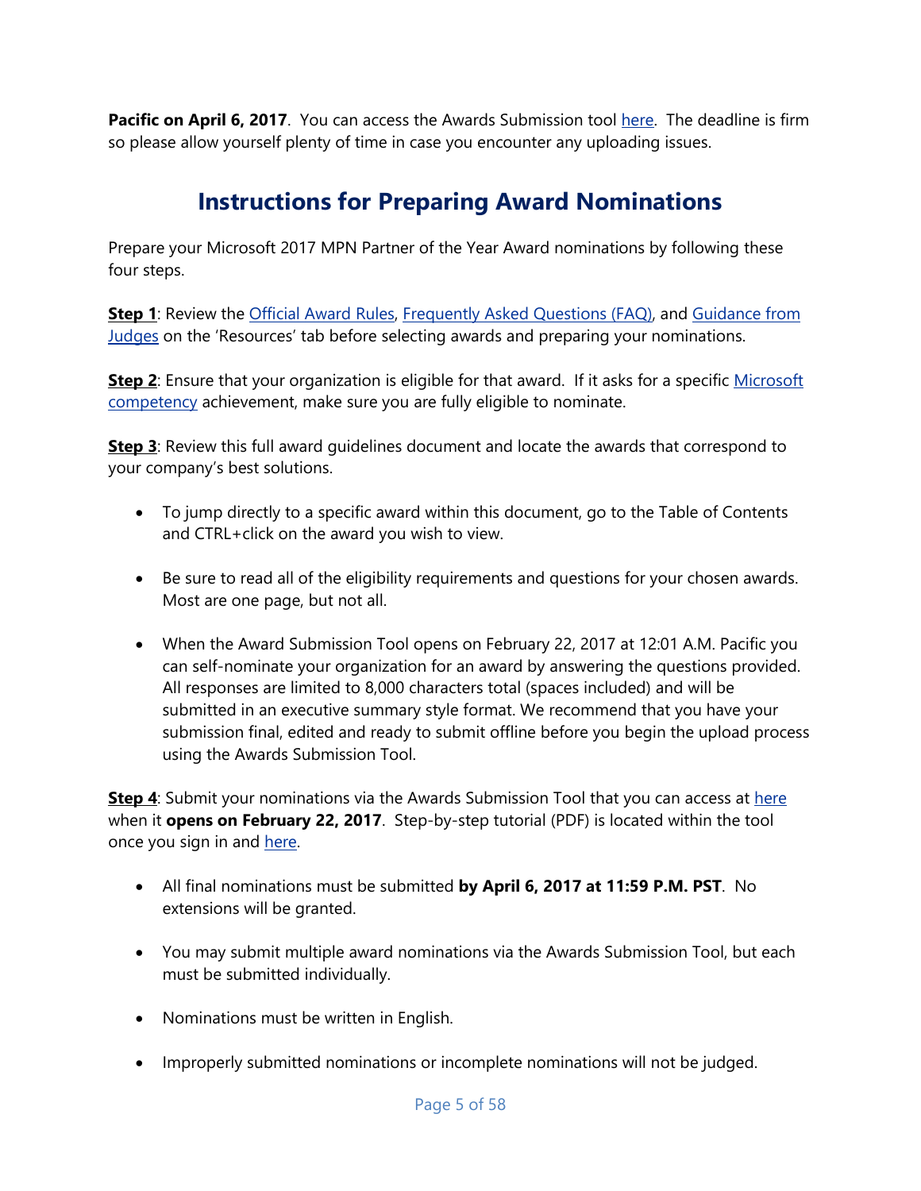**Pacific on April 6, 2017**. You can access the Awards Submission tool here. The deadline is firm so please allow yourself plenty of time in case you encounter any uploading issues.

## Instructions for Preparing Award Nominations

Prepare your Microsoft 2017 MPN Partner of the Year Award nominations by following these four steps.

**Step 1**: Review the Official Award Rules, Frequently Asked Questions (FAQ), and Guidance from Judges on the 'Resources' tab before selecting awards and preparing your nominations.

**Step 2**: Ensure that your organization is eligible for that award. If it asks for a specific Microsoft competency achievement, make sure you are fully eligible to nominate.

**Step 3**: Review this full award guidelines document and locate the awards that correspond to your company's best solutions.

- To jump directly to a specific award within this document, go to the Table of Contents and CTRL+click on the award you wish to view.
- Be sure to read all of the eligibility requirements and questions for your chosen awards. Most are one page, but not all.
- When the Award Submission Tool opens on February 22, 2017 at 12:01 A.M. Pacific you can self-nominate your organization for an award by answering the questions provided. All responses are limited to 8,000 characters total (spaces included) and will be submitted in an executive summary style format. We recommend that you have your submission final, edited and ready to submit offline before you begin the upload process using the Awards Submission Tool.

**Step 4**: Submit your nominations via the Awards Submission Tool that you can access at here when it **opens on February 22, 2017**. Step-by-step tutorial (PDF) is located within the tool once you sign in and here.

- All final nominations must be submitted **by April 6, 2017 at 11:59 P.M. PST**. No extensions will be granted.
- You may submit multiple award nominations via the Awards Submission Tool, but each must be submitted individually.
- Nominations must be written in English.
- Improperly submitted nominations or incomplete nominations will not be judged.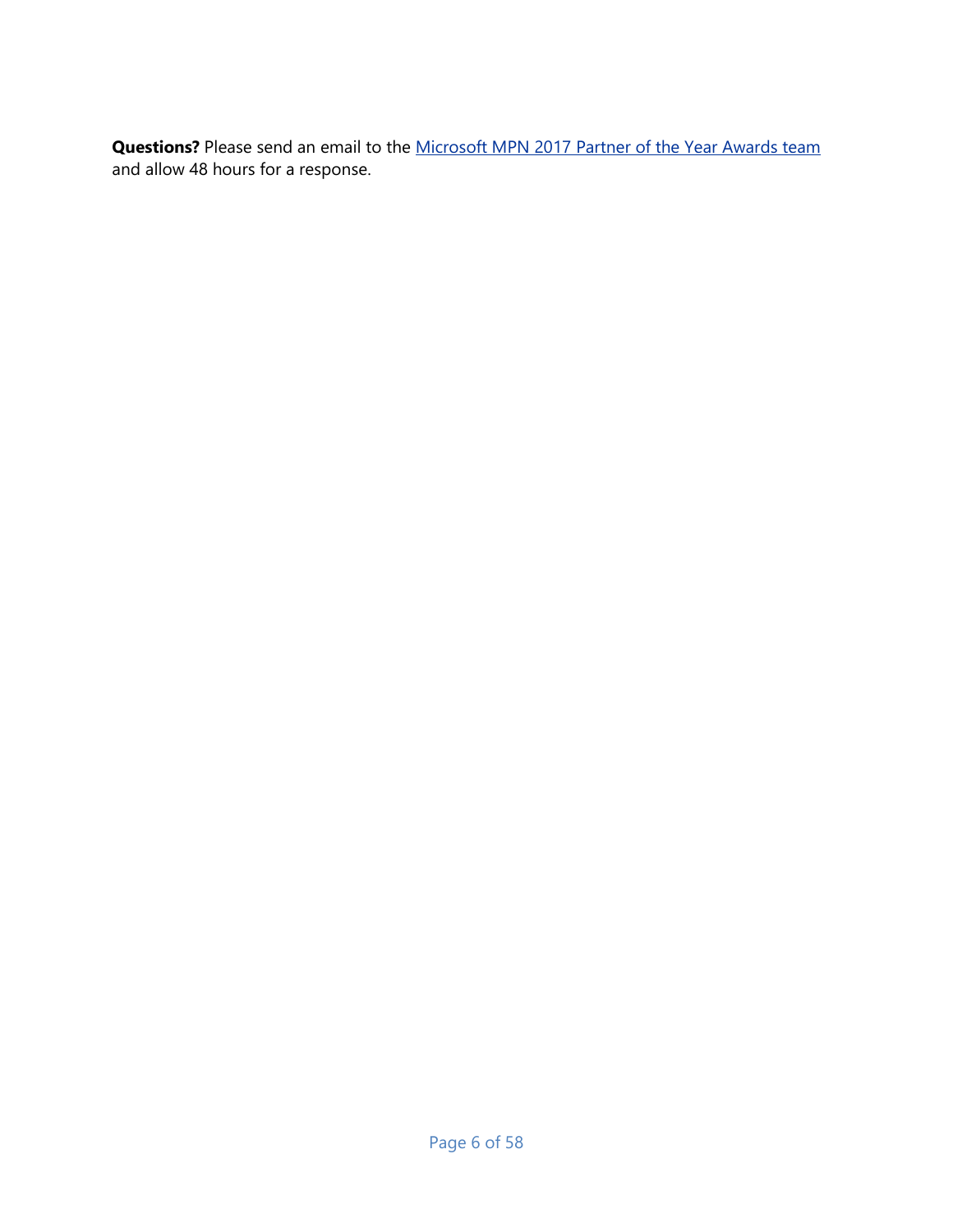**Questions?** Please send an email to the Microsoft MPN 2017 Partner of the Year Awards team and allow 48 hours for a response.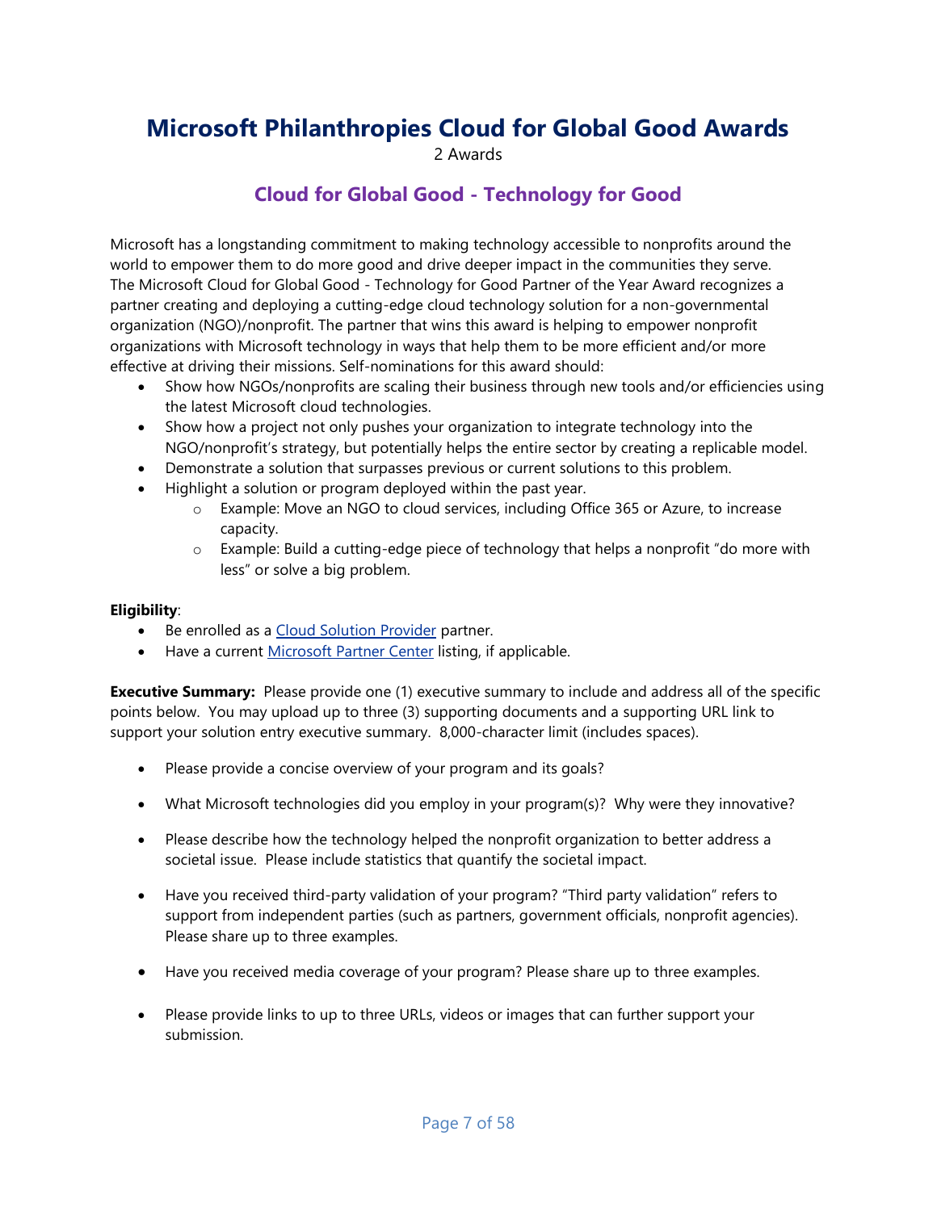# Microsoft Philanthropies Cloud for Global Good Awards

2 Awards

## Cloud for Global Good - Technology for Good

Microsoft has a longstanding commitment to making technology accessible to nonprofits around the world to empower them to do more good and drive deeper impact in the communities they serve. The Microsoft Cloud for Global Good - Technology for Good Partner of the Year Award recognizes a partner creating and deploying a cutting-edge cloud technology solution for a non-governmental organization (NGO)/nonprofit. The partner that wins this award is helping to empower nonprofit organizations with Microsoft technology in ways that help them to be more efficient and/or more effective at driving their missions. Self-nominations for this award should:

- Show how NGOs/nonprofits are scaling their business through new tools and/or efficiencies using the latest Microsoft cloud technologies.
- Show how a project not only pushes your organization to integrate technology into the NGO/nonprofit's strategy, but potentially helps the entire sector by creating a replicable model.
- Demonstrate a solution that surpasses previous or current solutions to this problem.
- Highlight a solution or program deployed within the past year.
    - Example: Move an NGO to cloud services, including Office 365 or Azure, to increase capacity.
    - Example: Build a cutting-edge piece of technology that helps a nonprofit "do more with less" or solve a big problem.

**Eligibility**:

- Be enrolled as a Cloud Solution Provider partner.
- Have a current Microsoft Partner Center listing, if applicable.

**Executive Summary:** Please provide one (1) executive summary to include and address all of the specific points below. You may upload up to three (3) supporting documents and a supporting URL link to support your solution entry executive summary. 8,000-character limit (includes spaces).

- Please provide a concise overview of your program and its goals?
- What Microsoft technologies did you employ in your program(s)? Why were they innovative?
- Please describe how the technology helped the nonprofit organization to better address a societal issue. Please include statistics that quantify the societal impact.
- Have you received third-party validation of your program? "Third party validation" refers to support from independent parties (such as partners, government officials, nonprofit agencies). Please share up to three examples.
- Have you received media coverage of your program? Please share up to three examples.
- Please provide links to up to three URLs, videos or images that can further support your submission.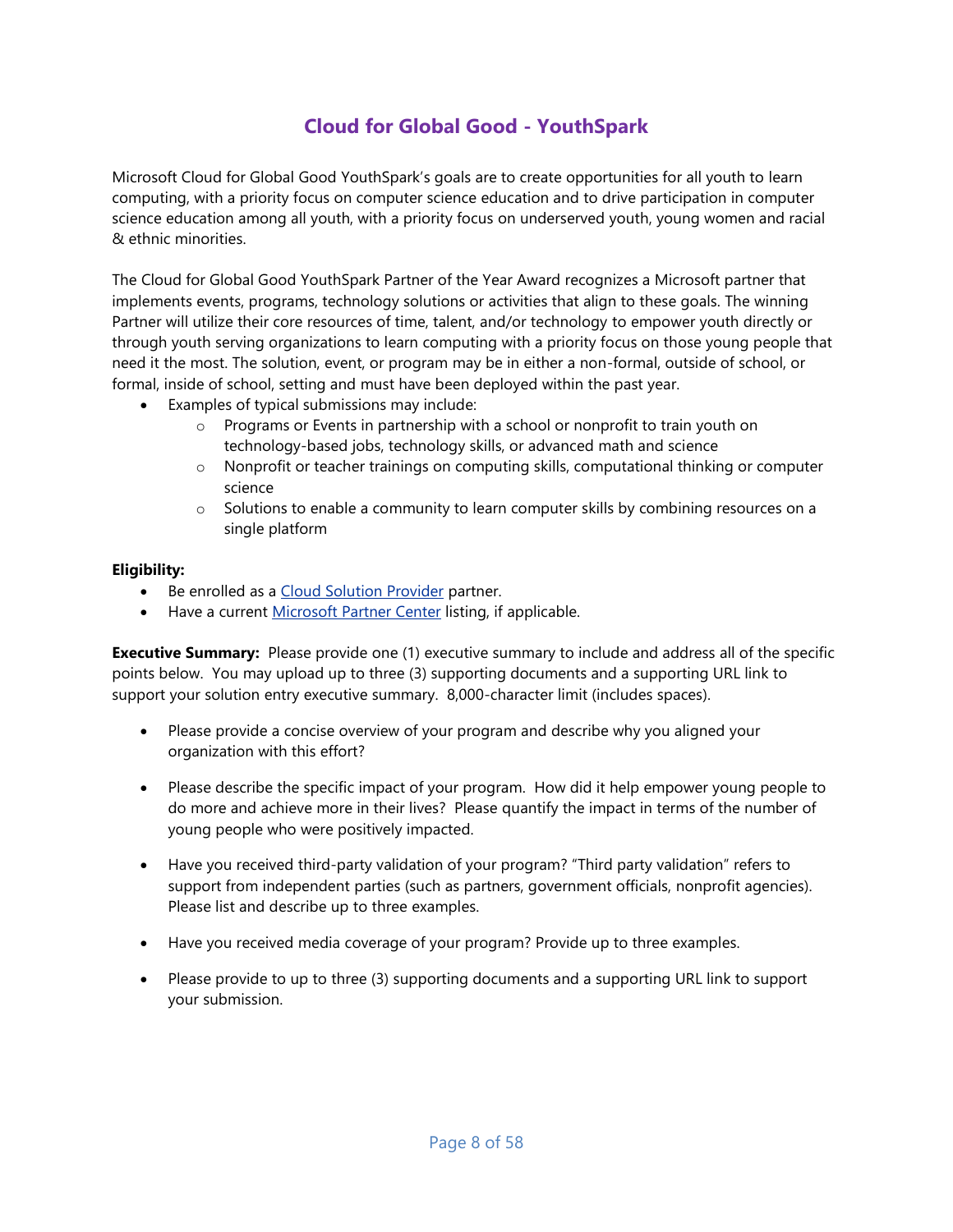# Cloud for Global Good - YouthSpark

Microsoft Cloud for Global Good YouthSpark's goals are to create opportunities for all youth to learn computing, with a priority focus on computer science education and to drive participation in computer science education among all youth, with a priority focus on underserved youth, young women and racial & ethnic minorities.

The Cloud for Global Good YouthSpark Partner of the Year Award recognizes a Microsoft partner that implements events, programs, technology solutions or activities that align to these goals. The winning Partner will utilize their core resources of time, talent, and/or technology to empower youth directly or through youth serving organizations to learn computing with a priority focus on those young people that need it the most. The solution, event, or program may be in either a non-formal, outside of school, or formal, inside of school, setting and must have been deployed within the past year.

- Examples of typical submissions may include:
  - Programs or Events in partnership with a school or nonprofit to train youth on technology-based jobs, technology skills, or advanced math and science
  - Nonprofit or teacher trainings on computing skills, computational thinking or computer science
  - Solutions to enable a community to learn computer skills by combining resources on a single platform

**Eligibility:**

- Be enrolled as a Cloud Solution Provider partner.
- Have a current Microsoft Partner Center listing, if applicable.

**Executive Summary:** Please provide one (1) executive summary to include and address all of the specific points below. You may upload up to three (3) supporting documents and a supporting URL link to support your solution entry executive summary. 8,000-character limit (includes spaces).

- Please provide a concise overview of your program and describe why you aligned your organization with this effort?
- Please describe the specific impact of your program. How did it help empower young people to do more and achieve more in their lives? Please quantify the impact in terms of the number of young people who were positively impacted.
- Have you received third-party validation of your program? "Third party validation" refers to support from independent parties (such as partners, government officials, nonprofit agencies). Please list and describe up to three examples.
- Have you received media coverage of your program? Provide up to three examples.
- Please provide to up to three (3) supporting documents and a supporting URL link to support your submission.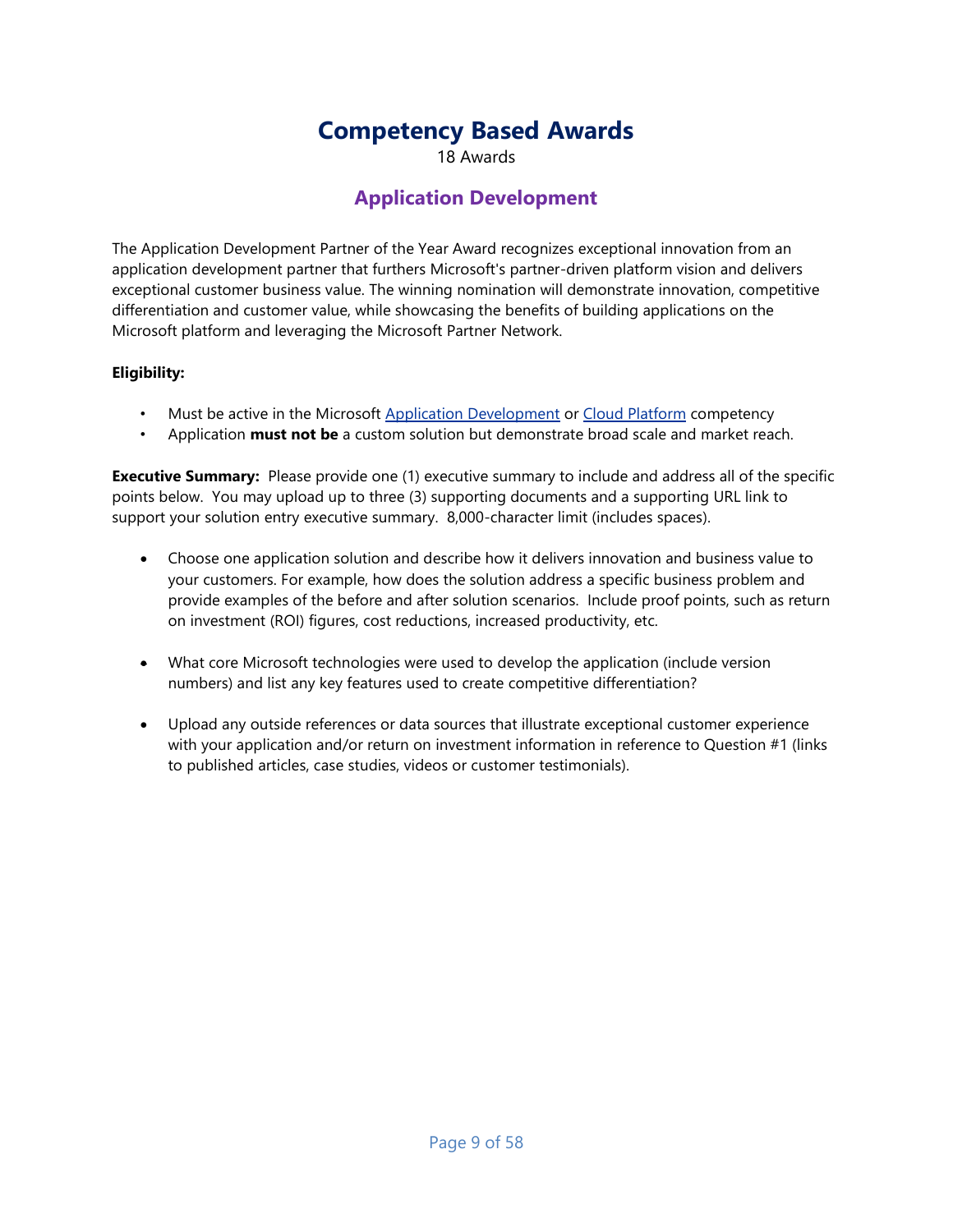# Competency Based Awards

18 Awards

## Application Development

The Application Development Partner of the Year Award recognizes exceptional innovation from an application development partner that furthers Microsoft's partner-driven platform vision and delivers exceptional customer business value. The winning nomination will demonstrate innovation, competitive differentiation and customer value, while showcasing the benefits of building applications on the Microsoft platform and leveraging the Microsoft Partner Network.

**Eligibility:**

- Must be active in the Microsoft Application Development or Cloud Platform competency
- Application **must not be** a custom solution but demonstrate broad scale and market reach.

**Executive Summary:** Please provide one (1) executive summary to include and address all of the specific points below. You may upload up to three (3) supporting documents and a supporting URL link to support your solution entry executive summary. 8,000-character limit (includes spaces).

- Choose one application solution and describe how it delivers innovation and business value to your customers. For example, how does the solution address a specific business problem and provide examples of the before and after solution scenarios. Include proof points, such as return on investment (ROI) figures, cost reductions, increased productivity, etc.

- What core Microsoft technologies were used to develop the application (include version numbers) and list any key features used to create competitive differentiation?

- Upload any outside references or data sources that illustrate exceptional customer experience with your application and/or return on investment information in reference to Question #1 (links to published articles, case studies, videos or customer testimonials).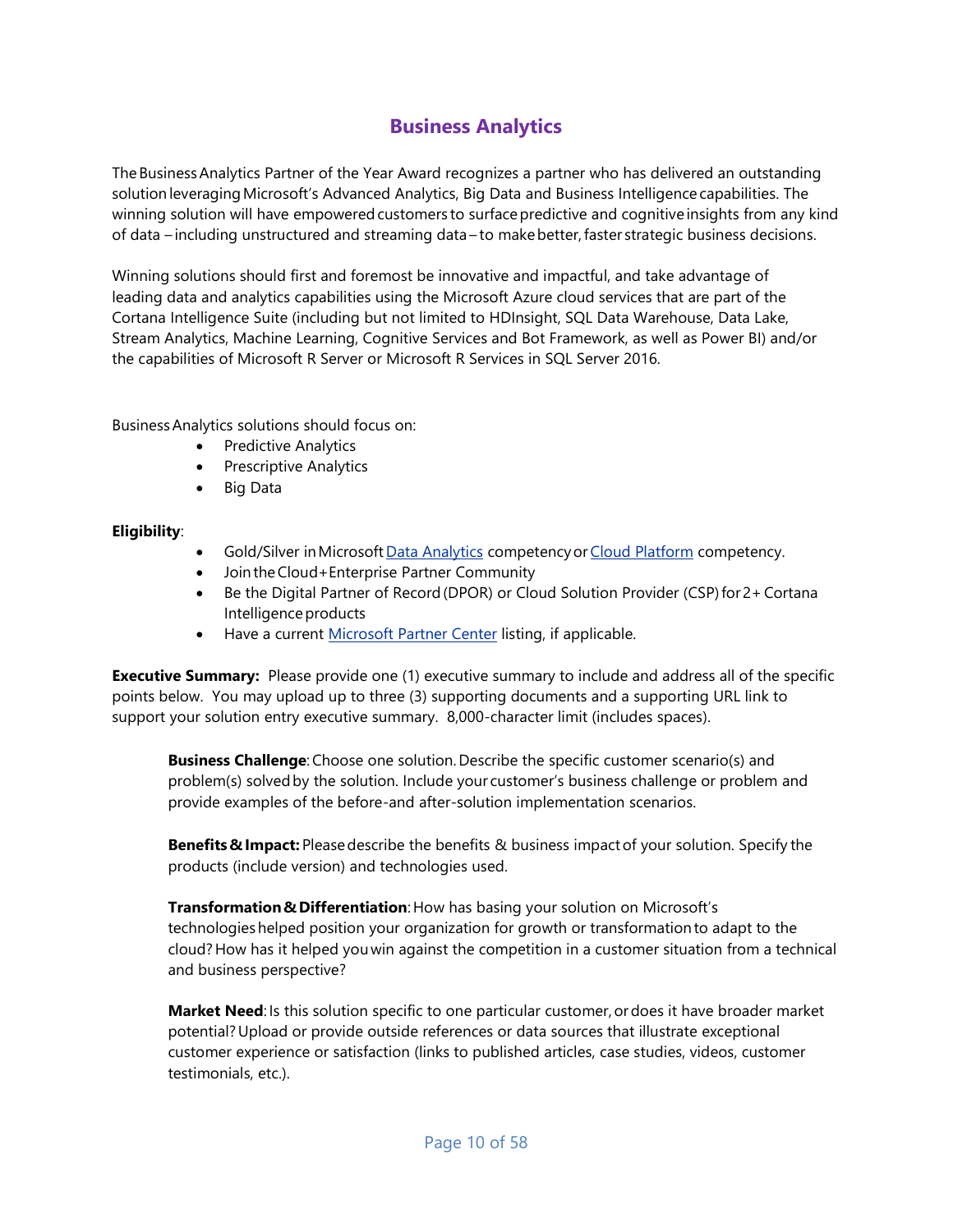# Business Analytics

The Business Analytics Partner of the Year Award recognizes a partner who has delivered an outstanding solution leveraging Microsoft's Advanced Analytics, Big Data and Business Intelligence capabilities. The winning solution will have empowered customers to surface predictive and cognitive insights from any kind of data – including unstructured and streaming data – to make better, faster strategic business decisions.

Winning solutions should first and foremost be innovative and impactful, and take advantage of leading data and analytics capabilities using the Microsoft Azure cloud services that are part of the Cortana Intelligence Suite (including but not limited to HDInsight, SQL Data Warehouse, Data Lake, Stream Analytics, Machine Learning, Cognitive Services and Bot Framework, as well as Power BI) and/or the capabilities of Microsoft R Server or Microsoft R Services in SQL Server 2016.

Business Analytics solutions should focus on:

- Predictive Analytics
- Prescriptive Analytics
- Big Data

**Eligibility**:

- Gold/Silver in Microsoft Data Analytics competency or Cloud Platform competency.
- Join the Cloud+Enterprise Partner Community
- Be the Digital Partner of Record (DPOR) or Cloud Solution Provider (CSP) for 2+ Cortana Intelligence products
- Have a current Microsoft Partner Center listing, if applicable.

**Executive Summary:** Please provide one (1) executive summary to include and address all of the specific points below. You may upload up to three (3) supporting documents and a supporting URL link to support your solution entry executive summary. 8,000-character limit (includes spaces).

> **Business Challenge**: Choose one solution. Describe the specific customer scenario(s) and problem(s) solved by the solution. Include your customer's business challenge or problem and provide examples of the before-and after-solution implementation scenarios.
>
> **Benefits & Impact:** Please describe the benefits & business impact of your solution. Specify the products (include version) and technologies used.
>
> **Transformation & Differentiation**: How has basing your solution on Microsoft's technologies helped position your organization for growth or transformation to adapt to the cloud? How has it helped you win against the competition in a customer situation from a technical and business perspective?
>
> **Market Need**: Is this solution specific to one particular customer, or does it have broader market potential? Upload or provide outside references or data sources that illustrate exceptional customer experience or satisfaction (links to published articles, case studies, videos, customer testimonials, etc.).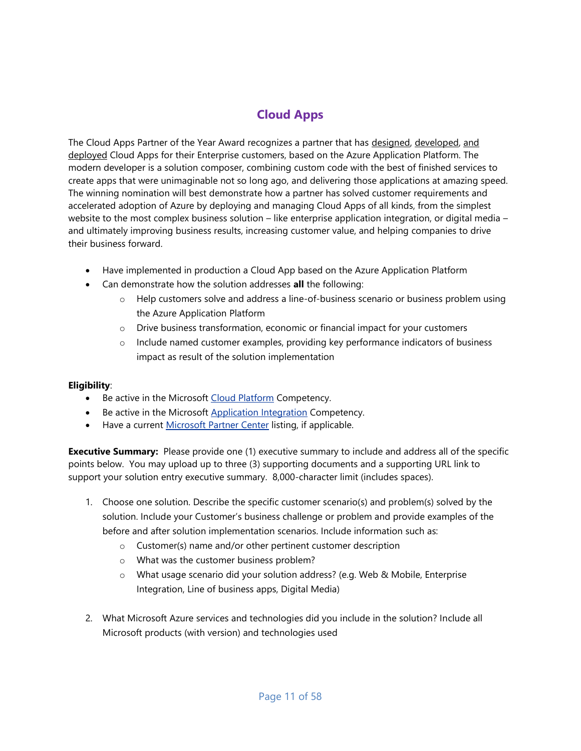# Cloud Apps

The Cloud Apps Partner of the Year Award recognizes a partner that has designed, developed, and deployed Cloud Apps for their Enterprise customers, based on the Azure Application Platform. The modern developer is a solution composer, combining custom code with the best of finished services to create apps that were unimaginable not so long ago, and delivering those applications at amazing speed. The winning nomination will best demonstrate how a partner has solved customer requirements and accelerated adoption of Azure by deploying and managing Cloud Apps of all kinds, from the simplest website to the most complex business solution – like enterprise application integration, or digital media – and ultimately improving business results, increasing customer value, and helping companies to drive their business forward.

- Have implemented in production a Cloud App based on the Azure Application Platform
- Can demonstrate how the solution addresses **all** the following:
  - Help customers solve and address a line-of-business scenario or business problem using the Azure Application Platform
  - Drive business transformation, economic or financial impact for your customers
  - Include named customer examples, providing key performance indicators of business impact as result of the solution implementation

**Eligibility**:

- Be active in the Microsoft Cloud Platform Competency.
- Be active in the Microsoft Application Integration Competency.
- Have a current Microsoft Partner Center listing, if applicable.

**Executive Summary:** Please provide one (1) executive summary to include and address all of the specific points below. You may upload up to three (3) supporting documents and a supporting URL link to support your solution entry executive summary. 8,000-character limit (includes spaces).

1. Choose one solution. Describe the specific customer scenario(s) and problem(s) solved by the solution. Include your Customer's business challenge or problem and provide examples of the before and after solution implementation scenarios. Include information such as:
   - Customer(s) name and/or other pertinent customer description
   - What was the customer business problem?
   - What usage scenario did your solution address? (e.g. Web & Mobile, Enterprise Integration, Line of business apps, Digital Media)

2. What Microsoft Azure services and technologies did you include in the solution? Include all Microsoft products (with version) and technologies used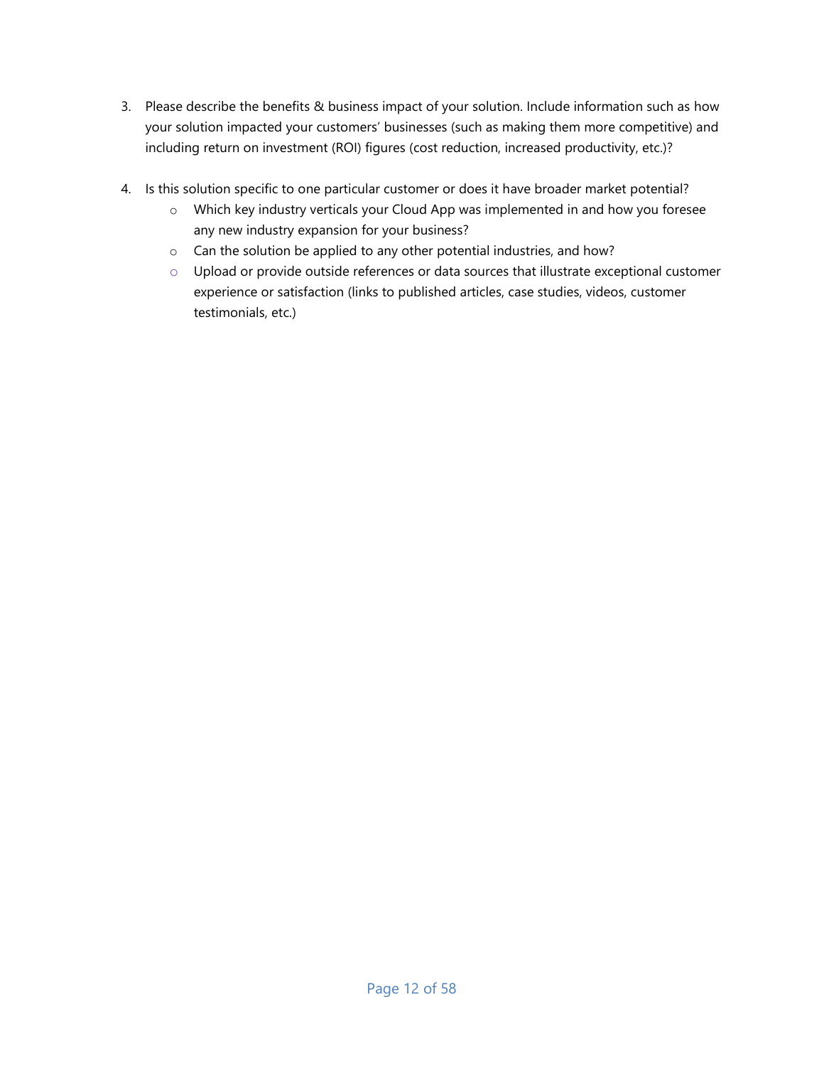3. Please describe the benefits & business impact of your solution. Include information such as how your solution impacted your customers' businesses (such as making them more competitive) and including return on investment (ROI) figures (cost reduction, increased productivity, etc.)?

4. Is this solution specific to one particular customer or does it have broader market potential?
   - Which key industry verticals your Cloud App was implemented in and how you foresee any new industry expansion for your business?
   - Can the solution be applied to any other potential industries, and how?
   - Upload or provide outside references or data sources that illustrate exceptional customer experience or satisfaction (links to published articles, case studies, videos, customer testimonials, etc.)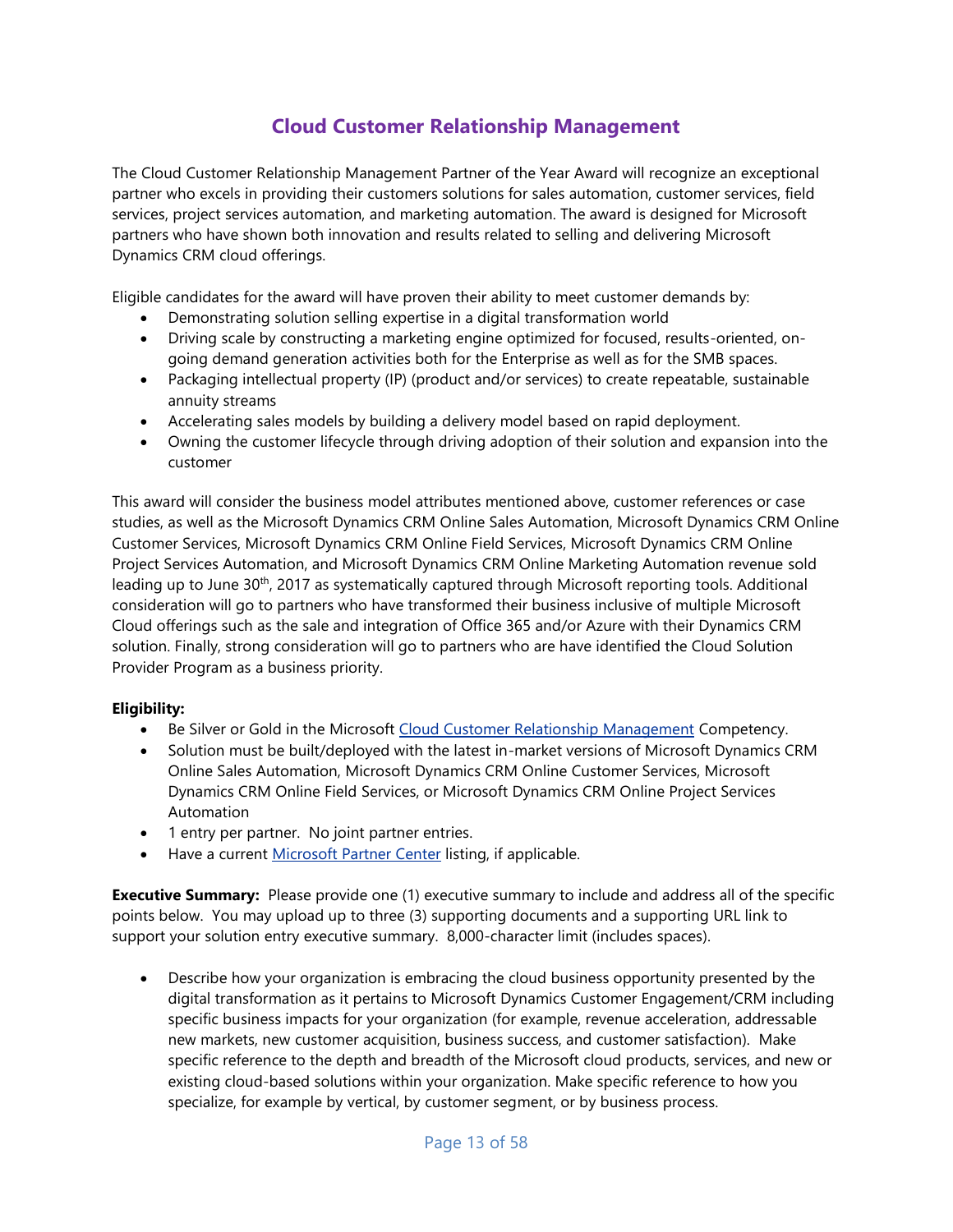# Cloud Customer Relationship Management

The Cloud Customer Relationship Management Partner of the Year Award will recognize an exceptional partner who excels in providing their customers solutions for sales automation, customer services, field services, project services automation, and marketing automation. The award is designed for Microsoft partners who have shown both innovation and results related to selling and delivering Microsoft Dynamics CRM cloud offerings.

Eligible candidates for the award will have proven their ability to meet customer demands by:

- Demonstrating solution selling expertise in a digital transformation world
- Driving scale by constructing a marketing engine optimized for focused, results-oriented, on-going demand generation activities both for the Enterprise as well as for the SMB spaces.
- Packaging intellectual property (IP) (product and/or services) to create repeatable, sustainable annuity streams
- Accelerating sales models by building a delivery model based on rapid deployment.
- Owning the customer lifecycle through driving adoption of their solution and expansion into the customer

This award will consider the business model attributes mentioned above, customer references or case studies, as well as the Microsoft Dynamics CRM Online Sales Automation, Microsoft Dynamics CRM Online Customer Services, Microsoft Dynamics CRM Online Field Services, Microsoft Dynamics CRM Online Project Services Automation, and Microsoft Dynamics CRM Online Marketing Automation revenue sold leading up to June 30th, 2017 as systematically captured through Microsoft reporting tools. Additional consideration will go to partners who have transformed their business inclusive of multiple Microsoft Cloud offerings such as the sale and integration of Office 365 and/or Azure with their Dynamics CRM solution. Finally, strong consideration will go to partners who are have identified the Cloud Solution Provider Program as a business priority.

**Eligibility:**

- Be Silver or Gold in the Microsoft Cloud Customer Relationship Management Competency.
- Solution must be built/deployed with the latest in-market versions of Microsoft Dynamics CRM Online Sales Automation, Microsoft Dynamics CRM Online Customer Services, Microsoft Dynamics CRM Online Field Services, or Microsoft Dynamics CRM Online Project Services Automation
- 1 entry per partner. No joint partner entries.
- Have a current Microsoft Partner Center listing, if applicable.

**Executive Summary:** Please provide one (1) executive summary to include and address all of the specific points below. You may upload up to three (3) supporting documents and a supporting URL link to support your solution entry executive summary. 8,000-character limit (includes spaces).

- Describe how your organization is embracing the cloud business opportunity presented by the digital transformation as it pertains to Microsoft Dynamics Customer Engagement/CRM including specific business impacts for your organization (for example, revenue acceleration, addressable new markets, new customer acquisition, business success, and customer satisfaction). Make specific reference to the depth and breadth of the Microsoft cloud products, services, and new or existing cloud-based solutions within your organization. Make specific reference to how you specialize, for example by vertical, by customer segment, or by business process.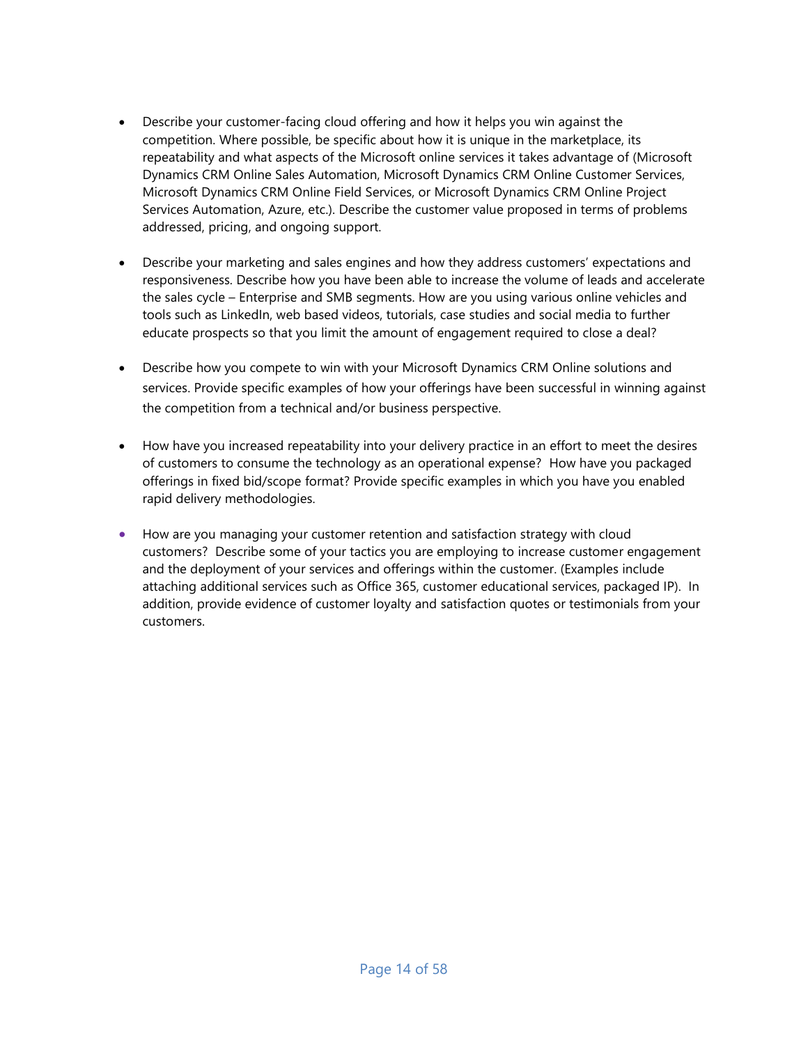- Describe your customer-facing cloud offering and how it helps you win against the competition. Where possible, be specific about how it is unique in the marketplace, its repeatability and what aspects of the Microsoft online services it takes advantage of (Microsoft Dynamics CRM Online Sales Automation, Microsoft Dynamics CRM Online Customer Services, Microsoft Dynamics CRM Online Field Services, or Microsoft Dynamics CRM Online Project Services Automation, Azure, etc.). Describe the customer value proposed in terms of problems addressed, pricing, and ongoing support.

- Describe your marketing and sales engines and how they address customers' expectations and responsiveness. Describe how you have been able to increase the volume of leads and accelerate the sales cycle – Enterprise and SMB segments. How are you using various online vehicles and tools such as LinkedIn, web based videos, tutorials, case studies and social media to further educate prospects so that you limit the amount of engagement required to close a deal?

- Describe how you compete to win with your Microsoft Dynamics CRM Online solutions and services. Provide specific examples of how your offerings have been successful in winning against the competition from a technical and/or business perspective.

- How have you increased repeatability into your delivery practice in an effort to meet the desires of customers to consume the technology as an operational expense? How have you packaged offerings in fixed bid/scope format? Provide specific examples in which you have you enabled rapid delivery methodologies.

- How are you managing your customer retention and satisfaction strategy with cloud customers? Describe some of your tactics you are employing to increase customer engagement and the deployment of your services and offerings within the customer. (Examples include attaching additional services such as Office 365, customer educational services, packaged IP). In addition, provide evidence of customer loyalty and satisfaction quotes or testimonials from your customers.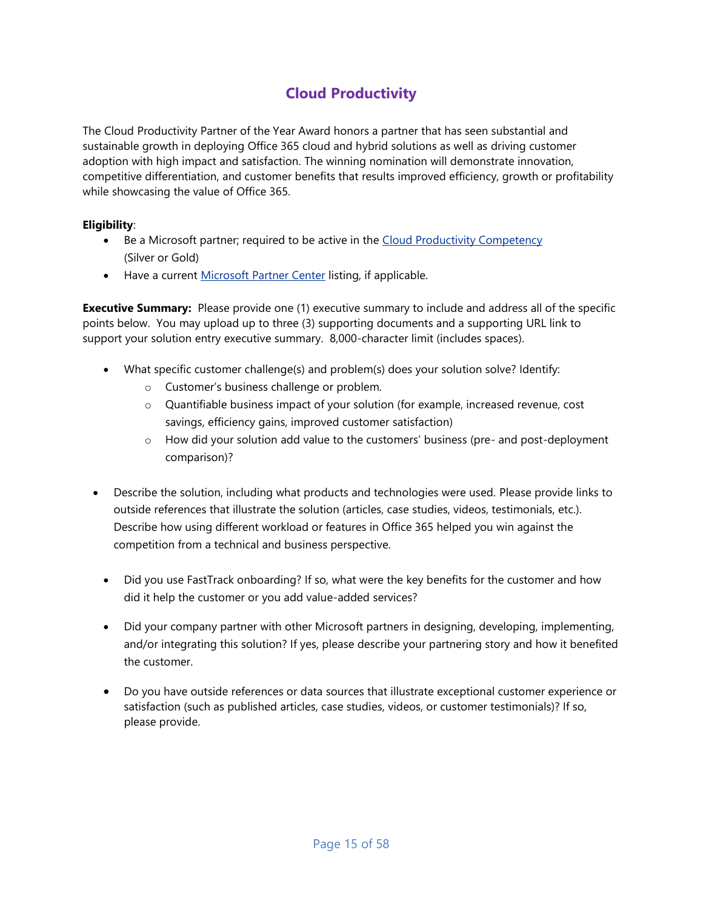# Cloud Productivity

The Cloud Productivity Partner of the Year Award honors a partner that has seen substantial and sustainable growth in deploying Office 365 cloud and hybrid solutions as well as driving customer adoption with high impact and satisfaction. The winning nomination will demonstrate innovation, competitive differentiation, and customer benefits that results improved efficiency, growth or profitability while showcasing the value of Office 365.

**Eligibility**:

- Be a Microsoft partner; required to be active in the Cloud Productivity Competency (Silver or Gold)
- Have a current Microsoft Partner Center listing, if applicable.

**Executive Summary:** Please provide one (1) executive summary to include and address all of the specific points below. You may upload up to three (3) supporting documents and a supporting URL link to support your solution entry executive summary. 8,000-character limit (includes spaces).

- What specific customer challenge(s) and problem(s) does your solution solve? Identify:
  - Customer's business challenge or problem.
  - Quantifiable business impact of your solution (for example, increased revenue, cost savings, efficiency gains, improved customer satisfaction)
  - How did your solution add value to the customers' business (pre- and post-deployment comparison)?

- Describe the solution, including what products and technologies were used. Please provide links to outside references that illustrate the solution (articles, case studies, videos, testimonials, etc.). Describe how using different workload or features in Office 365 helped you win against the competition from a technical and business perspective.

- Did you use FastTrack onboarding? If so, what were the key benefits for the customer and how did it help the customer or you add value-added services?

- Did your company partner with other Microsoft partners in designing, developing, implementing, and/or integrating this solution? If yes, please describe your partnering story and how it benefited the customer.

- Do you have outside references or data sources that illustrate exceptional customer experience or satisfaction (such as published articles, case studies, videos, or customer testimonials)? If so, please provide.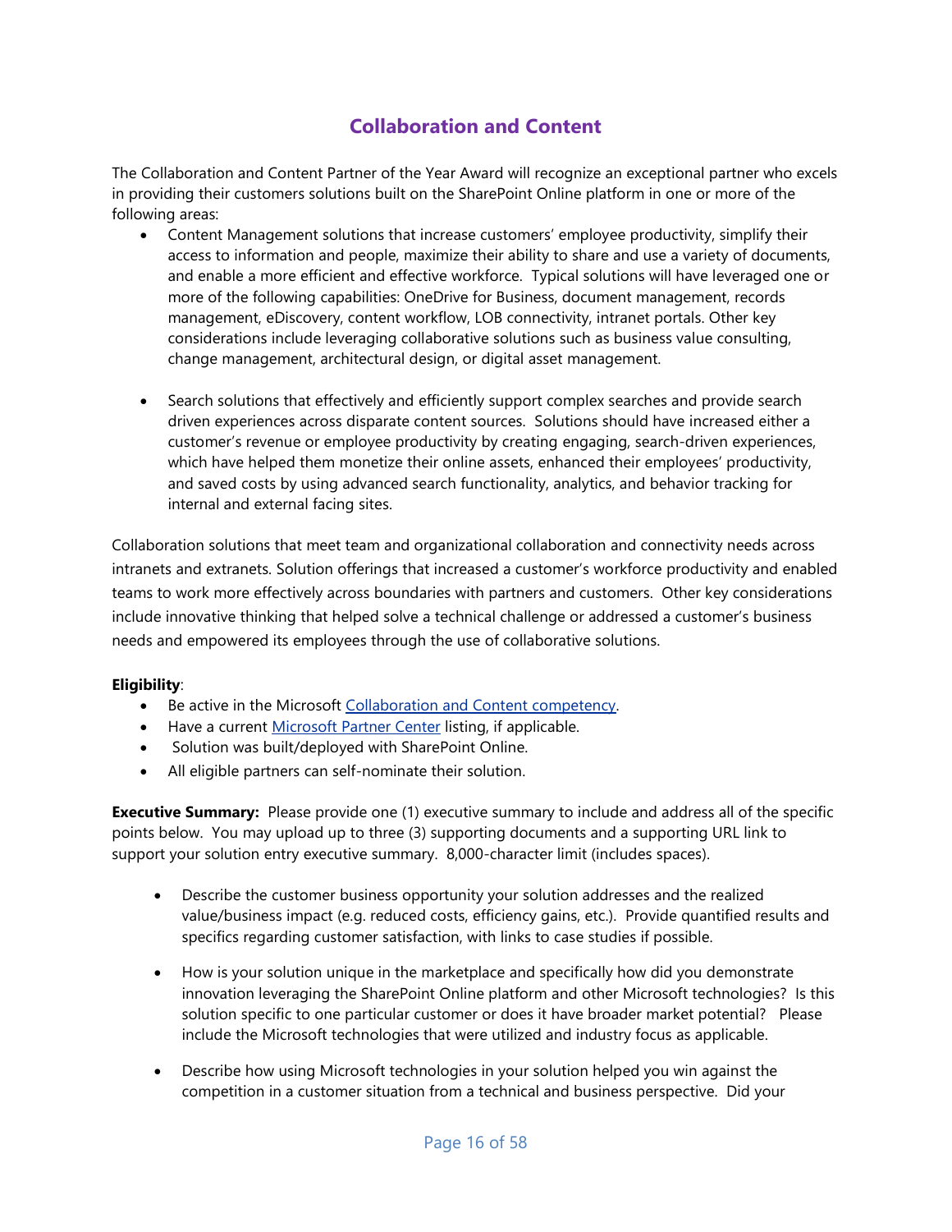## Collaboration and Content

The Collaboration and Content Partner of the Year Award will recognize an exceptional partner who excels in providing their customers solutions built on the SharePoint Online platform in one or more of the following areas:

- Content Management solutions that increase customers' employee productivity, simplify their access to information and people, maximize their ability to share and use a variety of documents, and enable a more efficient and effective workforce. Typical solutions will have leveraged one or more of the following capabilities: OneDrive for Business, document management, records management, eDiscovery, content workflow, LOB connectivity, intranet portals. Other key considerations include leveraging collaborative solutions such as business value consulting, change management, architectural design, or digital asset management.

- Search solutions that effectively and efficiently support complex searches and provide search driven experiences across disparate content sources. Solutions should have increased either a customer's revenue or employee productivity by creating engaging, search-driven experiences, which have helped them monetize their online assets, enhanced their employees' productivity, and saved costs by using advanced search functionality, analytics, and behavior tracking for internal and external facing sites.

Collaboration solutions that meet team and organizational collaboration and connectivity needs across intranets and extranets. Solution offerings that increased a customer's workforce productivity and enabled teams to work more effectively across boundaries with partners and customers. Other key considerations include innovative thinking that helped solve a technical challenge or addressed a customer's business needs and empowered its employees through the use of collaborative solutions.

**Eligibility**:

- Be active in the Microsoft [Collaboration and Content competency](#).
- Have a current [Microsoft Partner Center](#) listing, if applicable.
- Solution was built/deployed with SharePoint Online.
- All eligible partners can self-nominate their solution.

**Executive Summary:** Please provide one (1) executive summary to include and address all of the specific points below. You may upload up to three (3) supporting documents and a supporting URL link to support your solution entry executive summary. 8,000-character limit (includes spaces).

- Describe the customer business opportunity your solution addresses and the realized value/business impact (e.g. reduced costs, efficiency gains, etc.). Provide quantified results and specifics regarding customer satisfaction, with links to case studies if possible.

- How is your solution unique in the marketplace and specifically how did you demonstrate innovation leveraging the SharePoint Online platform and other Microsoft technologies? Is this solution specific to one particular customer or does it have broader market potential? Please include the Microsoft technologies that were utilized and industry focus as applicable.

- Describe how using Microsoft technologies in your solution helped you win against the competition in a customer situation from a technical and business perspective. Did your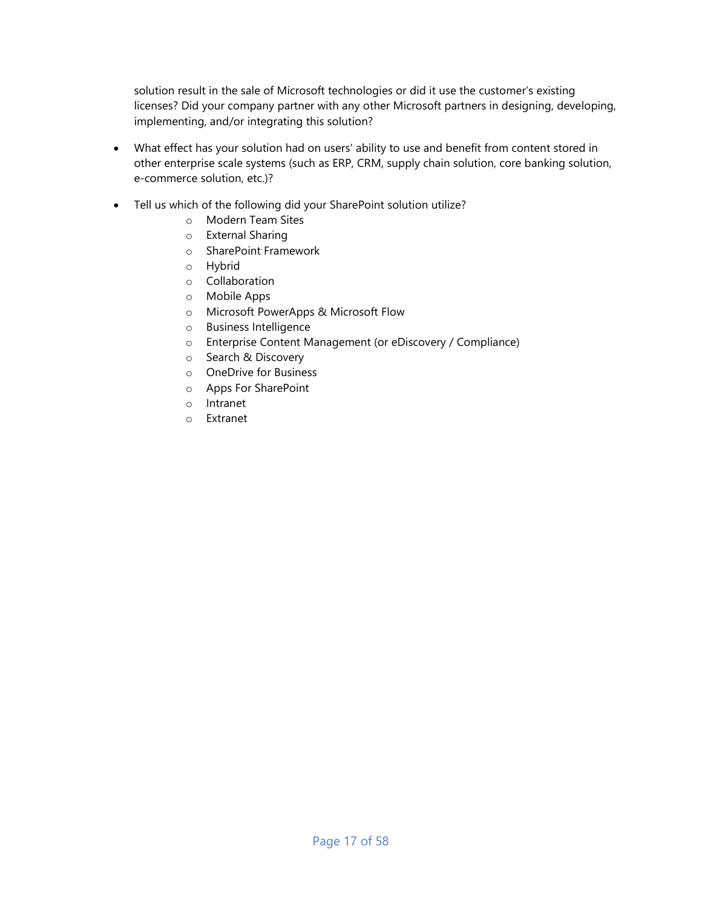solution result in the sale of Microsoft technologies or did it use the customer's existing licenses? Did your company partner with any other Microsoft partners in designing, developing, implementing, and/or integrating this solution?

- What effect has your solution had on users' ability to use and benefit from content stored in other enterprise scale systems (such as ERP, CRM, supply chain solution, core banking solution, e-commerce solution, etc.)?

- Tell us which of the following did your SharePoint solution utilize?
    - Modern Team Sites
    - External Sharing
    - SharePoint Framework
    - Hybrid
    - Collaboration
    - Mobile Apps
    - Microsoft PowerApps & Microsoft Flow
    - Business Intelligence
    - Enterprise Content Management (or eDiscovery / Compliance)
    - Search & Discovery
    - OneDrive for Business
    - Apps For SharePoint
    - Intranet
    - Extranet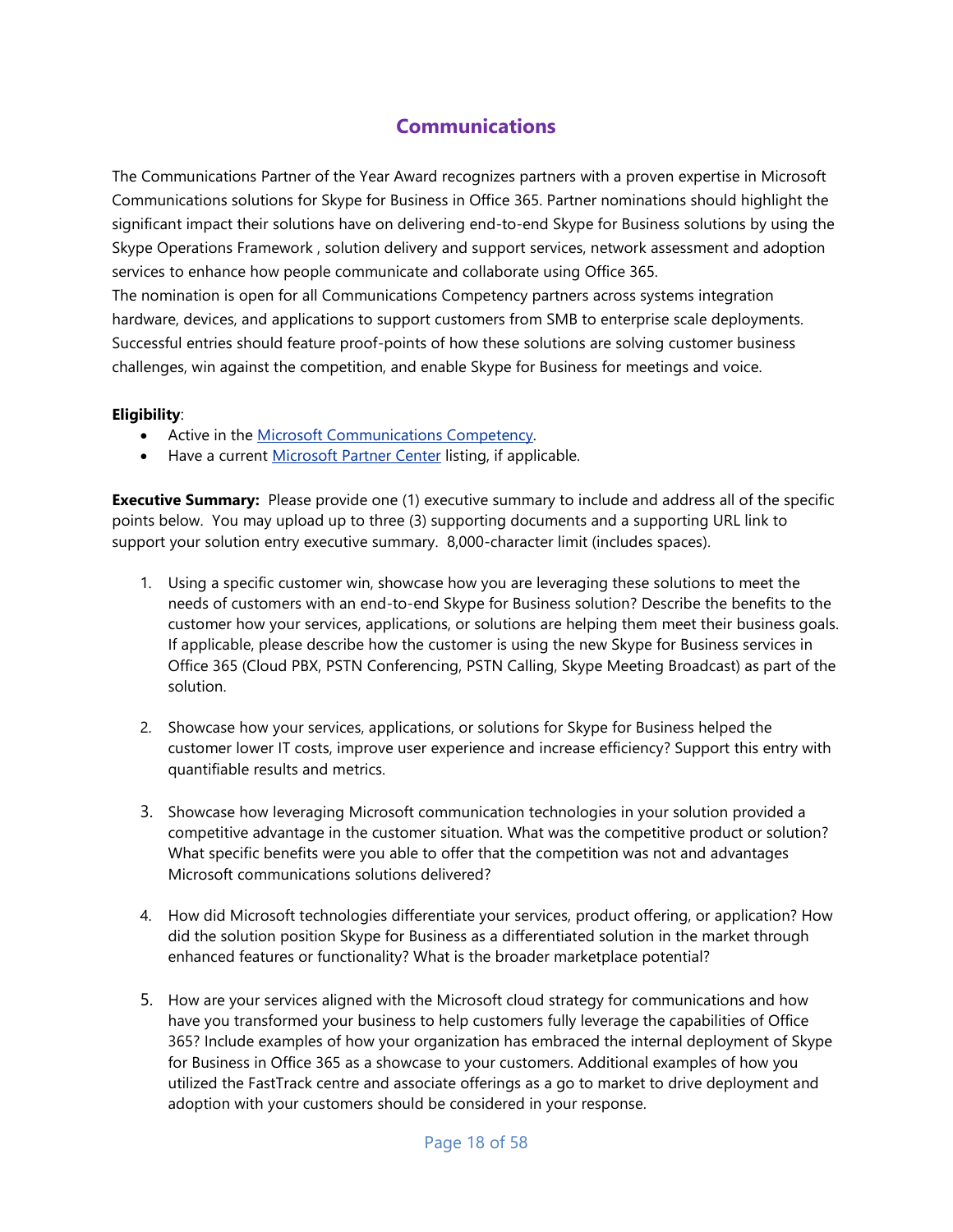# Communications

The Communications Partner of the Year Award recognizes partners with a proven expertise in Microsoft Communications solutions for Skype for Business in Office 365. Partner nominations should highlight the significant impact their solutions have on delivering end-to-end Skype for Business solutions by using the Skype Operations Framework , solution delivery and support services, network assessment and adoption services to enhance how people communicate and collaborate using Office 365.
The nomination is open for all Communications Competency partners across systems integration hardware, devices, and applications to support customers from SMB to enterprise scale deployments. Successful entries should feature proof-points of how these solutions are solving customer business challenges, win against the competition, and enable Skype for Business for meetings and voice.

**Eligibility**:

- Active in the [Microsoft Communications Competency](#).
- Have a current [Microsoft Partner Center](#) listing, if applicable.

**Executive Summary:** Please provide one (1) executive summary to include and address all of the specific points below. You may upload up to three (3) supporting documents and a supporting URL link to support your solution entry executive summary. 8,000-character limit (includes spaces).

1. Using a specific customer win, showcase how you are leveraging these solutions to meet the needs of customers with an end-to-end Skype for Business solution? Describe the benefits to the customer how your services, applications, or solutions are helping them meet their business goals. If applicable, please describe how the customer is using the new Skype for Business services in Office 365 (Cloud PBX, PSTN Conferencing, PSTN Calling, Skype Meeting Broadcast) as part of the solution.

2. Showcase how your services, applications, or solutions for Skype for Business helped the customer lower IT costs, improve user experience and increase efficiency? Support this entry with quantifiable results and metrics.

3. Showcase how leveraging Microsoft communication technologies in your solution provided a competitive advantage in the customer situation. What was the competitive product or solution? What specific benefits were you able to offer that the competition was not and advantages Microsoft communications solutions delivered?

4. How did Microsoft technologies differentiate your services, product offering, or application? How did the solution position Skype for Business as a differentiated solution in the market through enhanced features or functionality? What is the broader marketplace potential?

5. How are your services aligned with the Microsoft cloud strategy for communications and how have you transformed your business to help customers fully leverage the capabilities of Office 365? Include examples of how your organization has embraced the internal deployment of Skype for Business in Office 365 as a showcase to your customers. Additional examples of how you utilized the FastTrack centre and associate offerings as a go to market to drive deployment and adoption with your customers should be considered in your response.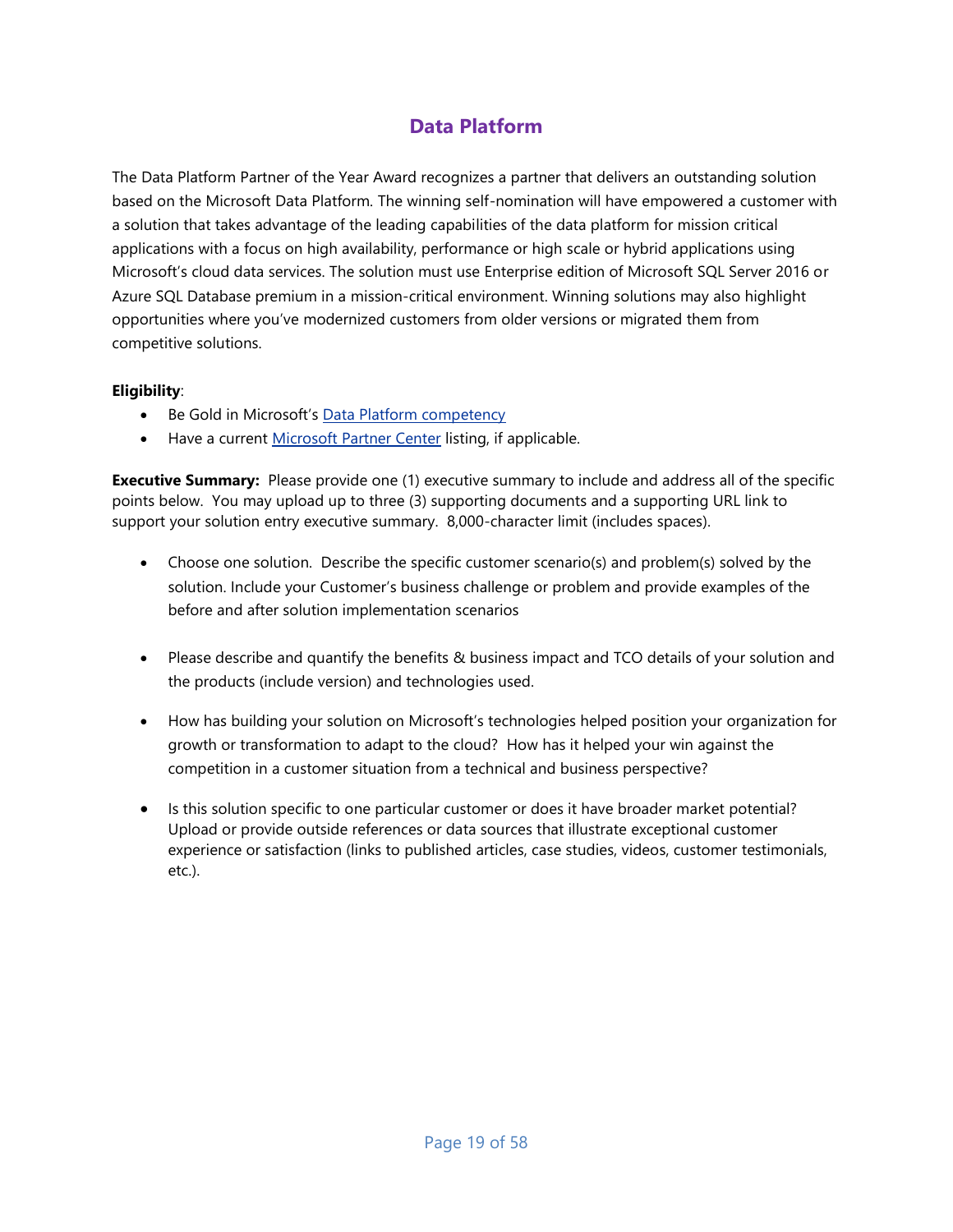# Data Platform

The Data Platform Partner of the Year Award recognizes a partner that delivers an outstanding solution based on the Microsoft Data Platform. The winning self-nomination will have empowered a customer with a solution that takes advantage of the leading capabilities of the data platform for mission critical applications with a focus on high availability, performance or high scale or hybrid applications using Microsoft's cloud data services. The solution must use Enterprise edition of Microsoft SQL Server 2016 or Azure SQL Database premium in a mission-critical environment. Winning solutions may also highlight opportunities where you've modernized customers from older versions or migrated them from competitive solutions.

**Eligibility**:

- Be Gold in Microsoft's Data Platform competency
- Have a current Microsoft Partner Center listing, if applicable.

**Executive Summary:** Please provide one (1) executive summary to include and address all of the specific points below. You may upload up to three (3) supporting documents and a supporting URL link to support your solution entry executive summary. 8,000-character limit (includes spaces).

- Choose one solution. Describe the specific customer scenario(s) and problem(s) solved by the solution. Include your Customer's business challenge or problem and provide examples of the before and after solution implementation scenarios
- Please describe and quantify the benefits & business impact and TCO details of your solution and the products (include version) and technologies used.
- How has building your solution on Microsoft's technologies helped position your organization for growth or transformation to adapt to the cloud? How has it helped your win against the competition in a customer situation from a technical and business perspective?
- Is this solution specific to one particular customer or does it have broader market potential? Upload or provide outside references or data sources that illustrate exceptional customer experience or satisfaction (links to published articles, case studies, videos, customer testimonials, etc.).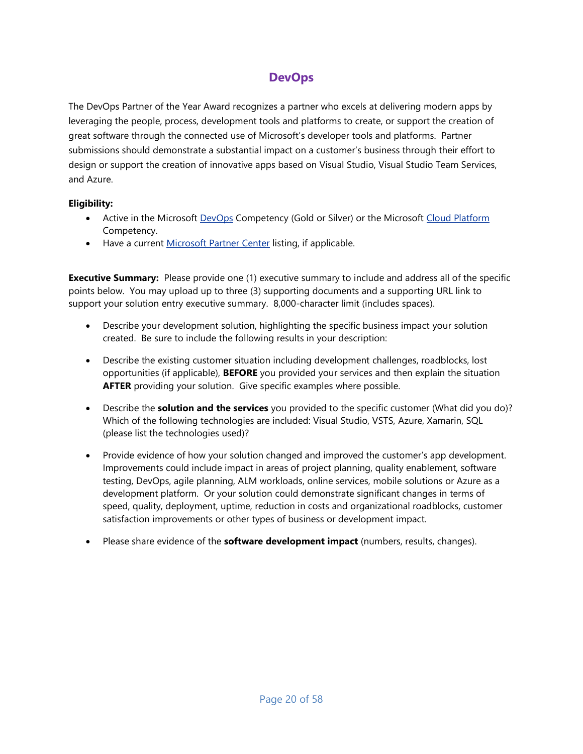# DevOps

The DevOps Partner of the Year Award recognizes a partner who excels at delivering modern apps by leveraging the people, process, development tools and platforms to create, or support the creation of great software through the connected use of Microsoft's developer tools and platforms. Partner submissions should demonstrate a substantial impact on a customer's business through their effort to design or support the creation of innovative apps based on Visual Studio, Visual Studio Team Services, and Azure.

**Eligibility:**

- Active in the Microsoft DevOps Competency (Gold or Silver) or the Microsoft Cloud Platform Competency.
- Have a current Microsoft Partner Center listing, if applicable.

**Executive Summary:** Please provide one (1) executive summary to include and address all of the specific points below. You may upload up to three (3) supporting documents and a supporting URL link to support your solution entry executive summary. 8,000-character limit (includes spaces).

- Describe your development solution, highlighting the specific business impact your solution created. Be sure to include the following results in your description:
- Describe the existing customer situation including development challenges, roadblocks, lost opportunities (if applicable), **BEFORE** you provided your services and then explain the situation **AFTER** providing your solution. Give specific examples where possible.
- Describe the **solution and the services** you provided to the specific customer (What did you do)? Which of the following technologies are included: Visual Studio, VSTS, Azure, Xamarin, SQL (please list the technologies used)?
- Provide evidence of how your solution changed and improved the customer's app development. Improvements could include impact in areas of project planning, quality enablement, software testing, DevOps, agile planning, ALM workloads, online services, mobile solutions or Azure as a development platform. Or your solution could demonstrate significant changes in terms of speed, quality, deployment, uptime, reduction in costs and organizational roadblocks, customer satisfaction improvements or other types of business or development impact.
- Please share evidence of the **software development impact** (numbers, results, changes).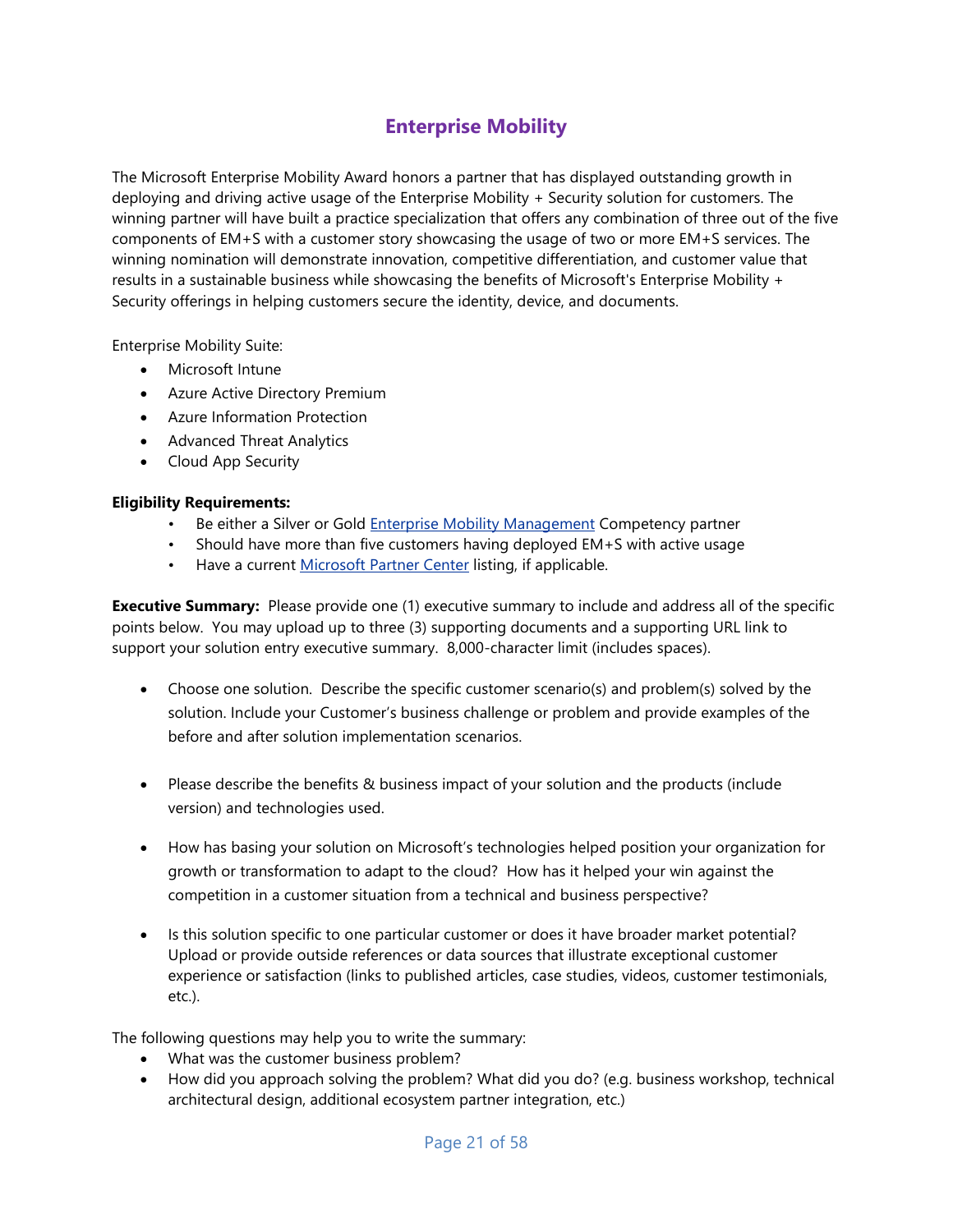# Enterprise Mobility

The Microsoft Enterprise Mobility Award honors a partner that has displayed outstanding growth in deploying and driving active usage of the Enterprise Mobility + Security solution for customers. The winning partner will have built a practice specialization that offers any combination of three out of the five components of EM+S with a customer story showcasing the usage of two or more EM+S services. The winning nomination will demonstrate innovation, competitive differentiation, and customer value that results in a sustainable business while showcasing the benefits of Microsoft's Enterprise Mobility + Security offerings in helping customers secure the identity, device, and documents.

Enterprise Mobility Suite:

- Microsoft Intune
- Azure Active Directory Premium
- Azure Information Protection
- Advanced Threat Analytics
- Cloud App Security

**Eligibility Requirements:**

- Be either a Silver or Gold Enterprise Mobility Management Competency partner
- Should have more than five customers having deployed EM+S with active usage
- Have a current Microsoft Partner Center listing, if applicable.

**Executive Summary:** Please provide one (1) executive summary to include and address all of the specific points below. You may upload up to three (3) supporting documents and a supporting URL link to support your solution entry executive summary. 8,000-character limit (includes spaces).

- Choose one solution. Describe the specific customer scenario(s) and problem(s) solved by the solution. Include your Customer's business challenge or problem and provide examples of the before and after solution implementation scenarios.
- Please describe the benefits & business impact of your solution and the products (include version) and technologies used.
- How has basing your solution on Microsoft's technologies helped position your organization for growth or transformation to adapt to the cloud? How has it helped your win against the competition in a customer situation from a technical and business perspective?
- Is this solution specific to one particular customer or does it have broader market potential? Upload or provide outside references or data sources that illustrate exceptional customer experience or satisfaction (links to published articles, case studies, videos, customer testimonials, etc.).

The following questions may help you to write the summary:

- What was the customer business problem?
- How did you approach solving the problem? What did you do? (e.g. business workshop, technical architectural design, additional ecosystem partner integration, etc.)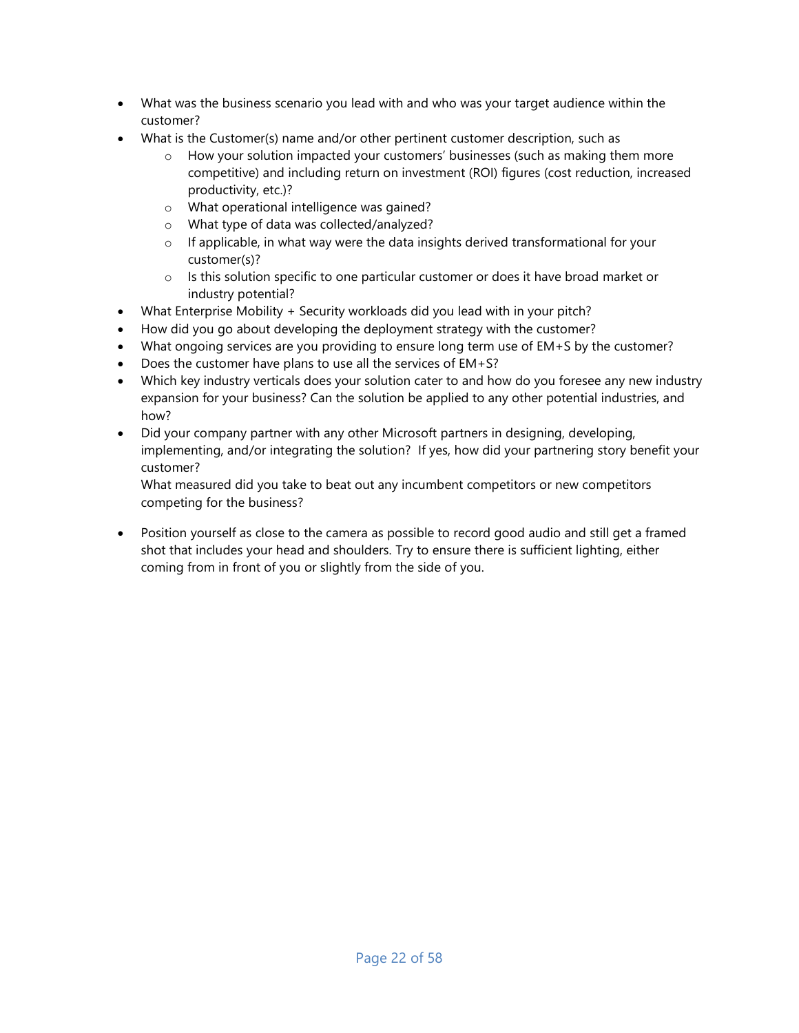- What was the business scenario you lead with and who was your target audience within the customer?
- What is the Customer(s) name and/or other pertinent customer description, such as
    - How your solution impacted your customers' businesses (such as making them more competitive) and including return on investment (ROI) figures (cost reduction, increased productivity, etc.)?
    - What operational intelligence was gained?
    - What type of data was collected/analyzed?
    - If applicable, in what way were the data insights derived transformational for your customer(s)?
    - Is this solution specific to one particular customer or does it have broad market or industry potential?
- What Enterprise Mobility + Security workloads did you lead with in your pitch?
- How did you go about developing the deployment strategy with the customer?
- What ongoing services are you providing to ensure long term use of EM+S by the customer?
- Does the customer have plans to use all the services of EM+S?
- Which key industry verticals does your solution cater to and how do you foresee any new industry expansion for your business? Can the solution be applied to any other potential industries, and how?
- Did your company partner with any other Microsoft partners in designing, developing, implementing, and/or integrating the solution? If yes, how did your partnering story benefit your customer?
  What measured did you take to beat out any incumbent competitors or new competitors competing for the business?

- Position yourself as close to the camera as possible to record good audio and still get a framed shot that includes your head and shoulders. Try to ensure there is sufficient lighting, either coming from in front of you or slightly from the side of you.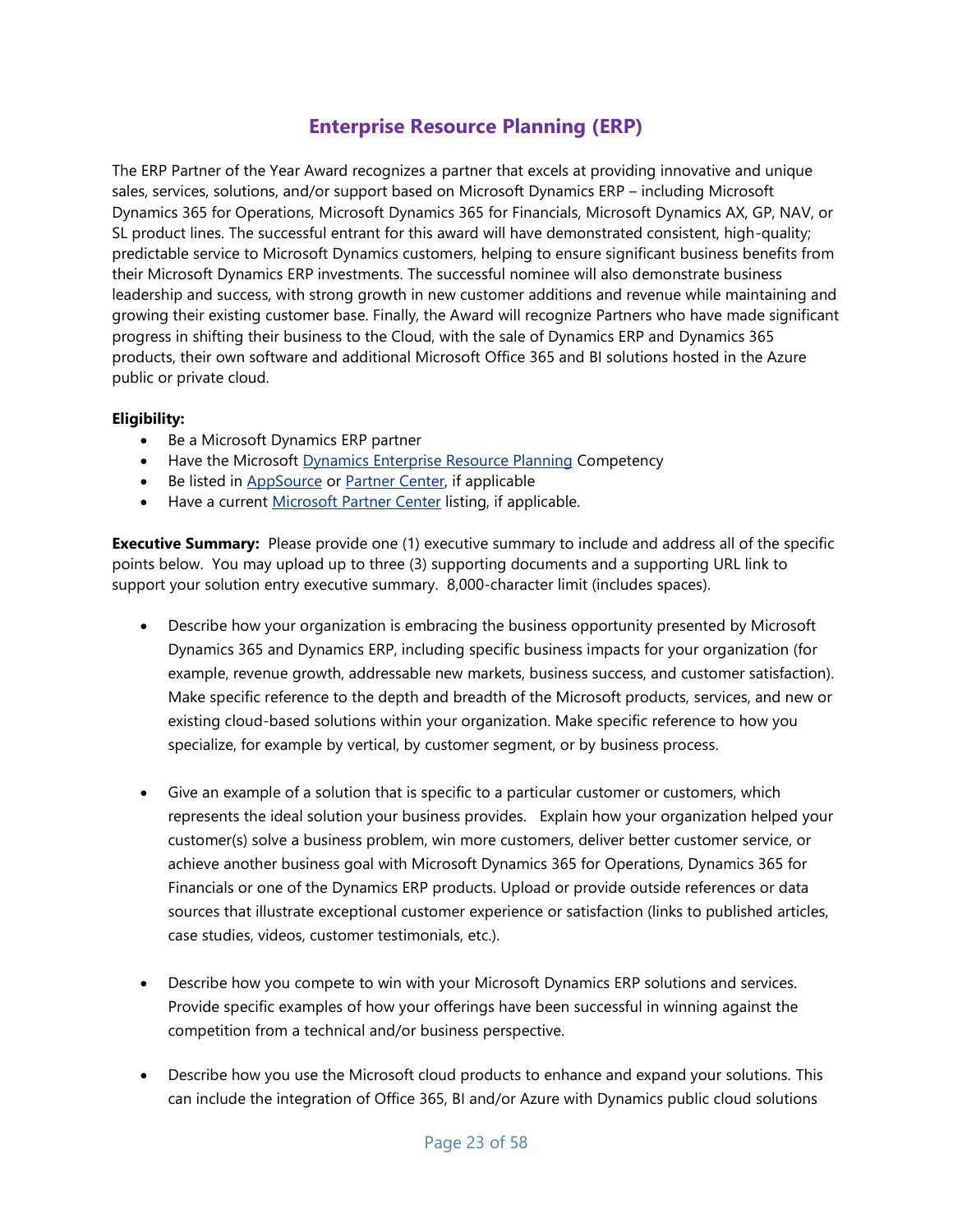# Enterprise Resource Planning (ERP)

The ERP Partner of the Year Award recognizes a partner that excels at providing innovative and unique sales, services, solutions, and/or support based on Microsoft Dynamics ERP – including Microsoft Dynamics 365 for Operations, Microsoft Dynamics 365 for Financials, Microsoft Dynamics AX, GP, NAV, or SL product lines. The successful entrant for this award will have demonstrated consistent, high-quality; predictable service to Microsoft Dynamics customers, helping to ensure significant business benefits from their Microsoft Dynamics ERP investments. The successful nominee will also demonstrate business leadership and success, with strong growth in new customer additions and revenue while maintaining and growing their existing customer base. Finally, the Award will recognize Partners who have made significant progress in shifting their business to the Cloud, with the sale of Dynamics ERP and Dynamics 365 products, their own software and additional Microsoft Office 365 and BI solutions hosted in the Azure public or private cloud.

**Eligibility:**

- Be a Microsoft Dynamics ERP partner
- Have the Microsoft Dynamics Enterprise Resource Planning Competency
- Be listed in AppSource or Partner Center, if applicable
- Have a current Microsoft Partner Center listing, if applicable.

**Executive Summary:** Please provide one (1) executive summary to include and address all of the specific points below. You may upload up to three (3) supporting documents and a supporting URL link to support your solution entry executive summary. 8,000-character limit (includes spaces).

- Describe how your organization is embracing the business opportunity presented by Microsoft Dynamics 365 and Dynamics ERP, including specific business impacts for your organization (for example, revenue growth, addressable new markets, business success, and customer satisfaction). Make specific reference to the depth and breadth of the Microsoft products, services, and new or existing cloud-based solutions within your organization. Make specific reference to how you specialize, for example by vertical, by customer segment, or by business process.

- Give an example of a solution that is specific to a particular customer or customers, which represents the ideal solution your business provides. Explain how your organization helped your customer(s) solve a business problem, win more customers, deliver better customer service, or achieve another business goal with Microsoft Dynamics 365 for Operations, Dynamics 365 for Financials or one of the Dynamics ERP products. Upload or provide outside references or data sources that illustrate exceptional customer experience or satisfaction (links to published articles, case studies, videos, customer testimonials, etc.).

- Describe how you compete to win with your Microsoft Dynamics ERP solutions and services. Provide specific examples of how your offerings have been successful in winning against the competition from a technical and/or business perspective.

- Describe how you use the Microsoft cloud products to enhance and expand your solutions. This can include the integration of Office 365, BI and/or Azure with Dynamics public cloud solutions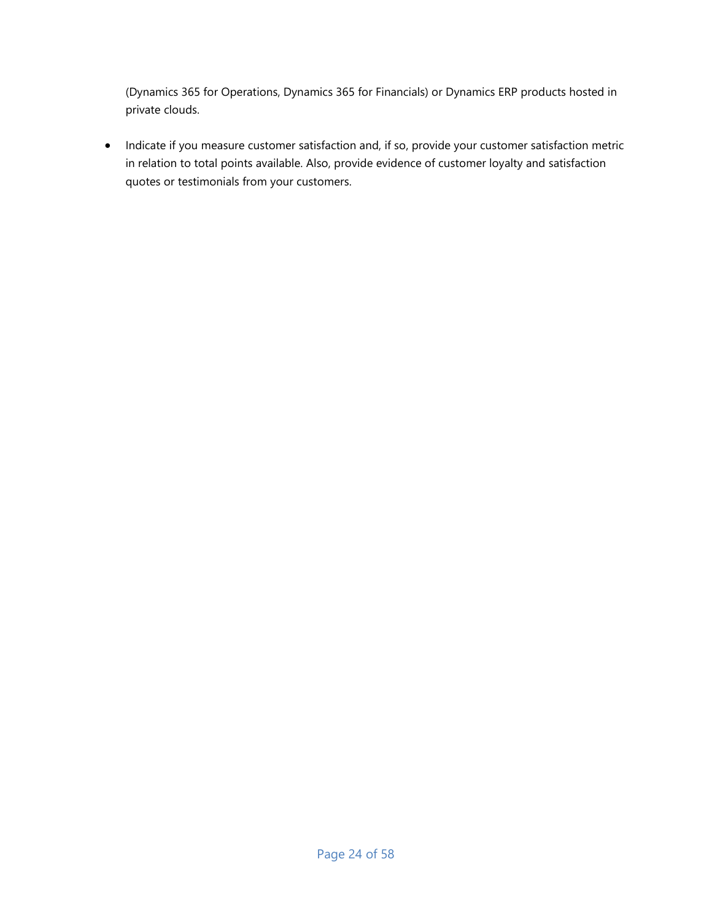(Dynamics 365 for Operations, Dynamics 365 for Financials) or Dynamics ERP products hosted in private clouds.

- Indicate if you measure customer satisfaction and, if so, provide your customer satisfaction metric in relation to total points available. Also, provide evidence of customer loyalty and satisfaction quotes or testimonials from your customers.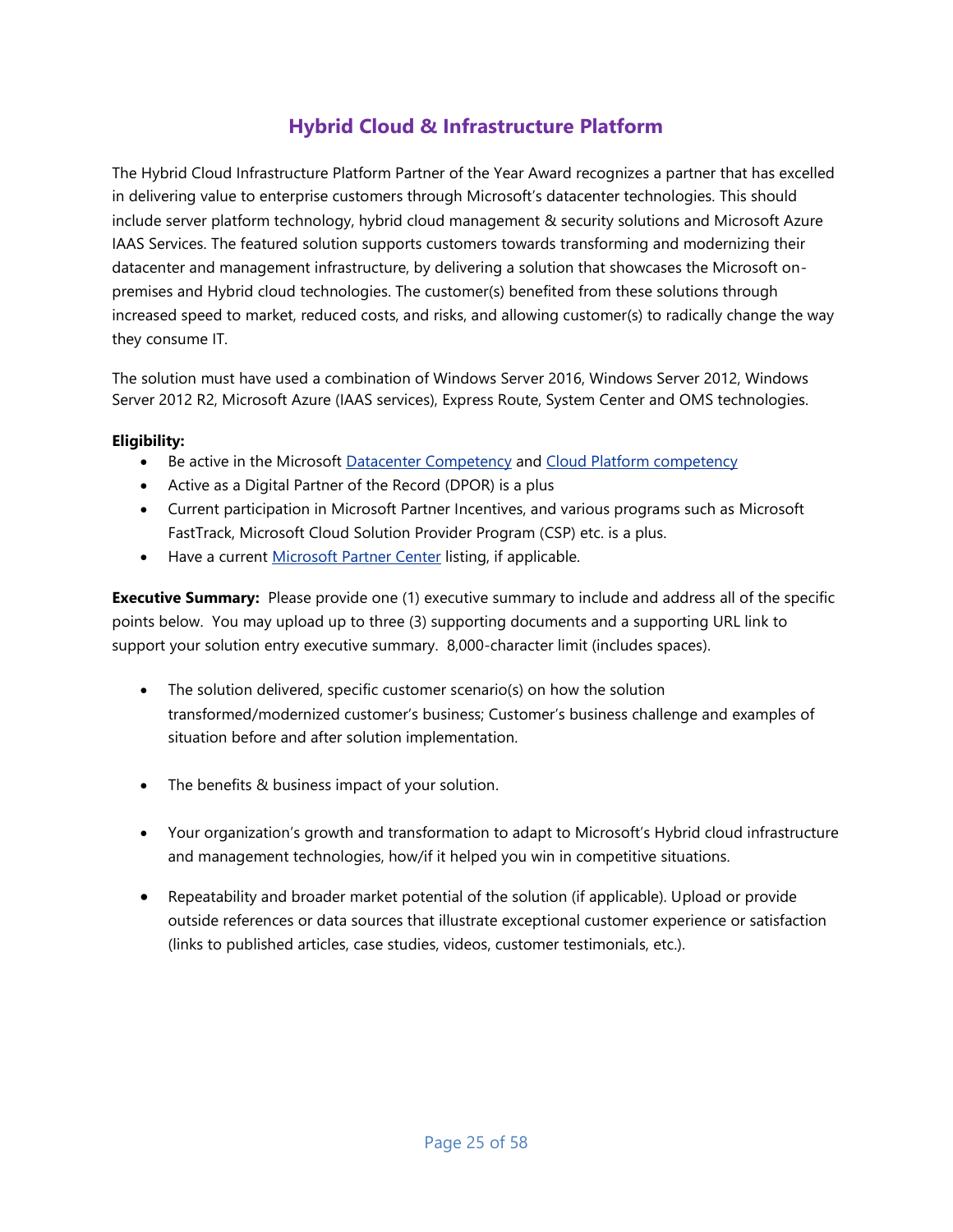# Hybrid Cloud & Infrastructure Platform

The Hybrid Cloud Infrastructure Platform Partner of the Year Award recognizes a partner that has excelled in delivering value to enterprise customers through Microsoft's datacenter technologies. This should include server platform technology, hybrid cloud management & security solutions and Microsoft Azure IAAS Services. The featured solution supports customers towards transforming and modernizing their datacenter and management infrastructure, by delivering a solution that showcases the Microsoft on-premises and Hybrid cloud technologies. The customer(s) benefited from these solutions through increased speed to market, reduced costs, and risks, and allowing customer(s) to radically change the way they consume IT.

The solution must have used a combination of Windows Server 2016, Windows Server 2012, Windows Server 2012 R2, Microsoft Azure (IAAS services), Express Route, System Center and OMS technologies.

**Eligibility:**

- Be active in the Microsoft Datacenter Competency and Cloud Platform competency
- Active as a Digital Partner of the Record (DPOR) is a plus
- Current participation in Microsoft Partner Incentives, and various programs such as Microsoft FastTrack, Microsoft Cloud Solution Provider Program (CSP) etc. is a plus.
- Have a current Microsoft Partner Center listing, if applicable.

**Executive Summary:** Please provide one (1) executive summary to include and address all of the specific points below. You may upload up to three (3) supporting documents and a supporting URL link to support your solution entry executive summary. 8,000-character limit (includes spaces).

- The solution delivered, specific customer scenario(s) on how the solution transformed/modernized customer's business; Customer's business challenge and examples of situation before and after solution implementation.

- The benefits & business impact of your solution.

- Your organization's growth and transformation to adapt to Microsoft's Hybrid cloud infrastructure and management technologies, how/if it helped you win in competitive situations.

- Repeatability and broader market potential of the solution (if applicable). Upload or provide outside references or data sources that illustrate exceptional customer experience or satisfaction (links to published articles, case studies, videos, customer testimonials, etc.).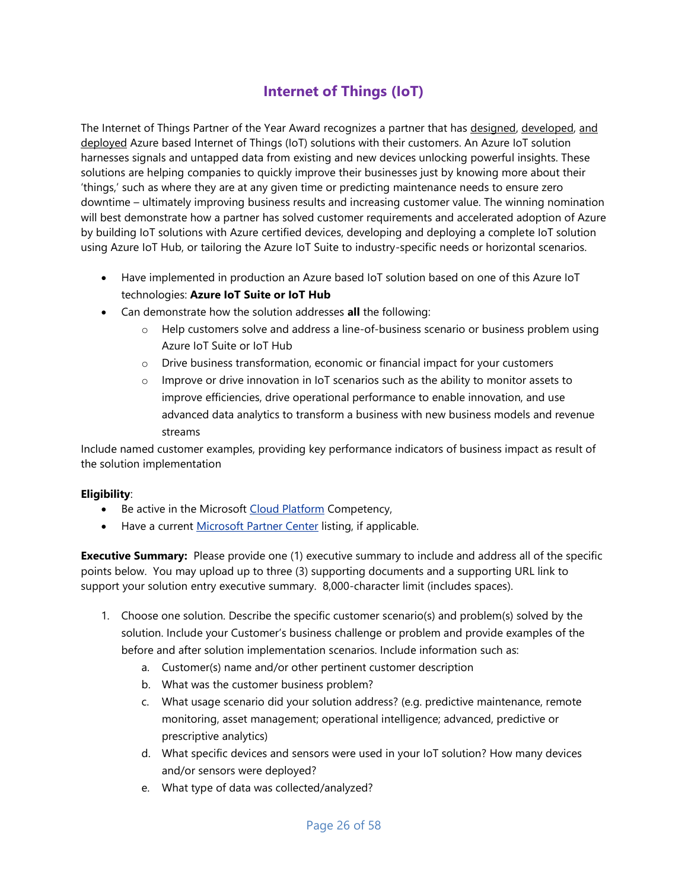## Internet of Things (IoT)

The Internet of Things Partner of the Year Award recognizes a partner that has designed, developed, and deployed Azure based Internet of Things (IoT) solutions with their customers. An Azure IoT solution harnesses signals and untapped data from existing and new devices unlocking powerful insights. These solutions are helping companies to quickly improve their businesses just by knowing more about their 'things,' such as where they are at any given time or predicting maintenance needs to ensure zero downtime – ultimately improving business results and increasing customer value. The winning nomination will best demonstrate how a partner has solved customer requirements and accelerated adoption of Azure by building IoT solutions with Azure certified devices, developing and deploying a complete IoT solution using Azure IoT Hub, or tailoring the Azure IoT Suite to industry-specific needs or horizontal scenarios.

- Have implemented in production an Azure based IoT solution based on one of this Azure IoT technologies: **Azure IoT Suite or IoT Hub**
- Can demonstrate how the solution addresses **all** the following:
  - Help customers solve and address a line-of-business scenario or business problem using Azure IoT Suite or IoT Hub
  - Drive business transformation, economic or financial impact for your customers
  - Improve or drive innovation in IoT scenarios such as the ability to monitor assets to improve efficiencies, drive operational performance to enable innovation, and use advanced data analytics to transform a business with new business models and revenue streams

Include named customer examples, providing key performance indicators of business impact as result of the solution implementation

**Eligibility**:

- Be active in the Microsoft Cloud Platform Competency,
- Have a current Microsoft Partner Center listing, if applicable.

**Executive Summary:** Please provide one (1) executive summary to include and address all of the specific points below. You may upload up to three (3) supporting documents and a supporting URL link to support your solution entry executive summary. 8,000-character limit (includes spaces).

1. Choose one solution. Describe the specific customer scenario(s) and problem(s) solved by the solution. Include your Customer's business challenge or problem and provide examples of the before and after solution implementation scenarios. Include information such as:
   a. Customer(s) name and/or other pertinent customer description
   b. What was the customer business problem?
   c. What usage scenario did your solution address? (e.g. predictive maintenance, remote monitoring, asset management; operational intelligence; advanced, predictive or prescriptive analytics)
   d. What specific devices and sensors were used in your IoT solution? How many devices and/or sensors were deployed?
   e. What type of data was collected/analyzed?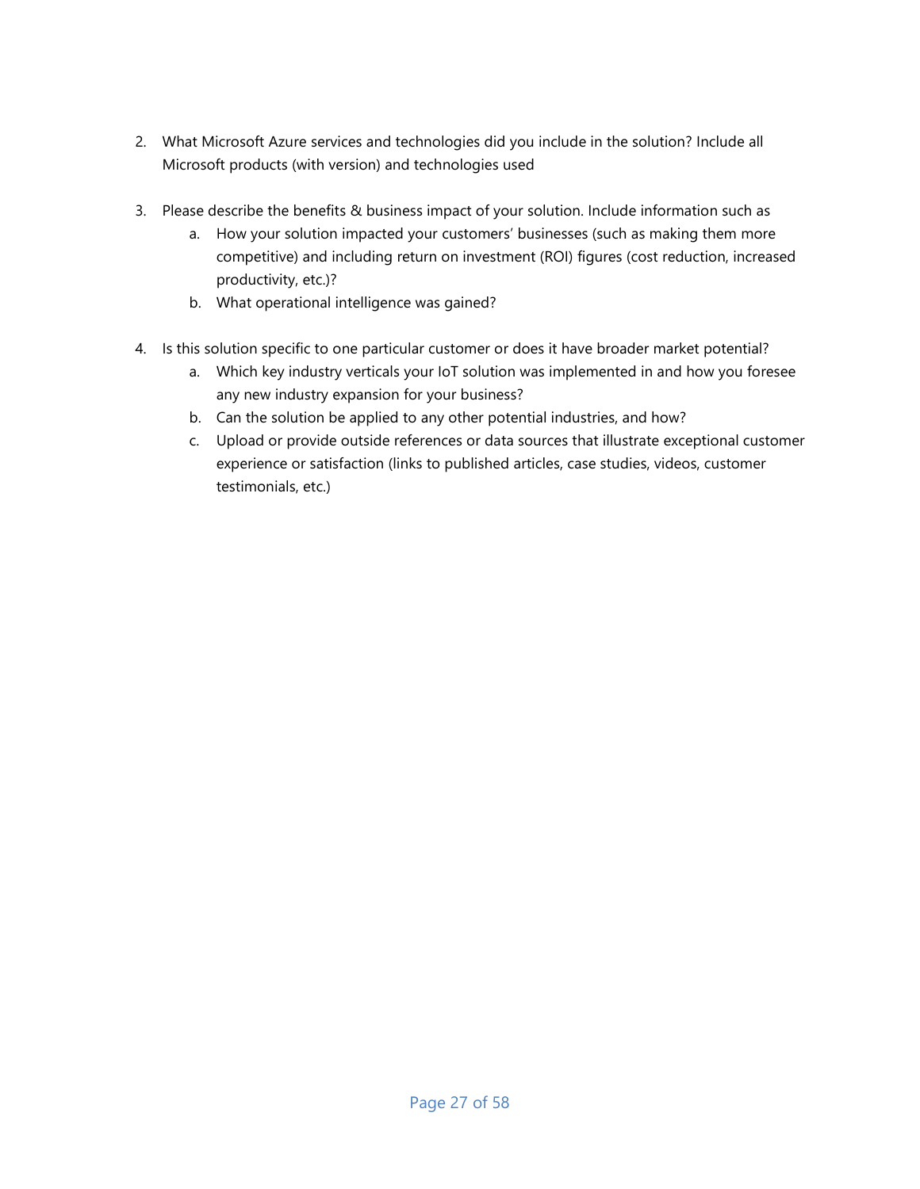2. What Microsoft Azure services and technologies did you include in the solution? Include all Microsoft products (with version) and technologies used

3. Please describe the benefits & business impact of your solution. Include information such as
   a. How your solution impacted your customers' businesses (such as making them more competitive) and including return on investment (ROI) figures (cost reduction, increased productivity, etc.)?
   b. What operational intelligence was gained?

4. Is this solution specific to one particular customer or does it have broader market potential?
   a. Which key industry verticals your IoT solution was implemented in and how you foresee any new industry expansion for your business?
   b. Can the solution be applied to any other potential industries, and how?
   c. Upload or provide outside references or data sources that illustrate exceptional customer experience or satisfaction (links to published articles, case studies, videos, customer testimonials, etc.)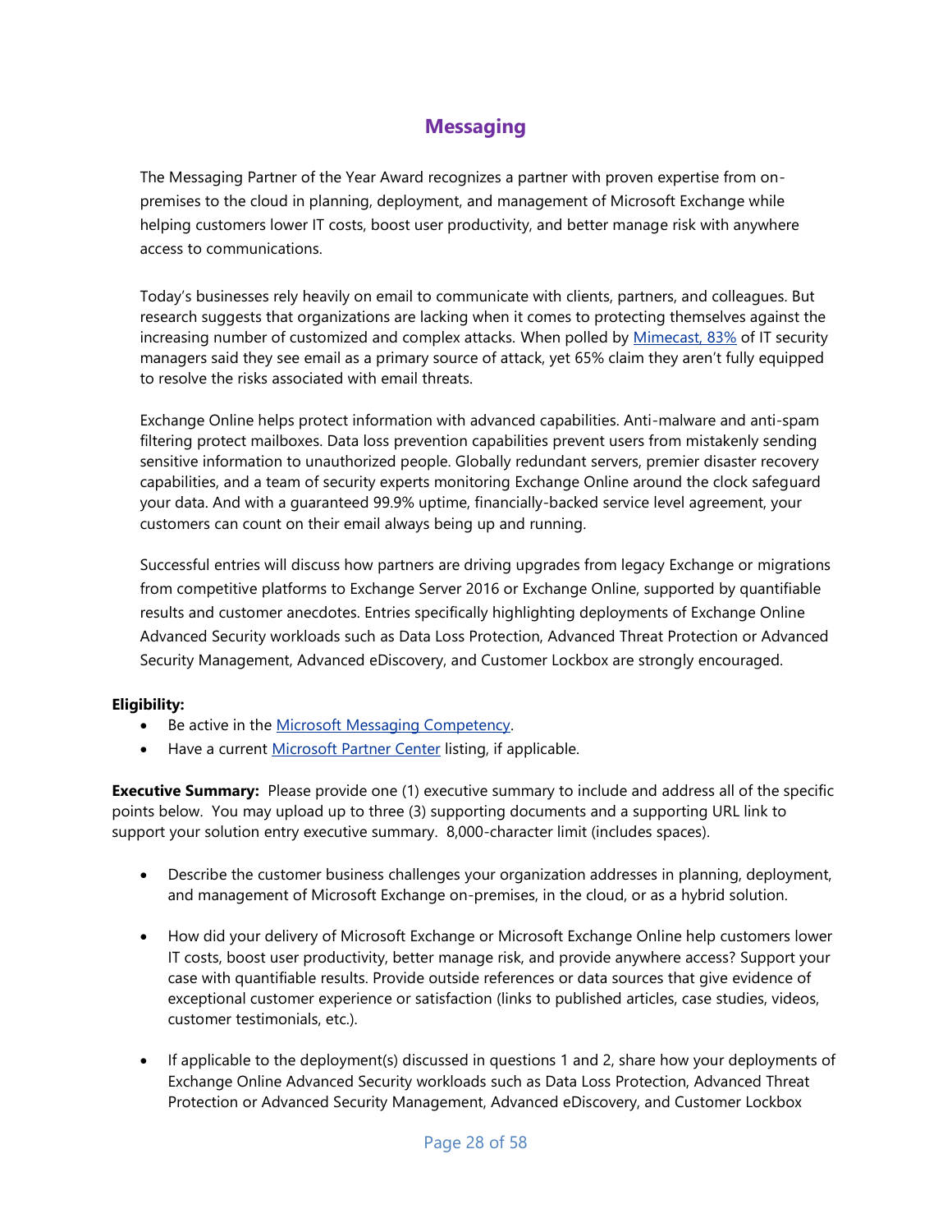# Messaging

The Messaging Partner of the Year Award recognizes a partner with proven expertise from on-premises to the cloud in planning, deployment, and management of Microsoft Exchange while helping customers lower IT costs, boost user productivity, and better manage risk with anywhere access to communications.

Today's businesses rely heavily on email to communicate with clients, partners, and colleagues. But research suggests that organizations are lacking when it comes to protecting themselves against the increasing number of customized and complex attacks. When polled by Mimecast, 83% of IT security managers said they see email as a primary source of attack, yet 65% claim they aren't fully equipped to resolve the risks associated with email threats.

Exchange Online helps protect information with advanced capabilities. Anti-malware and anti-spam filtering protect mailboxes. Data loss prevention capabilities prevent users from mistakenly sending sensitive information to unauthorized people. Globally redundant servers, premier disaster recovery capabilities, and a team of security experts monitoring Exchange Online around the clock safeguard your data. And with a guaranteed 99.9% uptime, financially-backed service level agreement, your customers can count on their email always being up and running.

Successful entries will discuss how partners are driving upgrades from legacy Exchange or migrations from competitive platforms to Exchange Server 2016 or Exchange Online, supported by quantifiable results and customer anecdotes. Entries specifically highlighting deployments of Exchange Online Advanced Security workloads such as Data Loss Protection, Advanced Threat Protection or Advanced Security Management, Advanced eDiscovery, and Customer Lockbox are strongly encouraged.

**Eligibility:**

- Be active in the Microsoft Messaging Competency.
- Have a current Microsoft Partner Center listing, if applicable.

**Executive Summary:** Please provide one (1) executive summary to include and address all of the specific points below. You may upload up to three (3) supporting documents and a supporting URL link to support your solution entry executive summary. 8,000-character limit (includes spaces).

- Describe the customer business challenges your organization addresses in planning, deployment, and management of Microsoft Exchange on-premises, in the cloud, or as a hybrid solution.

- How did your delivery of Microsoft Exchange or Microsoft Exchange Online help customers lower IT costs, boost user productivity, better manage risk, and provide anywhere access? Support your case with quantifiable results. Provide outside references or data sources that give evidence of exceptional customer experience or satisfaction (links to published articles, case studies, videos, customer testimonials, etc.).

- If applicable to the deployment(s) discussed in questions 1 and 2, share how your deployments of Exchange Online Advanced Security workloads such as Data Loss Protection, Advanced Threat Protection or Advanced Security Management, Advanced eDiscovery, and Customer Lockbox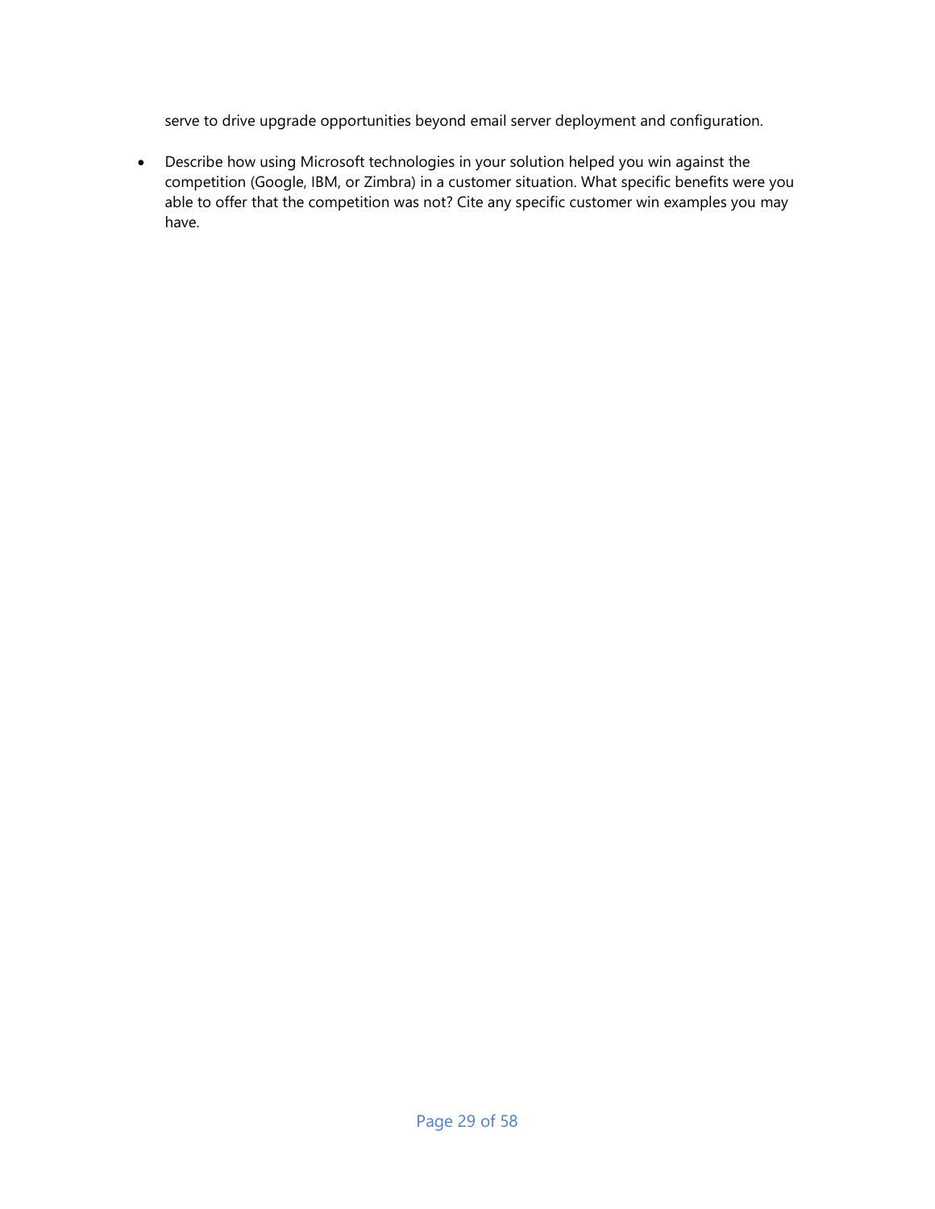serve to drive upgrade opportunities beyond email server deployment and configuration.

- Describe how using Microsoft technologies in your solution helped you win against the competition (Google, IBM, or Zimbra) in a customer situation. What specific benefits were you able to offer that the competition was not? Cite any specific customer win examples you may have.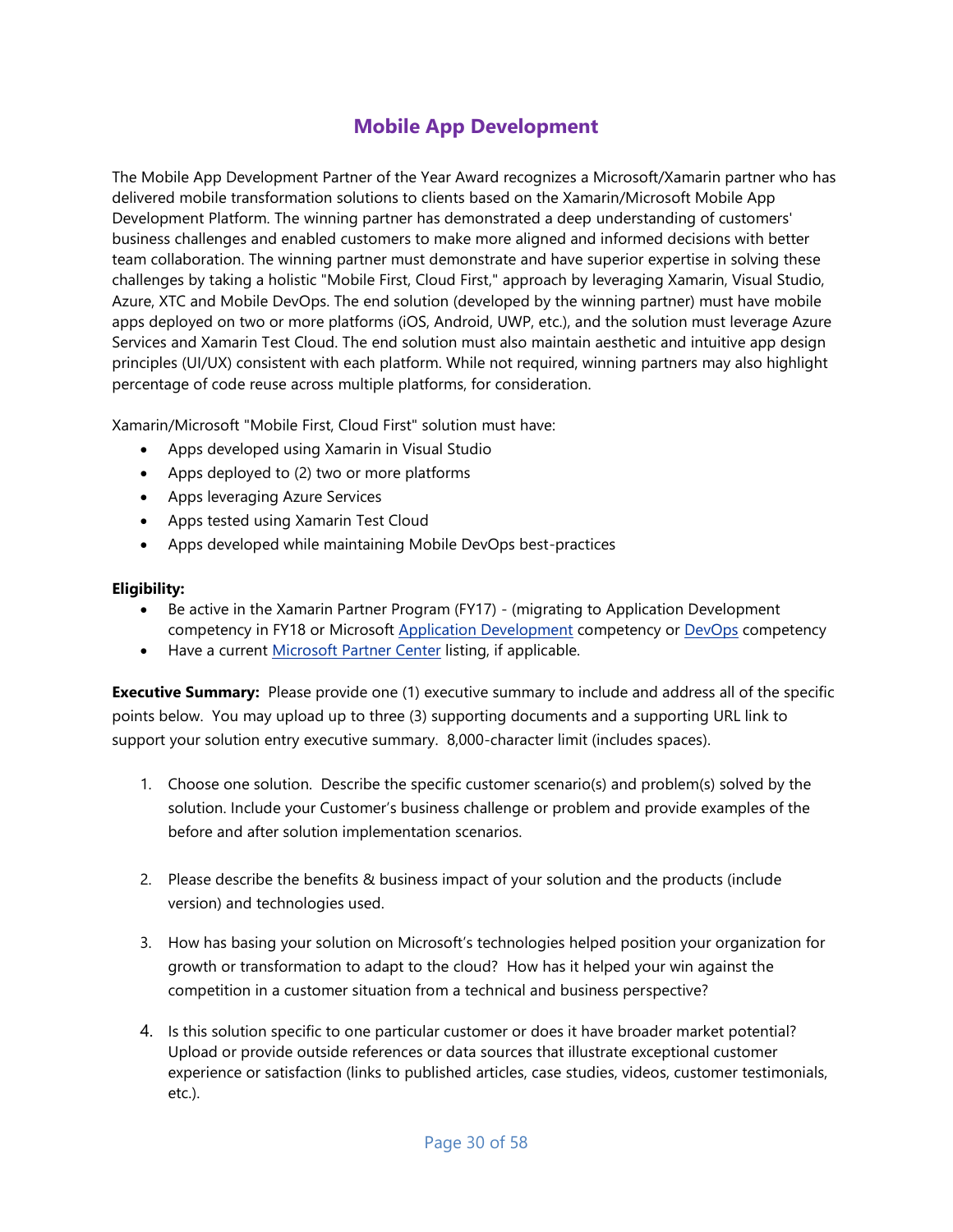# Mobile App Development

The Mobile App Development Partner of the Year Award recognizes a Microsoft/Xamarin partner who has delivered mobile transformation solutions to clients based on the Xamarin/Microsoft Mobile App Development Platform. The winning partner has demonstrated a deep understanding of customers' business challenges and enabled customers to make more aligned and informed decisions with better team collaboration. The winning partner must demonstrate and have superior expertise in solving these challenges by taking a holistic "Mobile First, Cloud First," approach by leveraging Xamarin, Visual Studio, Azure, XTC and Mobile DevOps. The end solution (developed by the winning partner) must have mobile apps deployed on two or more platforms (iOS, Android, UWP, etc.), and the solution must leverage Azure Services and Xamarin Test Cloud. The end solution must also maintain aesthetic and intuitive app design principles (UI/UX) consistent with each platform. While not required, winning partners may also highlight percentage of code reuse across multiple platforms, for consideration.

Xamarin/Microsoft "Mobile First, Cloud First" solution must have:

- Apps developed using Xamarin in Visual Studio
- Apps deployed to (2) two or more platforms
- Apps leveraging Azure Services
- Apps tested using Xamarin Test Cloud
- Apps developed while maintaining Mobile DevOps best-practices

**Eligibility:**

- Be active in the Xamarin Partner Program (FY17) - (migrating to Application Development competency in FY18 or Microsoft Application Development competency or DevOps competency
- Have a current Microsoft Partner Center listing, if applicable.

**Executive Summary:** Please provide one (1) executive summary to include and address all of the specific points below. You may upload up to three (3) supporting documents and a supporting URL link to support your solution entry executive summary. 8,000-character limit (includes spaces).

1. Choose one solution. Describe the specific customer scenario(s) and problem(s) solved by the solution. Include your Customer's business challenge or problem and provide examples of the before and after solution implementation scenarios.

2. Please describe the benefits & business impact of your solution and the products (include version) and technologies used.

3. How has basing your solution on Microsoft's technologies helped position your organization for growth or transformation to adapt to the cloud? How has it helped your win against the competition in a customer situation from a technical and business perspective?

4. Is this solution specific to one particular customer or does it have broader market potential? Upload or provide outside references or data sources that illustrate exceptional customer experience or satisfaction (links to published articles, case studies, videos, customer testimonials, etc.).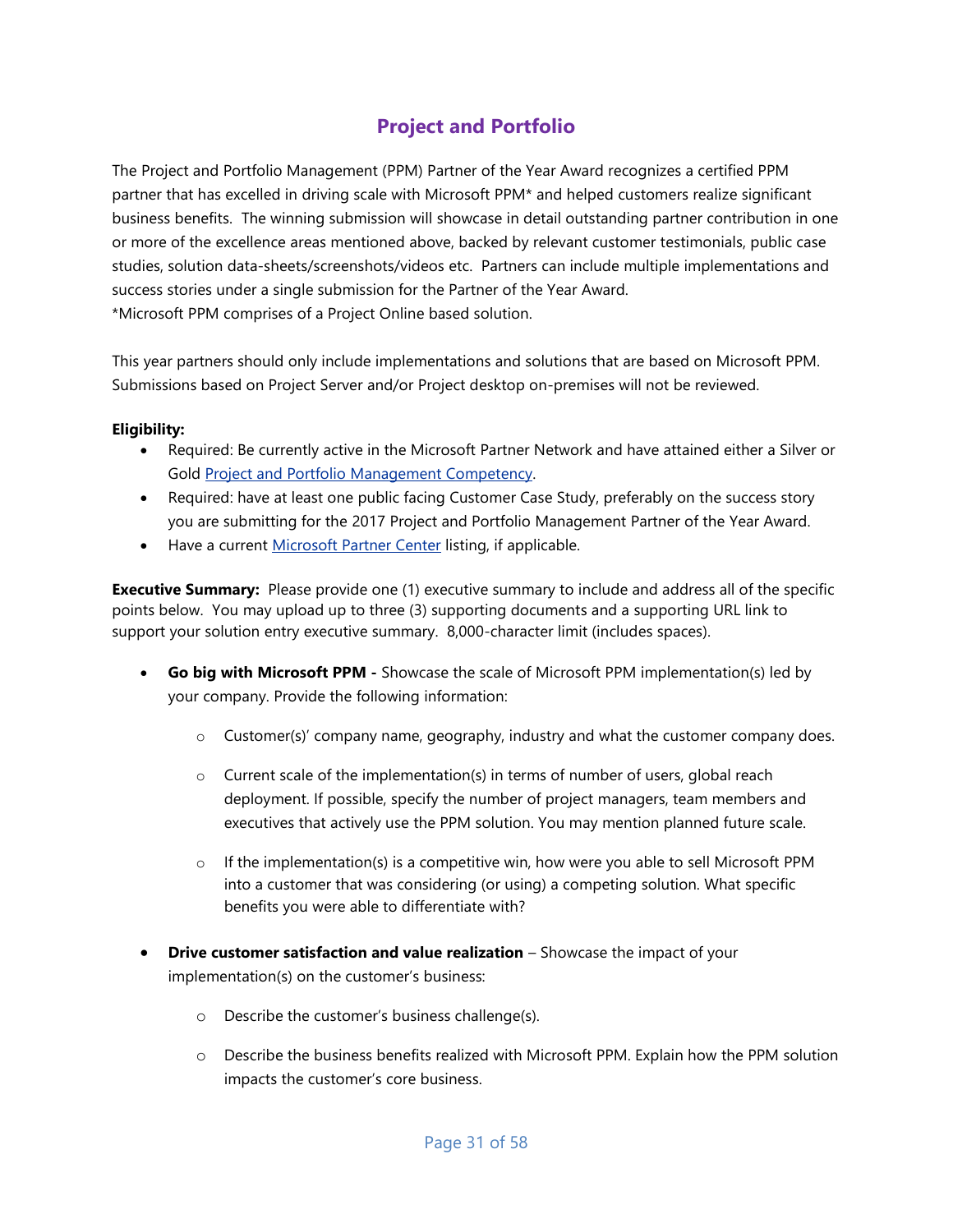# Project and Portfolio

The Project and Portfolio Management (PPM) Partner of the Year Award recognizes a certified PPM partner that has excelled in driving scale with Microsoft PPM* and helped customers realize significant business benefits. The winning submission will showcase in detail outstanding partner contribution in one or more of the excellence areas mentioned above, backed by relevant customer testimonials, public case studies, solution data-sheets/screenshots/videos etc. Partners can include multiple implementations and success stories under a single submission for the Partner of the Year Award.
*Microsoft PPM comprises of a Project Online based solution.

This year partners should only include implementations and solutions that are based on Microsoft PPM. Submissions based on Project Server and/or Project desktop on-premises will not be reviewed.

**Eligibility:**

- Required: Be currently active in the Microsoft Partner Network and have attained either a Silver or Gold Project and Portfolio Management Competency.
- Required: have at least one public facing Customer Case Study, preferably on the success story you are submitting for the 2017 Project and Portfolio Management Partner of the Year Award.
- Have a current Microsoft Partner Center listing, if applicable.

**Executive Summary:** Please provide one (1) executive summary to include and address all of the specific points below. You may upload up to three (3) supporting documents and a supporting URL link to support your solution entry executive summary. 8,000-character limit (includes spaces).

- **Go big with Microsoft PPM -** Showcase the scale of Microsoft PPM implementation(s) led by your company. Provide the following information:
    - Customer(s)' company name, geography, industry and what the customer company does.
    - Current scale of the implementation(s) in terms of number of users, global reach deployment. If possible, specify the number of project managers, team members and executives that actively use the PPM solution. You may mention planned future scale.
    - If the implementation(s) is a competitive win, how were you able to sell Microsoft PPM into a customer that was considering (or using) a competing solution. What specific benefits you were able to differentiate with?
- **Drive customer satisfaction and value realization** – Showcase the impact of your implementation(s) on the customer's business:
    - Describe the customer's business challenge(s).
    - Describe the business benefits realized with Microsoft PPM. Explain how the PPM solution impacts the customer's core business.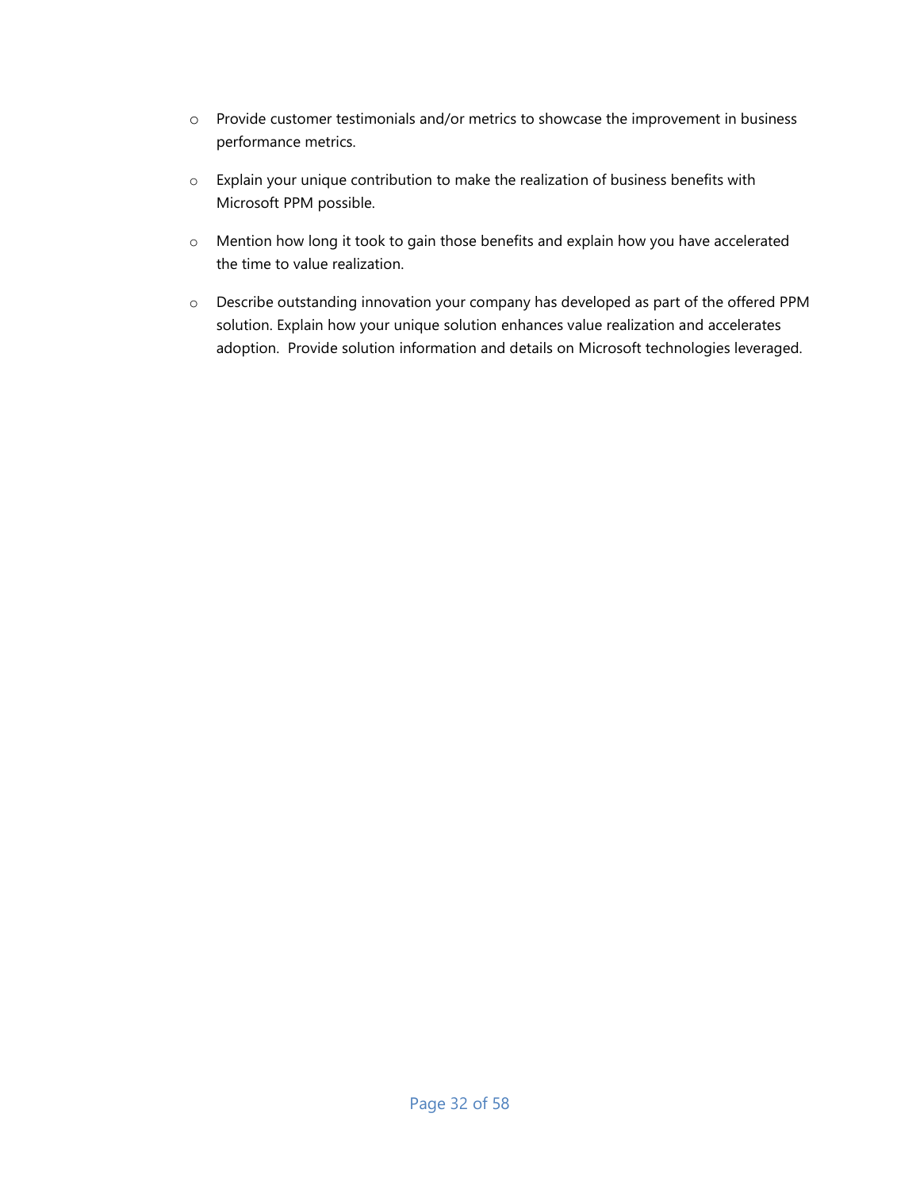- Provide customer testimonials and/or metrics to showcase the improvement in business performance metrics.
- Explain your unique contribution to make the realization of business benefits with Microsoft PPM possible.
- Mention how long it took to gain those benefits and explain how you have accelerated the time to value realization.
- Describe outstanding innovation your company has developed as part of the offered PPM solution. Explain how your unique solution enhances value realization and accelerates adoption. Provide solution information and details on Microsoft technologies leveraged.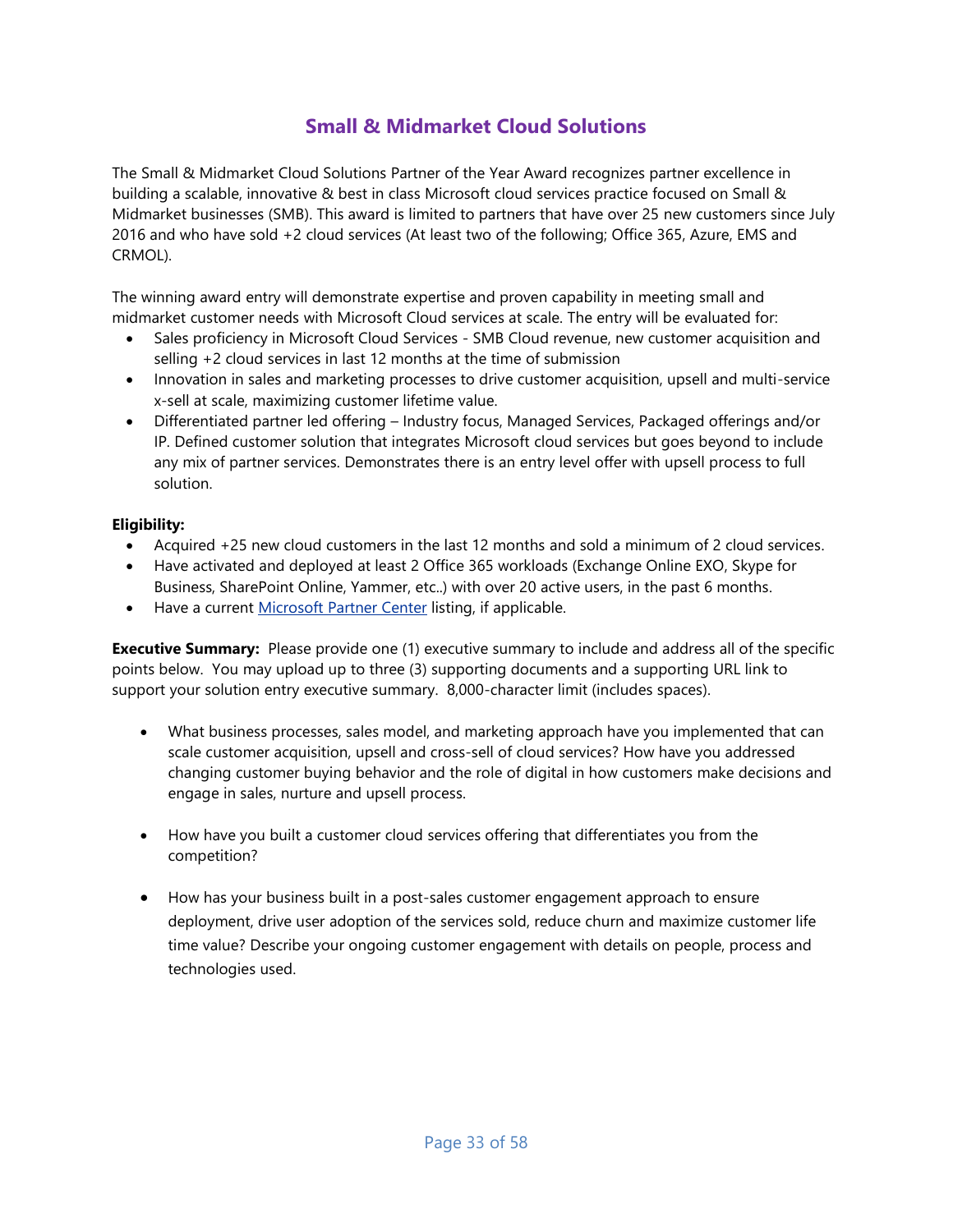# Small & Midmarket Cloud Solutions

The Small & Midmarket Cloud Solutions Partner of the Year Award recognizes partner excellence in building a scalable, innovative & best in class Microsoft cloud services practice focused on Small & Midmarket businesses (SMB). This award is limited to partners that have over 25 new customers since July 2016 and who have sold +2 cloud services (At least two of the following; Office 365, Azure, EMS and CRMOL).

The winning award entry will demonstrate expertise and proven capability in meeting small and midmarket customer needs with Microsoft Cloud services at scale. The entry will be evaluated for:

- Sales proficiency in Microsoft Cloud Services - SMB Cloud revenue, new customer acquisition and selling +2 cloud services in last 12 months at the time of submission
- Innovation in sales and marketing processes to drive customer acquisition, upsell and multi-service x-sell at scale, maximizing customer lifetime value.
- Differentiated partner led offering – Industry focus, Managed Services, Packaged offerings and/or IP. Defined customer solution that integrates Microsoft cloud services but goes beyond to include any mix of partner services. Demonstrates there is an entry level offer with upsell process to full solution.

**Eligibility:**

- Acquired +25 new cloud customers in the last 12 months and sold a minimum of 2 cloud services.
- Have activated and deployed at least 2 Office 365 workloads (Exchange Online EXO, Skype for Business, SharePoint Online, Yammer, etc..) with over 20 active users, in the past 6 months.
- Have a current [Microsoft Partner Center](Microsoft Partner Center) listing, if applicable.

**Executive Summary:** Please provide one (1) executive summary to include and address all of the specific points below. You may upload up to three (3) supporting documents and a supporting URL link to support your solution entry executive summary. 8,000-character limit (includes spaces).

- What business processes, sales model, and marketing approach have you implemented that can scale customer acquisition, upsell and cross-sell of cloud services? How have you addressed changing customer buying behavior and the role of digital in how customers make decisions and engage in sales, nurture and upsell process.

- How have you built a customer cloud services offering that differentiates you from the competition?

- How has your business built in a post-sales customer engagement approach to ensure deployment, drive user adoption of the services sold, reduce churn and maximize customer life time value? Describe your ongoing customer engagement with details on people, process and technologies used.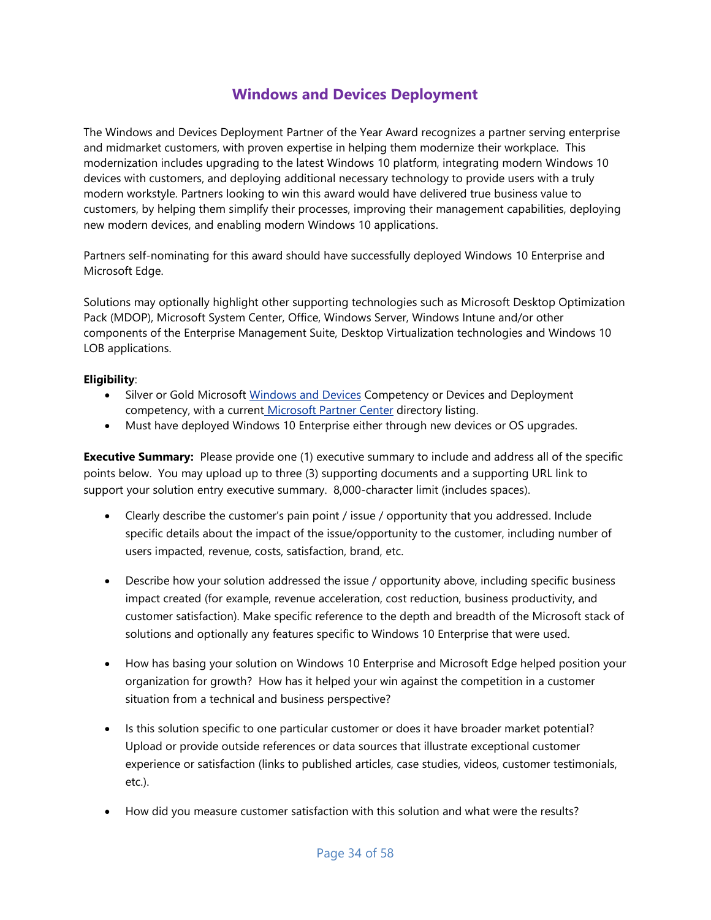## Windows and Devices Deployment

The Windows and Devices Deployment Partner of the Year Award recognizes a partner serving enterprise and midmarket customers, with proven expertise in helping them modernize their workplace. This modernization includes upgrading to the latest Windows 10 platform, integrating modern Windows 10 devices with customers, and deploying additional necessary technology to provide users with a truly modern workstyle. Partners looking to win this award would have delivered true business value to customers, by helping them simplify their processes, improving their management capabilities, deploying new modern devices, and enabling modern Windows 10 applications.

Partners self-nominating for this award should have successfully deployed Windows 10 Enterprise and Microsoft Edge.

Solutions may optionally highlight other supporting technologies such as Microsoft Desktop Optimization Pack (MDOP), Microsoft System Center, Office, Windows Server, Windows Intune and/or other components of the Enterprise Management Suite, Desktop Virtualization technologies and Windows 10 LOB applications.

**Eligibility**:

- Silver or Gold Microsoft Windows and Devices Competency or Devices and Deployment competency, with a current Microsoft Partner Center directory listing.
- Must have deployed Windows 10 Enterprise either through new devices or OS upgrades.

**Executive Summary:** Please provide one (1) executive summary to include and address all of the specific points below. You may upload up to three (3) supporting documents and a supporting URL link to support your solution entry executive summary. 8,000-character limit (includes spaces).

- Clearly describe the customer's pain point / issue / opportunity that you addressed. Include specific details about the impact of the issue/opportunity to the customer, including number of users impacted, revenue, costs, satisfaction, brand, etc.
- Describe how your solution addressed the issue / opportunity above, including specific business impact created (for example, revenue acceleration, cost reduction, business productivity, and customer satisfaction). Make specific reference to the depth and breadth of the Microsoft stack of solutions and optionally any features specific to Windows 10 Enterprise that were used.
- How has basing your solution on Windows 10 Enterprise and Microsoft Edge helped position your organization for growth? How has it helped your win against the competition in a customer situation from a technical and business perspective?
- Is this solution specific to one particular customer or does it have broader market potential? Upload or provide outside references or data sources that illustrate exceptional customer experience or satisfaction (links to published articles, case studies, videos, customer testimonials, etc.).
- How did you measure customer satisfaction with this solution and what were the results?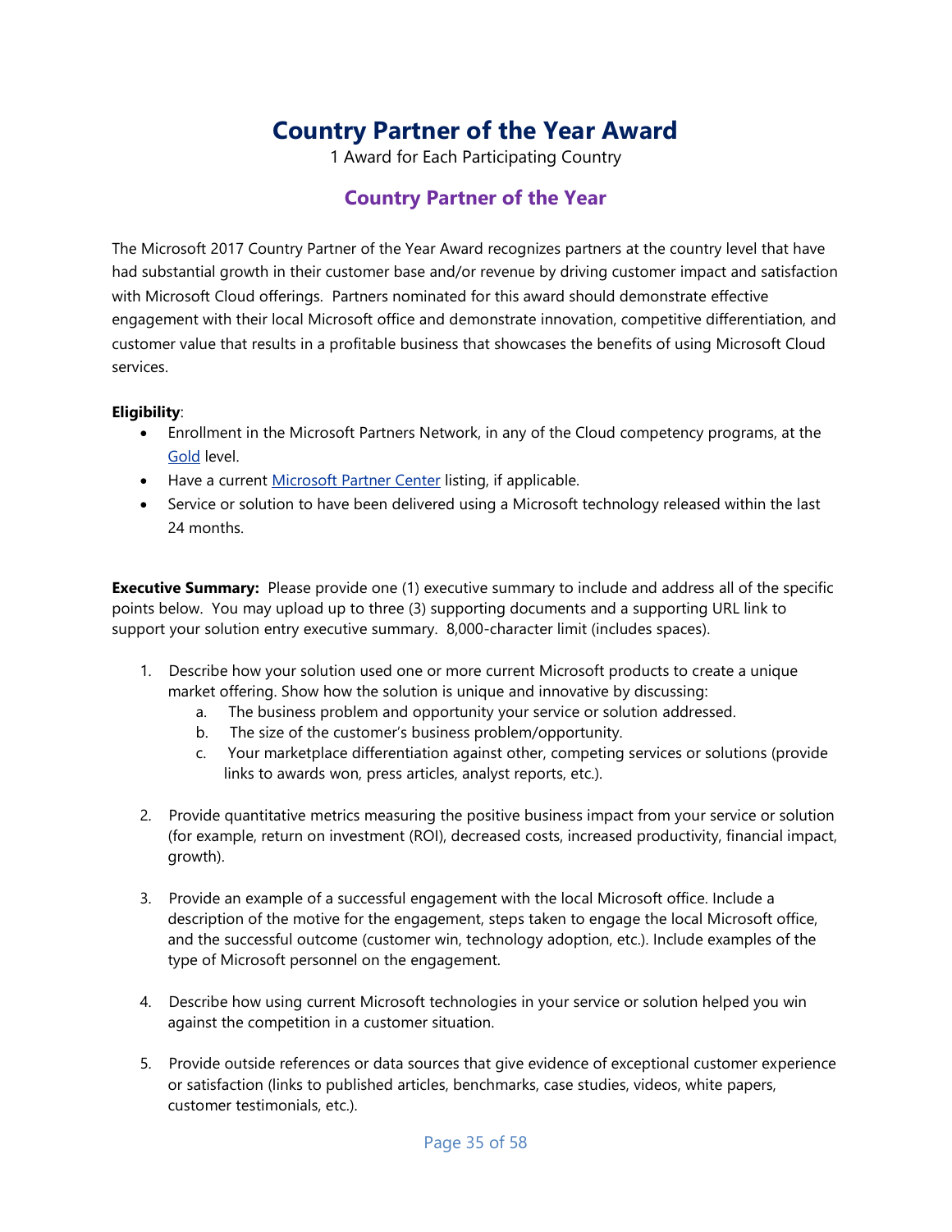# Country Partner of the Year Award

1 Award for Each Participating Country

## Country Partner of the Year

The Microsoft 2017 Country Partner of the Year Award recognizes partners at the country level that have had substantial growth in their customer base and/or revenue by driving customer impact and satisfaction with Microsoft Cloud offerings. Partners nominated for this award should demonstrate effective engagement with their local Microsoft office and demonstrate innovation, competitive differentiation, and customer value that results in a profitable business that showcases the benefits of using Microsoft Cloud services.

**Eligibility**:

- Enrollment in the Microsoft Partners Network, in any of the Cloud competency programs, at the Gold level.
- Have a current Microsoft Partner Center listing, if applicable.
- Service or solution to have been delivered using a Microsoft technology released within the last 24 months.

**Executive Summary:** Please provide one (1) executive summary to include and address all of the specific points below. You may upload up to three (3) supporting documents and a supporting URL link to support your solution entry executive summary. 8,000-character limit (includes spaces).

1. Describe how your solution used one or more current Microsoft products to create a unique market offering. Show how the solution is unique and innovative by discussing:
   a. The business problem and opportunity your service or solution addressed.
   b. The size of the customer's business problem/opportunity.
   c. Your marketplace differentiation against other, competing services or solutions (provide links to awards won, press articles, analyst reports, etc.).

2. Provide quantitative metrics measuring the positive business impact from your service or solution (for example, return on investment (ROI), decreased costs, increased productivity, financial impact, growth).

3. Provide an example of a successful engagement with the local Microsoft office. Include a description of the motive for the engagement, steps taken to engage the local Microsoft office, and the successful outcome (customer win, technology adoption, etc.). Include examples of the type of Microsoft personnel on the engagement.

4. Describe how using current Microsoft technologies in your service or solution helped you win against the competition in a customer situation.

5. Provide outside references or data sources that give evidence of exceptional customer experience or satisfaction (links to published articles, benchmarks, case studies, videos, white papers, customer testimonials, etc.).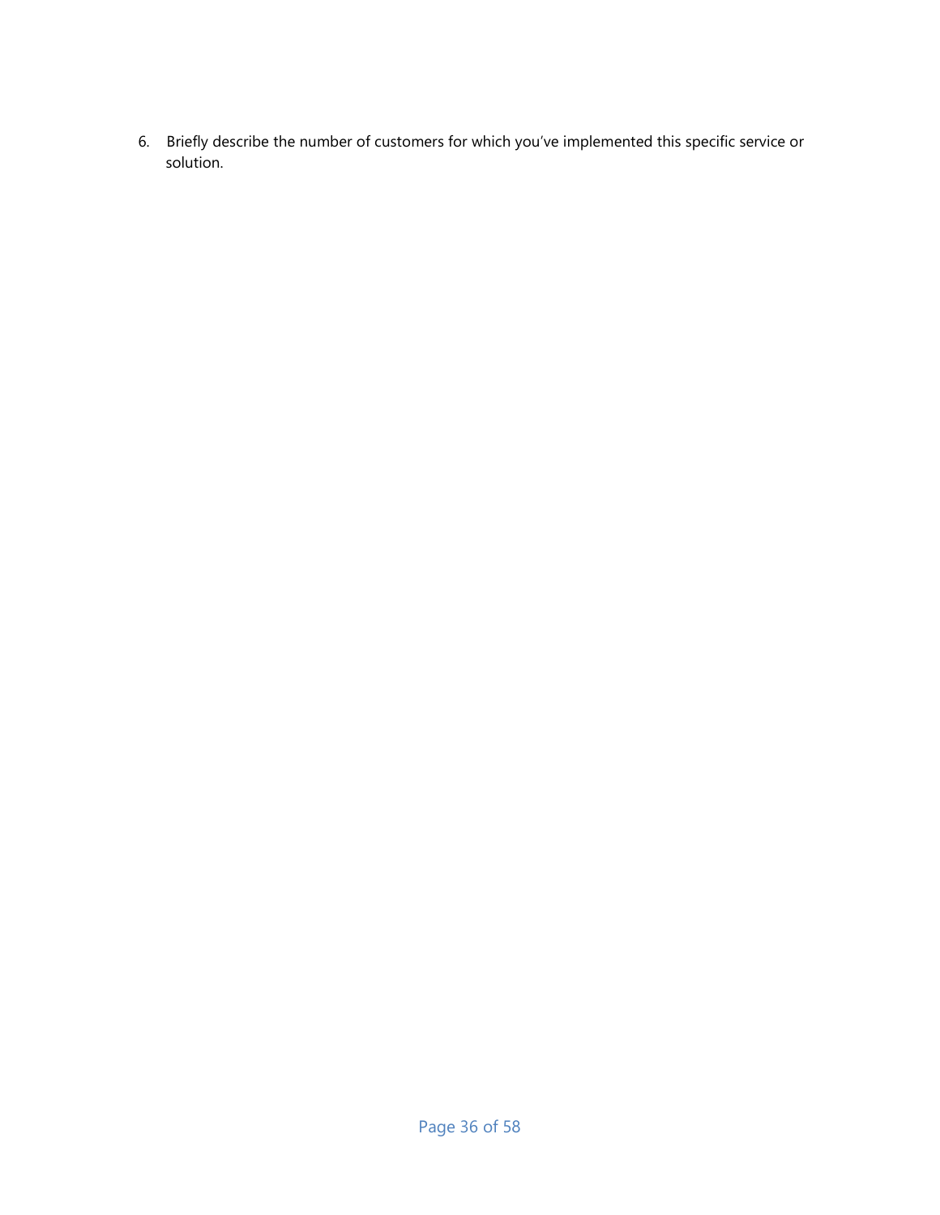6. Briefly describe the number of customers for which you've implemented this specific service or solution.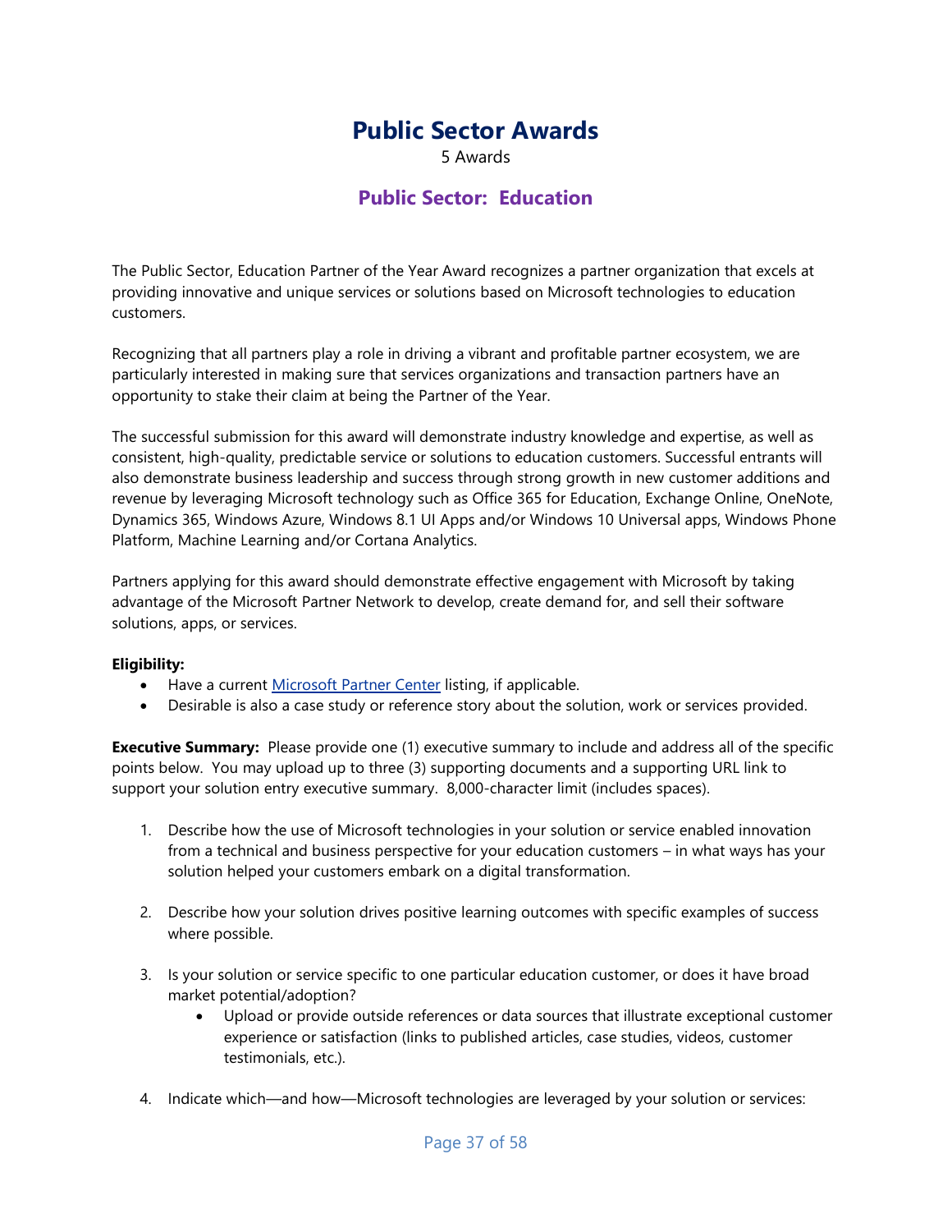# Public Sector Awards

5 Awards

## Public Sector: Education

The Public Sector, Education Partner of the Year Award recognizes a partner organization that excels at providing innovative and unique services or solutions based on Microsoft technologies to education customers.

Recognizing that all partners play a role in driving a vibrant and profitable partner ecosystem, we are particularly interested in making sure that services organizations and transaction partners have an opportunity to stake their claim at being the Partner of the Year.

The successful submission for this award will demonstrate industry knowledge and expertise, as well as consistent, high-quality, predictable service or solutions to education customers. Successful entrants will also demonstrate business leadership and success through strong growth in new customer additions and revenue by leveraging Microsoft technology such as Office 365 for Education, Exchange Online, OneNote, Dynamics 365, Windows Azure, Windows 8.1 UI Apps and/or Windows 10 Universal apps, Windows Phone Platform, Machine Learning and/or Cortana Analytics.

Partners applying for this award should demonstrate effective engagement with Microsoft by taking advantage of the Microsoft Partner Network to develop, create demand for, and sell their software solutions, apps, or services.

**Eligibility:**

- Have a current Microsoft Partner Center listing, if applicable.
- Desirable is also a case study or reference story about the solution, work or services provided.

**Executive Summary:** Please provide one (1) executive summary to include and address all of the specific points below. You may upload up to three (3) supporting documents and a supporting URL link to support your solution entry executive summary. 8,000-character limit (includes spaces).

1. Describe how the use of Microsoft technologies in your solution or service enabled innovation from a technical and business perspective for your education customers – in what ways has your solution helped your customers embark on a digital transformation.

2. Describe how your solution drives positive learning outcomes with specific examples of success where possible.

3. Is your solution or service specific to one particular education customer, or does it have broad market potential/adoption?
   - Upload or provide outside references or data sources that illustrate exceptional customer experience or satisfaction (links to published articles, case studies, videos, customer testimonials, etc.).

4. Indicate which—and how—Microsoft technologies are leveraged by your solution or services: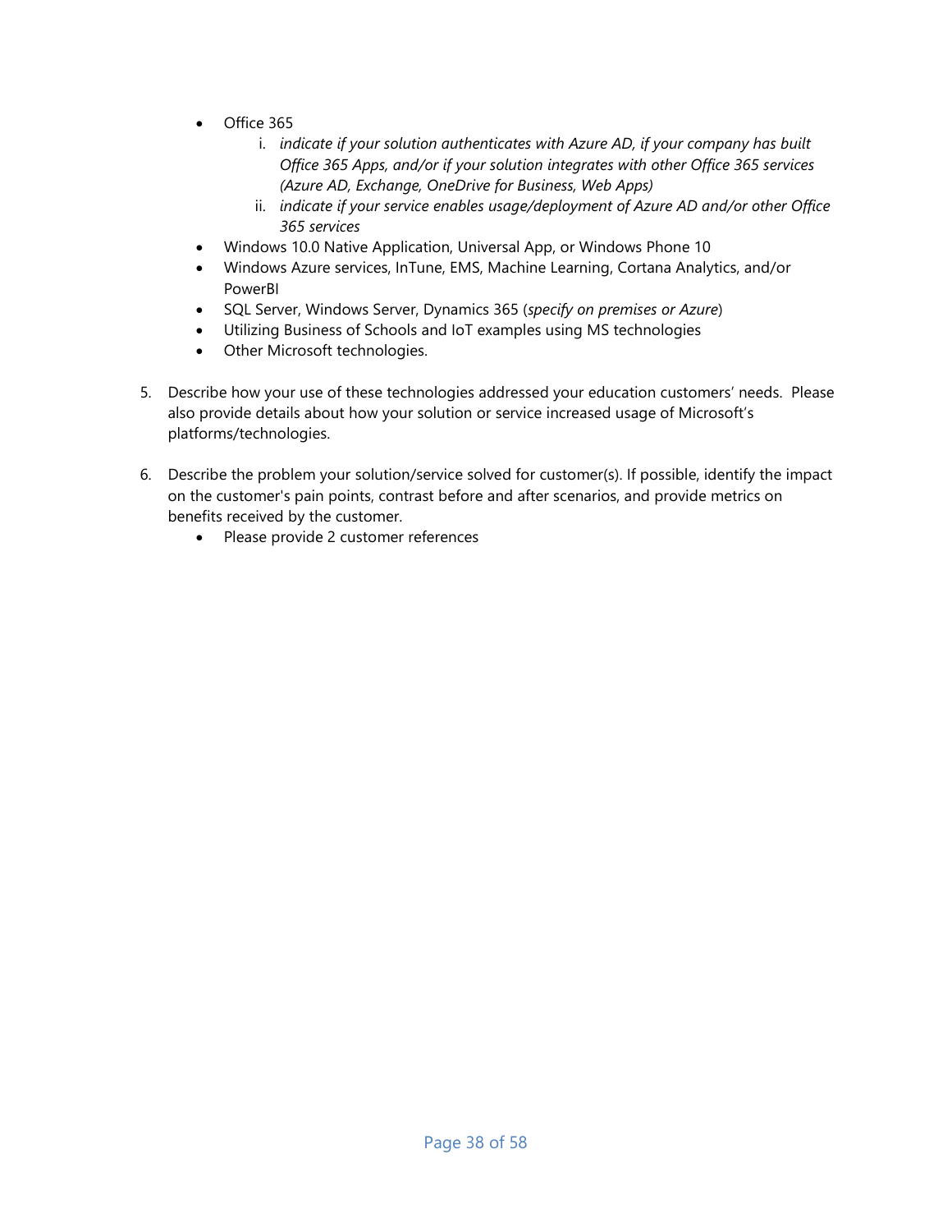- Office 365
    i. *indicate if your solution authenticates with Azure AD, if your company has built Office 365 Apps, and/or if your solution integrates with other Office 365 services (Azure AD, Exchange, OneDrive for Business, Web Apps)*
    ii. *indicate if your service enables usage/deployment of Azure AD and/or other Office 365 services*
- Windows 10.0 Native Application, Universal App, or Windows Phone 10
- Windows Azure services, InTune, EMS, Machine Learning, Cortana Analytics, and/or PowerBI
- SQL Server, Windows Server, Dynamics 365 (*specify on premises or Azure*)
- Utilizing Business of Schools and IoT examples using MS technologies
- Other Microsoft technologies.

5. Describe how your use of these technologies addressed your education customers' needs. Please also provide details about how your solution or service increased usage of Microsoft's platforms/technologies.

6. Describe the problem your solution/service solved for customer(s). If possible, identify the impact on the customer's pain points, contrast before and after scenarios, and provide metrics on benefits received by the customer.
    - Please provide 2 customer references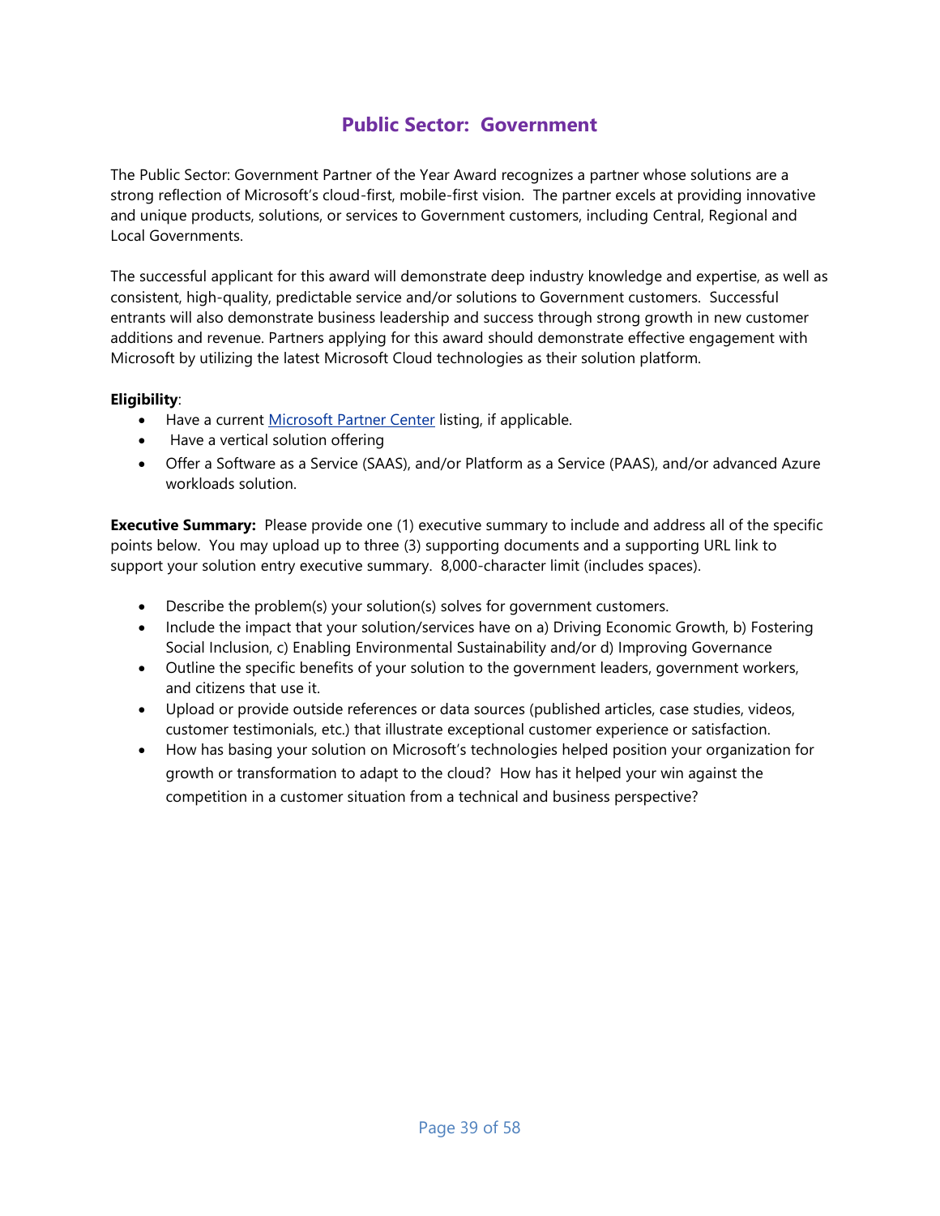## Public Sector: Government

The Public Sector: Government Partner of the Year Award recognizes a partner whose solutions are a strong reflection of Microsoft's cloud-first, mobile-first vision. The partner excels at providing innovative and unique products, solutions, or services to Government customers, including Central, Regional and Local Governments.

The successful applicant for this award will demonstrate deep industry knowledge and expertise, as well as consistent, high-quality, predictable service and/or solutions to Government customers. Successful entrants will also demonstrate business leadership and success through strong growth in new customer additions and revenue. Partners applying for this award should demonstrate effective engagement with Microsoft by utilizing the latest Microsoft Cloud technologies as their solution platform.

**Eligibility**:

- Have a current [Microsoft Partner Center](Microsoft Partner Center) listing, if applicable.
- Have a vertical solution offering
- Offer a Software as a Service (SAAS), and/or Platform as a Service (PAAS), and/or advanced Azure workloads solution.

**Executive Summary:** Please provide one (1) executive summary to include and address all of the specific points below. You may upload up to three (3) supporting documents and a supporting URL link to support your solution entry executive summary. 8,000-character limit (includes spaces).

- Describe the problem(s) your solution(s) solves for government customers.
- Include the impact that your solution/services have on a) Driving Economic Growth, b) Fostering Social Inclusion, c) Enabling Environmental Sustainability and/or d) Improving Governance
- Outline the specific benefits of your solution to the government leaders, government workers, and citizens that use it.
- Upload or provide outside references or data sources (published articles, case studies, videos, customer testimonials, etc.) that illustrate exceptional customer experience or satisfaction.
- How has basing your solution on Microsoft's technologies helped position your organization for growth or transformation to adapt to the cloud? How has it helped your win against the competition in a customer situation from a technical and business perspective?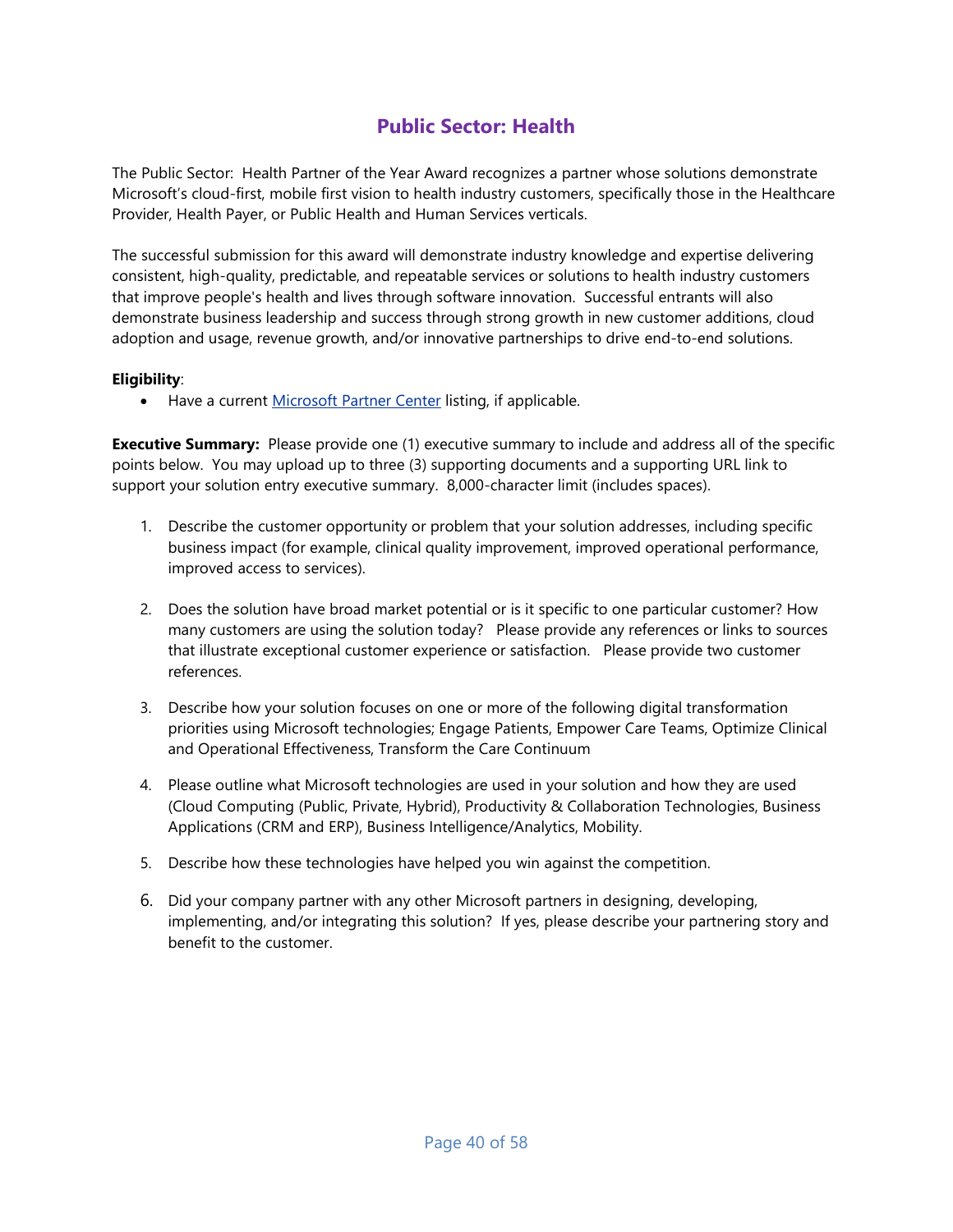# Public Sector: Health

The Public Sector: Health Partner of the Year Award recognizes a partner whose solutions demonstrate Microsoft's cloud-first, mobile first vision to health industry customers, specifically those in the Healthcare Provider, Health Payer, or Public Health and Human Services verticals.

The successful submission for this award will demonstrate industry knowledge and expertise delivering consistent, high-quality, predictable, and repeatable services or solutions to health industry customers that improve people's health and lives through software innovation. Successful entrants will also demonstrate business leadership and success through strong growth in new customer additions, cloud adoption and usage, revenue growth, and/or innovative partnerships to drive end-to-end solutions.

**Eligibility**:

- Have a current [Microsoft Partner Center]() listing, if applicable.

**Executive Summary:** Please provide one (1) executive summary to include and address all of the specific points below. You may upload up to three (3) supporting documents and a supporting URL link to support your solution entry executive summary. 8,000-character limit (includes spaces).

1. Describe the customer opportunity or problem that your solution addresses, including specific business impact (for example, clinical quality improvement, improved operational performance, improved access to services).

2. Does the solution have broad market potential or is it specific to one particular customer? How many customers are using the solution today? Please provide any references or links to sources that illustrate exceptional customer experience or satisfaction. Please provide two customer references.

3. Describe how your solution focuses on one or more of the following digital transformation priorities using Microsoft technologies; Engage Patients, Empower Care Teams, Optimize Clinical and Operational Effectiveness, Transform the Care Continuum

4. Please outline what Microsoft technologies are used in your solution and how they are used (Cloud Computing (Public, Private, Hybrid), Productivity & Collaboration Technologies, Business Applications (CRM and ERP), Business Intelligence/Analytics, Mobility.

5. Describe how these technologies have helped you win against the competition.

6. Did your company partner with any other Microsoft partners in designing, developing, implementing, and/or integrating this solution? If yes, please describe your partnering story and benefit to the customer.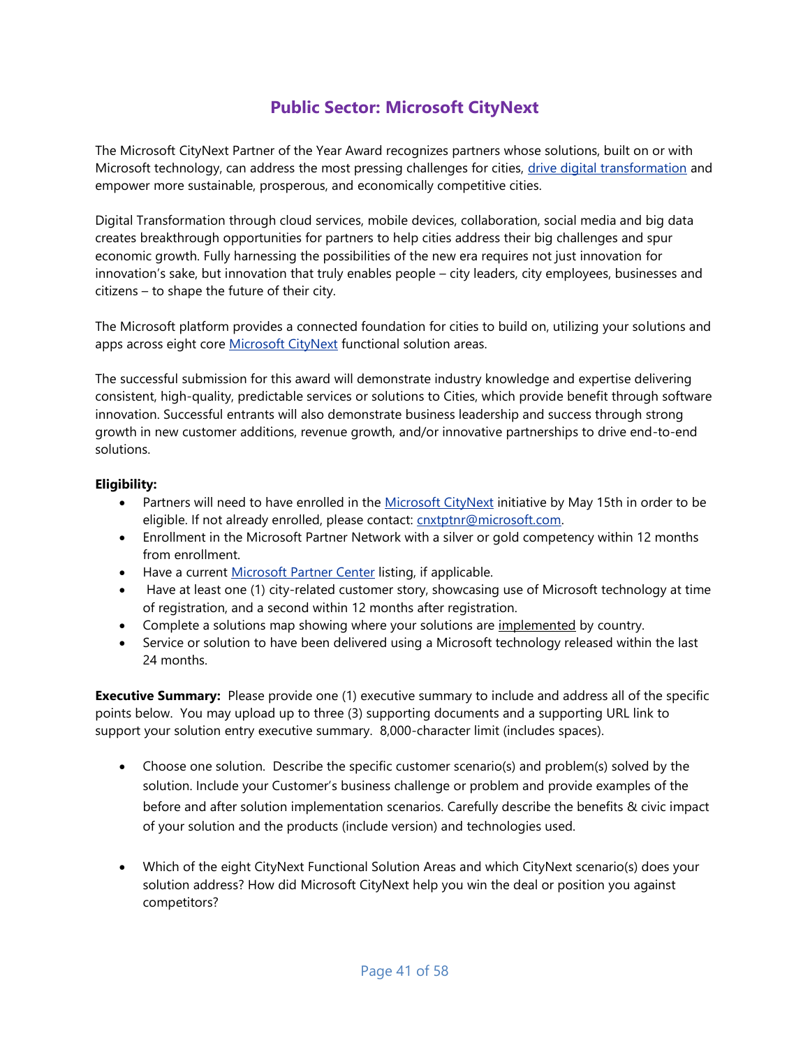## Public Sector: Microsoft CityNext

The Microsoft CityNext Partner of the Year Award recognizes partners whose solutions, built on or with Microsoft technology, can address the most pressing challenges for cities, drive digital transformation and empower more sustainable, prosperous, and economically competitive cities.

Digital Transformation through cloud services, mobile devices, collaboration, social media and big data creates breakthrough opportunities for partners to help cities address their big challenges and spur economic growth. Fully harnessing the possibilities of the new era requires not just innovation for innovation's sake, but innovation that truly enables people – city leaders, city employees, businesses and citizens – to shape the future of their city.

The Microsoft platform provides a connected foundation for cities to build on, utilizing your solutions and apps across eight core Microsoft CityNext functional solution areas.

The successful submission for this award will demonstrate industry knowledge and expertise delivering consistent, high-quality, predictable services or solutions to Cities, which provide benefit through software innovation. Successful entrants will also demonstrate business leadership and success through strong growth in new customer additions, revenue growth, and/or innovative partnerships to drive end-to-end solutions.

**Eligibility:**

- Partners will need to have enrolled in the Microsoft CityNext initiative by May 15th in order to be eligible. If not already enrolled, please contact: cnxtptnr@microsoft.com.
- Enrollment in the Microsoft Partner Network with a silver or gold competency within 12 months from enrollment.
- Have a current Microsoft Partner Center listing, if applicable.
- Have at least one (1) city-related customer story, showcasing use of Microsoft technology at time of registration, and a second within 12 months after registration.
- Complete a solutions map showing where your solutions are implemented by country.
- Service or solution to have been delivered using a Microsoft technology released within the last 24 months.

**Executive Summary:** Please provide one (1) executive summary to include and address all of the specific points below. You may upload up to three (3) supporting documents and a supporting URL link to support your solution entry executive summary. 8,000-character limit (includes spaces).

- Choose one solution. Describe the specific customer scenario(s) and problem(s) solved by the solution. Include your Customer's business challenge or problem and provide examples of the before and after solution implementation scenarios. Carefully describe the benefits & civic impact of your solution and the products (include version) and technologies used.

- Which of the eight CityNext Functional Solution Areas and which CityNext scenario(s) does your solution address? How did Microsoft CityNext help you win the deal or position you against competitors?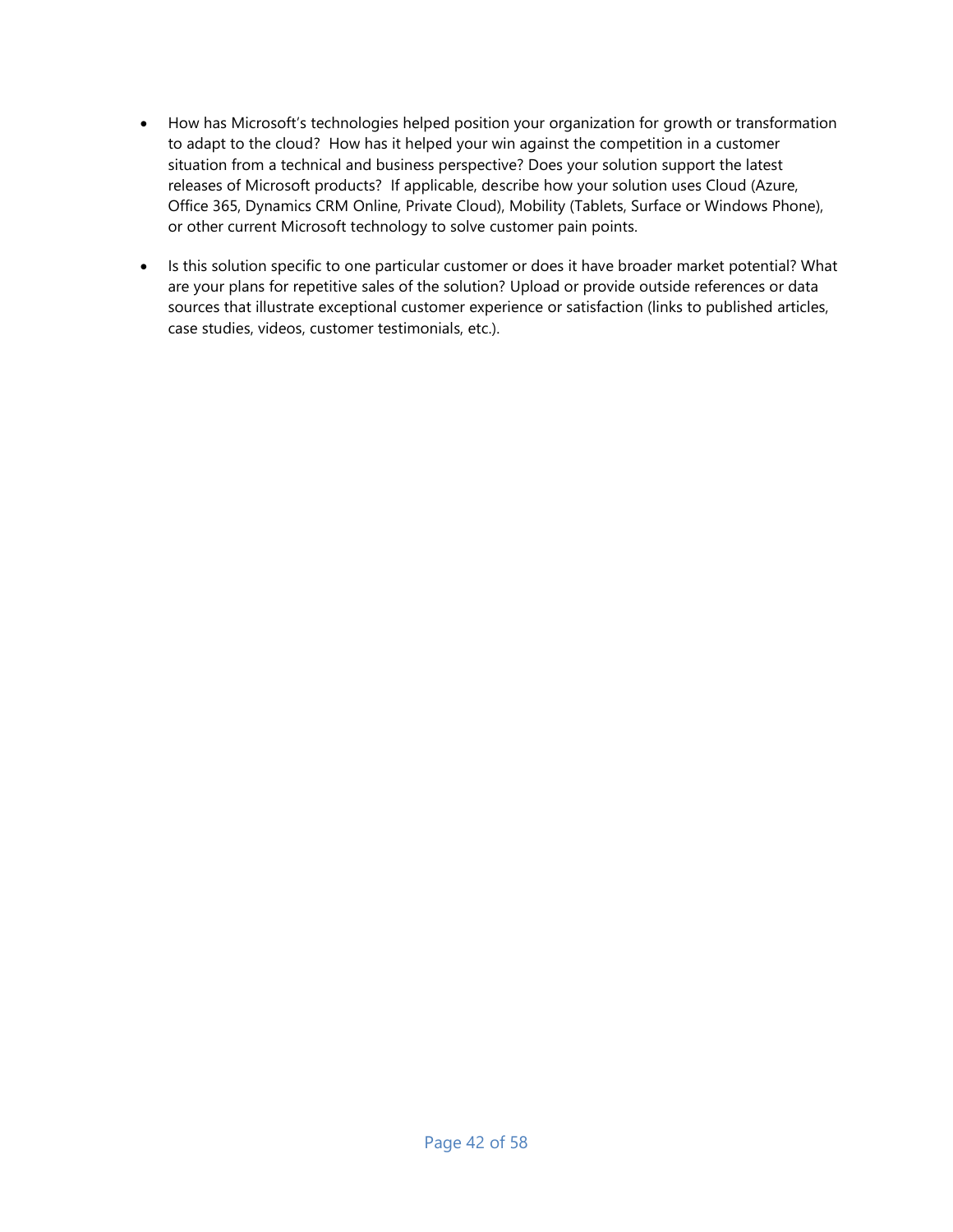- How has Microsoft's technologies helped position your organization for growth or transformation to adapt to the cloud? How has it helped your win against the competition in a customer situation from a technical and business perspective? Does your solution support the latest releases of Microsoft products? If applicable, describe how your solution uses Cloud (Azure, Office 365, Dynamics CRM Online, Private Cloud), Mobility (Tablets, Surface or Windows Phone), or other current Microsoft technology to solve customer pain points.

- Is this solution specific to one particular customer or does it have broader market potential? What are your plans for repetitive sales of the solution? Upload or provide outside references or data sources that illustrate exceptional customer experience or satisfaction (links to published articles, case studies, videos, customer testimonials, etc.).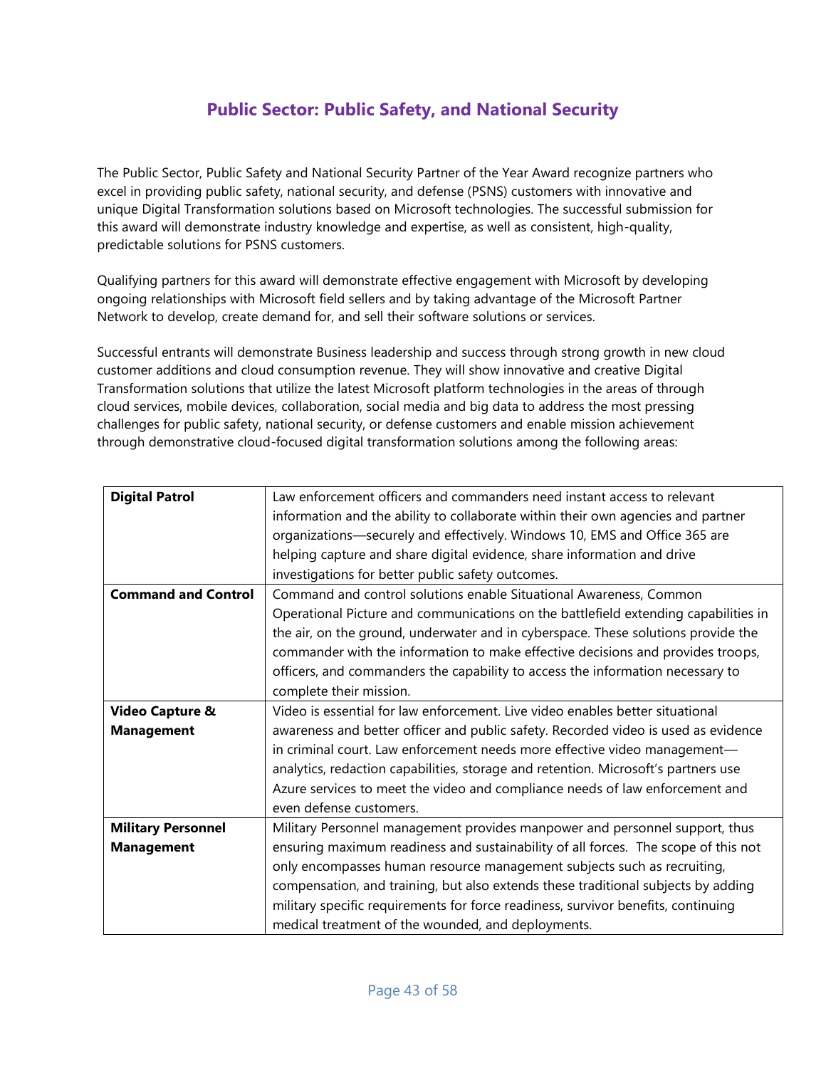# Public Sector: Public Safety, and National Security

The Public Sector, Public Safety and National Security Partner of the Year Award recognize partners who excel in providing public safety, national security, and defense (PSNS) customers with innovative and unique Digital Transformation solutions based on Microsoft technologies. The successful submission for this award will demonstrate industry knowledge and expertise, as well as consistent, high-quality, predictable solutions for PSNS customers.

Qualifying partners for this award will demonstrate effective engagement with Microsoft by developing ongoing relationships with Microsoft field sellers and by taking advantage of the Microsoft Partner Network to develop, create demand for, and sell their software solutions or services.

Successful entrants will demonstrate Business leadership and success through strong growth in new cloud customer additions and cloud consumption revenue. They will show innovative and creative Digital Transformation solutions that utilize the latest Microsoft platform technologies in the areas of through cloud services, mobile devices, collaboration, social media and big data to address the most pressing challenges for public safety, national security, or defense customers and enable mission achievement through demonstrative cloud-focused digital transformation solutions among the following areas:

| | |
|---|---|
| **Digital Patrol** | Law enforcement officers and commanders need instant access to relevant information and the ability to collaborate within their own agencies and partner organizations—securely and effectively. Windows 10, EMS and Office 365 are helping capture and share digital evidence, share information and drive investigations for better public safety outcomes. |
| **Command and Control** | Command and control solutions enable Situational Awareness, Common Operational Picture and communications on the battlefield extending capabilities in the air, on the ground, underwater and in cyberspace. These solutions provide the commander with the information to make effective decisions and provides troops, officers, and commanders the capability to access the information necessary to complete their mission. |
| **Video Capture & Management** | Video is essential for law enforcement. Live video enables better situational awareness and better officer and public safety. Recorded video is used as evidence in criminal court. Law enforcement needs more effective video management—analytics, redaction capabilities, storage and retention. Microsoft's partners use Azure services to meet the video and compliance needs of law enforcement and even defense customers. |
| **Military Personnel Management** | Military Personnel management provides manpower and personnel support, thus ensuring maximum readiness and sustainability of all forces. The scope of this not only encompasses human resource management subjects such as recruiting, compensation, and training, but also extends these traditional subjects by adding military specific requirements for force readiness, survivor benefits, continuing medical treatment of the wounded, and deployments. |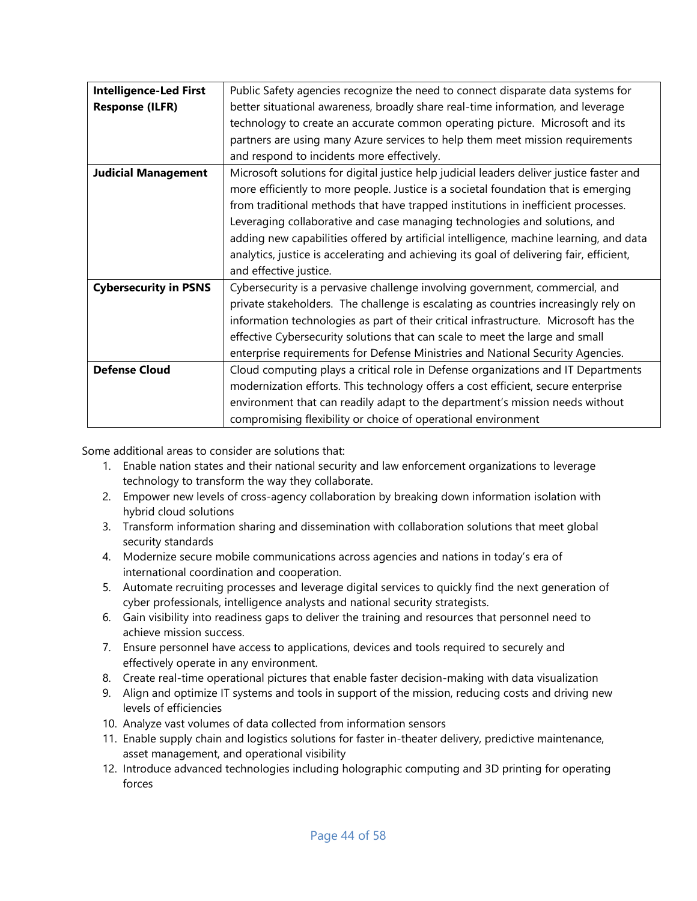| | |
|---|---|
| **Intelligence-Led First Response (ILFR)** | Public Safety agencies recognize the need to connect disparate data systems for better situational awareness, broadly share real-time information, and leverage technology to create an accurate common operating picture. Microsoft and its partners are using many Azure services to help them meet mission requirements and respond to incidents more effectively. |
| **Judicial Management** | Microsoft solutions for digital justice help judicial leaders deliver justice faster and more efficiently to more people. Justice is a societal foundation that is emerging from traditional methods that have trapped institutions in inefficient processes. Leveraging collaborative and case managing technologies and solutions, and adding new capabilities offered by artificial intelligence, machine learning, and data analytics, justice is accelerating and achieving its goal of delivering fair, efficient, and effective justice. |
| **Cybersecurity in PSNS** | Cybersecurity is a pervasive challenge involving government, commercial, and private stakeholders. The challenge is escalating as countries increasingly rely on information technologies as part of their critical infrastructure. Microsoft has the effective Cybersecurity solutions that can scale to meet the large and small enterprise requirements for Defense Ministries and National Security Agencies. |
| **Defense Cloud** | Cloud computing plays a critical role in Defense organizations and IT Departments modernization efforts. This technology offers a cost efficient, secure enterprise environment that can readily adapt to the department's mission needs without compromising flexibility or choice of operational environment |

Some additional areas to consider are solutions that:

1. Enable nation states and their national security and law enforcement organizations to leverage technology to transform the way they collaborate.
2. Empower new levels of cross-agency collaboration by breaking down information isolation with hybrid cloud solutions
3. Transform information sharing and dissemination with collaboration solutions that meet global security standards
4. Modernize secure mobile communications across agencies and nations in today's era of international coordination and cooperation.
5. Automate recruiting processes and leverage digital services to quickly find the next generation of cyber professionals, intelligence analysts and national security strategists.
6. Gain visibility into readiness gaps to deliver the training and resources that personnel need to achieve mission success.
7. Ensure personnel have access to applications, devices and tools required to securely and effectively operate in any environment.
8. Create real-time operational pictures that enable faster decision-making with data visualization
9. Align and optimize IT systems and tools in support of the mission, reducing costs and driving new levels of efficiencies
10. Analyze vast volumes of data collected from information sensors
11. Enable supply chain and logistics solutions for faster in-theater delivery, predictive maintenance, asset management, and operational visibility
12. Introduce advanced technologies including holographic computing and 3D printing for operating forces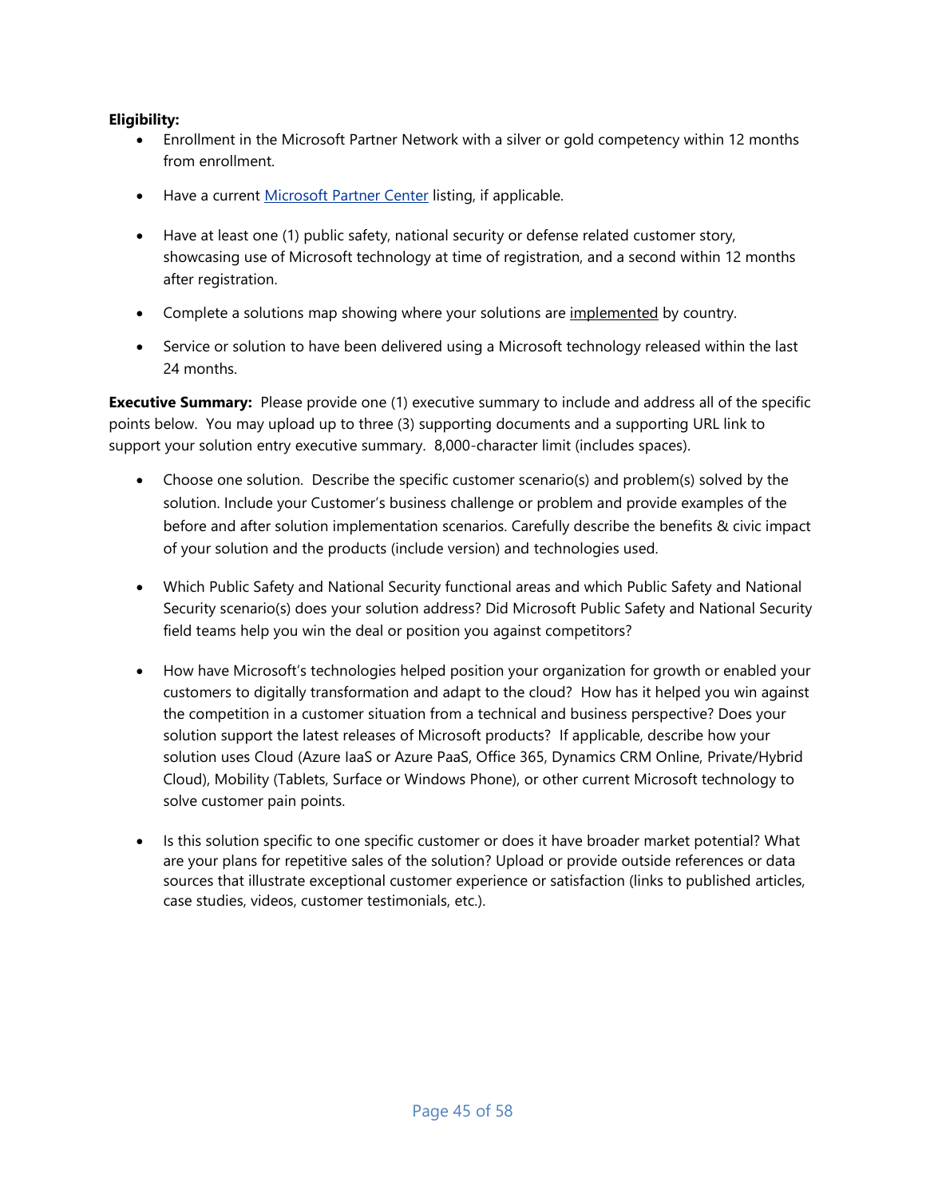**Eligibility:**

- Enrollment in the Microsoft Partner Network with a silver or gold competency within 12 months from enrollment.
- Have a current [Microsoft Partner Center](#) listing, if applicable.
- Have at least one (1) public safety, national security or defense related customer story, showcasing use of Microsoft technology at time of registration, and a second within 12 months after registration.
- Complete a solutions map showing where your solutions are implemented by country.
- Service or solution to have been delivered using a Microsoft technology released within the last 24 months.

**Executive Summary:** Please provide one (1) executive summary to include and address all of the specific points below. You may upload up to three (3) supporting documents and a supporting URL link to support your solution entry executive summary. 8,000-character limit (includes spaces).

- Choose one solution. Describe the specific customer scenario(s) and problem(s) solved by the solution. Include your Customer's business challenge or problem and provide examples of the before and after solution implementation scenarios. Carefully describe the benefits & civic impact of your solution and the products (include version) and technologies used.
- Which Public Safety and National Security functional areas and which Public Safety and National Security scenario(s) does your solution address? Did Microsoft Public Safety and National Security field teams help you win the deal or position you against competitors?
- How have Microsoft's technologies helped position your organization for growth or enabled your customers to digitally transformation and adapt to the cloud? How has it helped you win against the competition in a customer situation from a technical and business perspective? Does your solution support the latest releases of Microsoft products? If applicable, describe how your solution uses Cloud (Azure IaaS or Azure PaaS, Office 365, Dynamics CRM Online, Private/Hybrid Cloud), Mobility (Tablets, Surface or Windows Phone), or other current Microsoft technology to solve customer pain points.
- Is this solution specific to one specific customer or does it have broader market potential? What are your plans for repetitive sales of the solution? Upload or provide outside references or data sources that illustrate exceptional customer experience or satisfaction (links to published articles, case studies, videos, customer testimonials, etc.).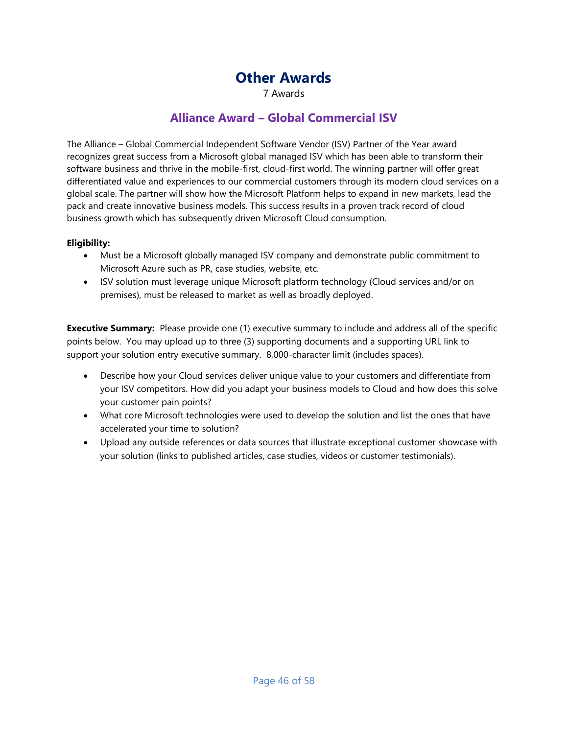# Other Awards

7 Awards

## Alliance Award – Global Commercial ISV

The Alliance – Global Commercial Independent Software Vendor (ISV) Partner of the Year award recognizes great success from a Microsoft global managed ISV which has been able to transform their software business and thrive in the mobile-first, cloud-first world. The winning partner will offer great differentiated value and experiences to our commercial customers through its modern cloud services on a global scale. The partner will show how the Microsoft Platform helps to expand in new markets, lead the pack and create innovative business models. This success results in a proven track record of cloud business growth which has subsequently driven Microsoft Cloud consumption.

**Eligibility:**

- Must be a Microsoft globally managed ISV company and demonstrate public commitment to Microsoft Azure such as PR, case studies, website, etc.
- ISV solution must leverage unique Microsoft platform technology (Cloud services and/or on premises), must be released to market as well as broadly deployed.

**Executive Summary:** Please provide one (1) executive summary to include and address all of the specific points below. You may upload up to three (3) supporting documents and a supporting URL link to support your solution entry executive summary. 8,000-character limit (includes spaces).

- Describe how your Cloud services deliver unique value to your customers and differentiate from your ISV competitors. How did you adapt your business models to Cloud and how does this solve your customer pain points?
- What core Microsoft technologies were used to develop the solution and list the ones that have accelerated your time to solution?
- Upload any outside references or data sources that illustrate exceptional customer showcase with your solution (links to published articles, case studies, videos or customer testimonials).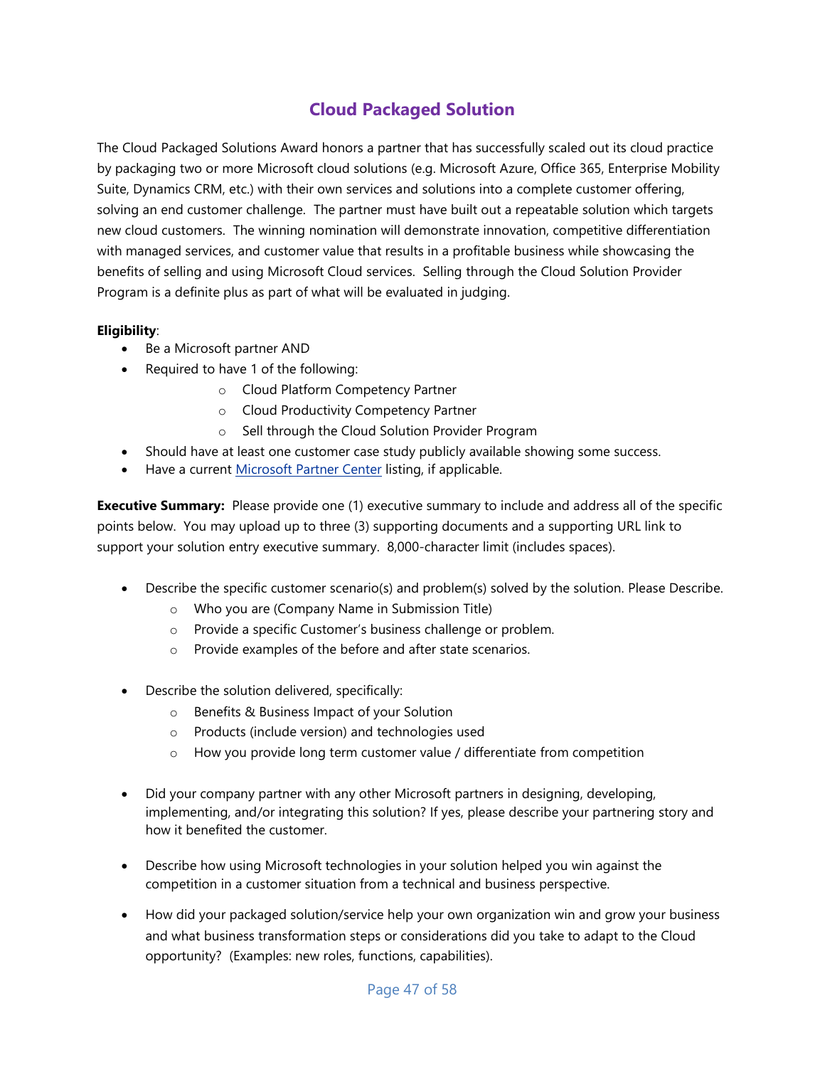# Cloud Packaged Solution

The Cloud Packaged Solutions Award honors a partner that has successfully scaled out its cloud practice by packaging two or more Microsoft cloud solutions (e.g. Microsoft Azure, Office 365, Enterprise Mobility Suite, Dynamics CRM, etc.) with their own services and solutions into a complete customer offering, solving an end customer challenge. The partner must have built out a repeatable solution which targets new cloud customers. The winning nomination will demonstrate innovation, competitive differentiation with managed services, and customer value that results in a profitable business while showcasing the benefits of selling and using Microsoft Cloud services. Selling through the Cloud Solution Provider Program is a definite plus as part of what will be evaluated in judging.

**Eligibility**:

- Be a Microsoft partner AND
- Required to have 1 of the following:
  - Cloud Platform Competency Partner
  - Cloud Productivity Competency Partner
  - Sell through the Cloud Solution Provider Program
- Should have at least one customer case study publicly available showing some success.
- Have a current Microsoft Partner Center listing, if applicable.

**Executive Summary:** Please provide one (1) executive summary to include and address all of the specific points below. You may upload up to three (3) supporting documents and a supporting URL link to support your solution entry executive summary. 8,000-character limit (includes spaces).

- Describe the specific customer scenario(s) and problem(s) solved by the solution. Please Describe.
  - Who you are (Company Name in Submission Title)
  - Provide a specific Customer's business challenge or problem.
  - Provide examples of the before and after state scenarios.

- Describe the solution delivered, specifically:
  - Benefits & Business Impact of your Solution
  - Products (include version) and technologies used
  - How you provide long term customer value / differentiate from competition

- Did your company partner with any other Microsoft partners in designing, developing, implementing, and/or integrating this solution? If yes, please describe your partnering story and how it benefited the customer.

- Describe how using Microsoft technologies in your solution helped you win against the competition in a customer situation from a technical and business perspective.

- How did your packaged solution/service help your own organization win and grow your business and what business transformation steps or considerations did you take to adapt to the Cloud opportunity? (Examples: new roles, functions, capabilities).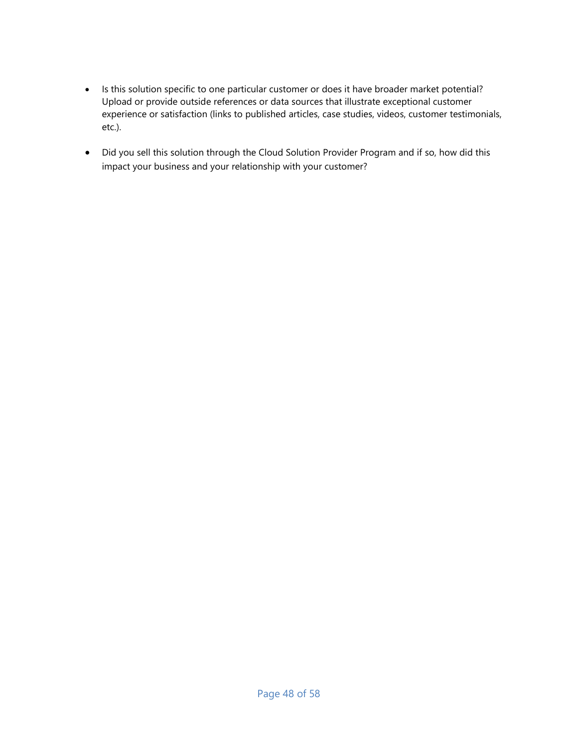- Is this solution specific to one particular customer or does it have broader market potential? Upload or provide outside references or data sources that illustrate exceptional customer experience or satisfaction (links to published articles, case studies, videos, customer testimonials, etc.).

- Did you sell this solution through the Cloud Solution Provider Program and if so, how did this impact your business and your relationship with your customer?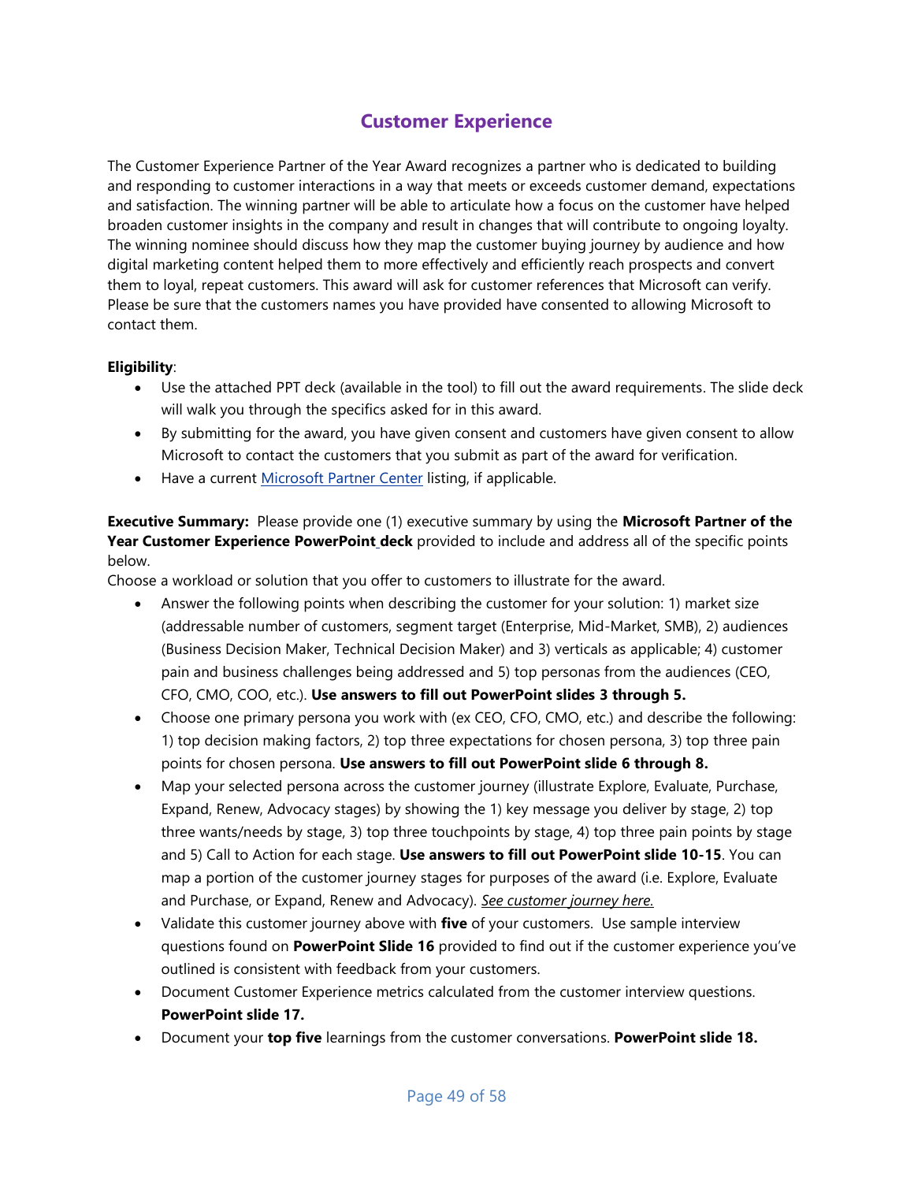## Customer Experience

The Customer Experience Partner of the Year Award recognizes a partner who is dedicated to building and responding to customer interactions in a way that meets or exceeds customer demand, expectations and satisfaction. The winning partner will be able to articulate how a focus on the customer have helped broaden customer insights in the company and result in changes that will contribute to ongoing loyalty. The winning nominee should discuss how they map the customer buying journey by audience and how digital marketing content helped them to more effectively and efficiently reach prospects and convert them to loyal, repeat customers. This award will ask for customer references that Microsoft can verify. Please be sure that the customers names you have provided have consented to allowing Microsoft to contact them.

**Eligibility**:

- Use the attached PPT deck (available in the tool) to fill out the award requirements. The slide deck will walk you through the specifics asked for in this award.
- By submitting for the award, you have given consent and customers have given consent to allow Microsoft to contact the customers that you submit as part of the award for verification.
- Have a current [Microsoft Partner Center](#) listing, if applicable.

**Executive Summary:** Please provide one (1) executive summary by using the **Microsoft Partner of the Year Customer Experience PowerPoint deck** provided to include and address all of the specific points below.

Choose a workload or solution that you offer to customers to illustrate for the award.

- Answer the following points when describing the customer for your solution: 1) market size (addressable number of customers, segment target (Enterprise, Mid-Market, SMB), 2) audiences (Business Decision Maker, Technical Decision Maker) and 3) verticals as applicable; 4) customer pain and business challenges being addressed and 5) top personas from the audiences (CEO, CFO, CMO, COO, etc.). **Use answers to fill out PowerPoint slides 3 through 5.**
- Choose one primary persona you work with (ex CEO, CFO, CMO, etc.) and describe the following: 1) top decision making factors, 2) top three expectations for chosen persona, 3) top three pain points for chosen persona. **Use answers to fill out PowerPoint slide 6 through 8.**
- Map your selected persona across the customer journey (illustrate Explore, Evaluate, Purchase, Expand, Renew, Advocacy stages) by showing the 1) key message you deliver by stage, 2) top three wants/needs by stage, 3) top three touchpoints by stage, 4) top three pain points by stage and 5) Call to Action for each stage. **Use answers to fill out PowerPoint slide 10-15**. You can map a portion of the customer journey stages for purposes of the award (i.e. Explore, Evaluate and Purchase, or Expand, Renew and Advocacy). *See customer journey here.*
- Validate this customer journey above with **five** of your customers. Use sample interview questions found on **PowerPoint Slide 16** provided to find out if the customer experience you've outlined is consistent with feedback from your customers.
- Document Customer Experience metrics calculated from the customer interview questions. **PowerPoint slide 17.**
- Document your **top five** learnings from the customer conversations. **PowerPoint slide 18.**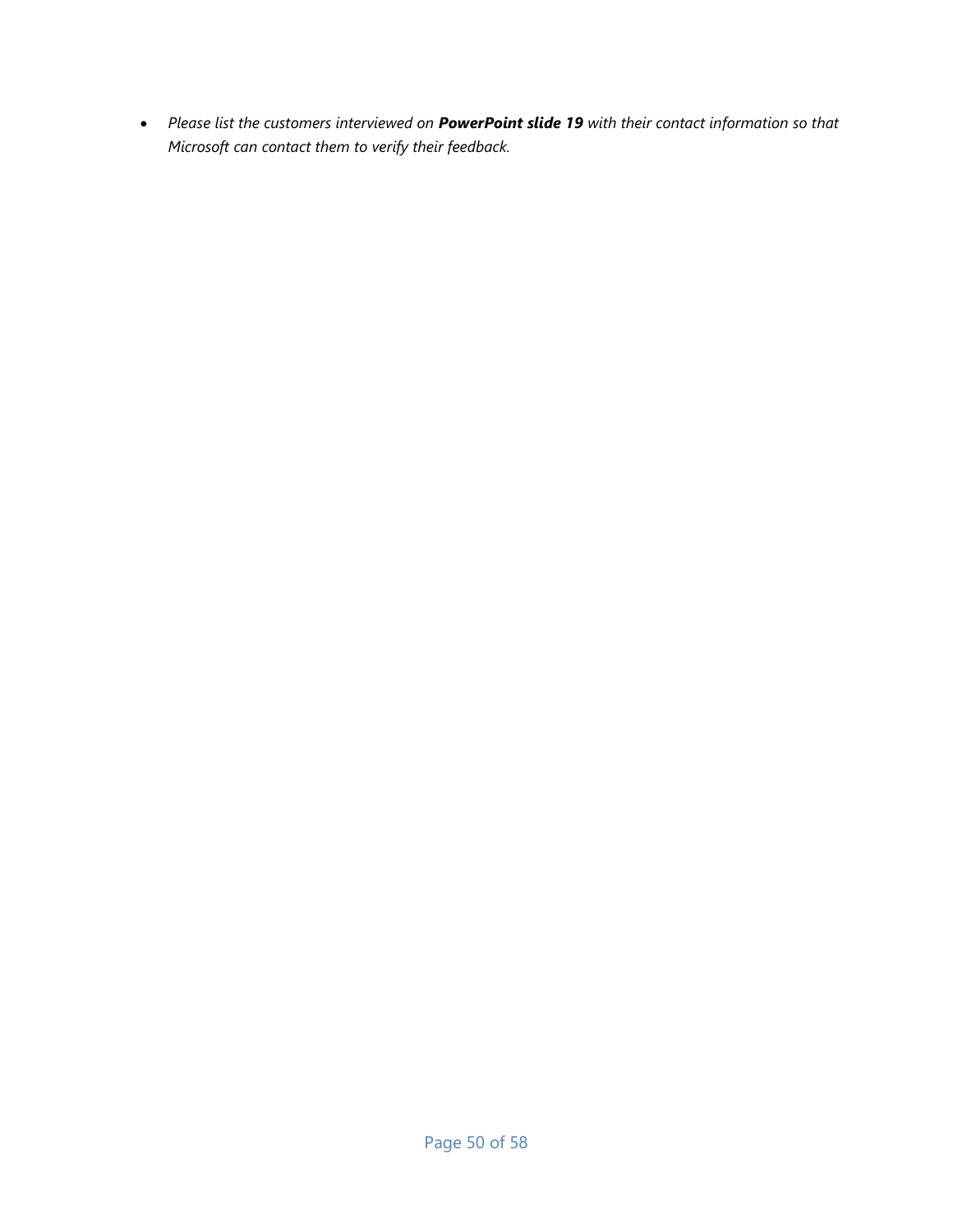- *Please list the customers interviewed on **PowerPoint slide 19** with their contact information so that Microsoft can contact them to verify their feedback.*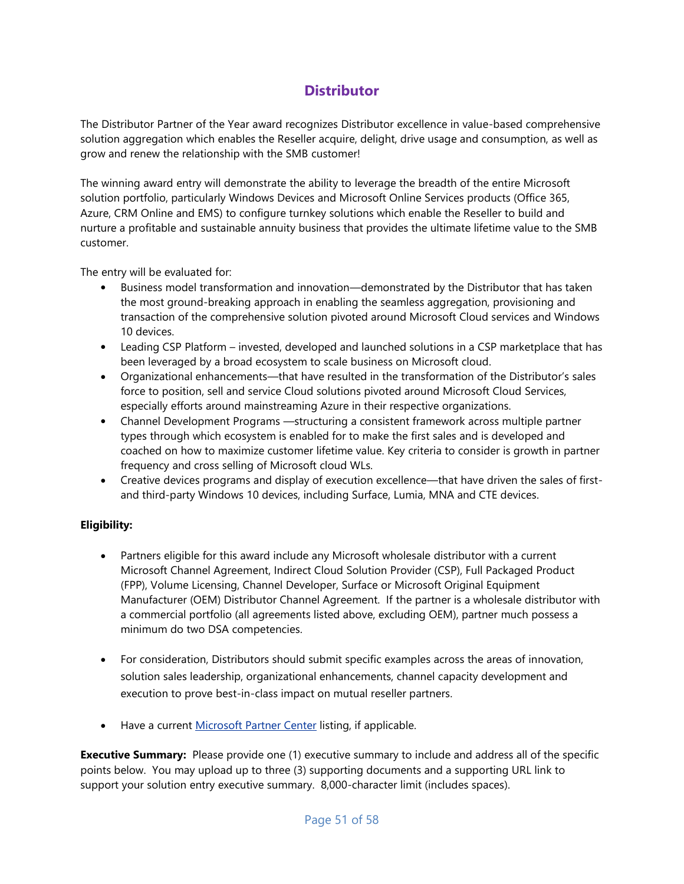# Distributor

The Distributor Partner of the Year award recognizes Distributor excellence in value-based comprehensive solution aggregation which enables the Reseller acquire, delight, drive usage and consumption, as well as grow and renew the relationship with the SMB customer!

The winning award entry will demonstrate the ability to leverage the breadth of the entire Microsoft solution portfolio, particularly Windows Devices and Microsoft Online Services products (Office 365, Azure, CRM Online and EMS) to configure turnkey solutions which enable the Reseller to build and nurture a profitable and sustainable annuity business that provides the ultimate lifetime value to the SMB customer.

The entry will be evaluated for:

- Business model transformation and innovation—demonstrated by the Distributor that has taken the most ground-breaking approach in enabling the seamless aggregation, provisioning and transaction of the comprehensive solution pivoted around Microsoft Cloud services and Windows 10 devices.
- Leading CSP Platform – invested, developed and launched solutions in a CSP marketplace that has been leveraged by a broad ecosystem to scale business on Microsoft cloud.
- Organizational enhancements—that have resulted in the transformation of the Distributor's sales force to position, sell and service Cloud solutions pivoted around Microsoft Cloud Services, especially efforts around mainstreaming Azure in their respective organizations.
- Channel Development Programs —structuring a consistent framework across multiple partner types through which ecosystem is enabled for to make the first sales and is developed and coached on how to maximize customer lifetime value. Key criteria to consider is growth in partner frequency and cross selling of Microsoft cloud WLs.
- Creative devices programs and display of execution excellence—that have driven the sales of first- and third-party Windows 10 devices, including Surface, Lumia, MNA and CTE devices.

**Eligibility:**

- Partners eligible for this award include any Microsoft wholesale distributor with a current Microsoft Channel Agreement, Indirect Cloud Solution Provider (CSP), Full Packaged Product (FPP), Volume Licensing, Channel Developer, Surface or Microsoft Original Equipment Manufacturer (OEM) Distributor Channel Agreement. If the partner is a wholesale distributor with a commercial portfolio (all agreements listed above, excluding OEM), partner much possess a minimum do two DSA competencies.

- For consideration, Distributors should submit specific examples across the areas of innovation, solution sales leadership, organizational enhancements, channel capacity development and execution to prove best-in-class impact on mutual reseller partners.

- Have a current [Microsoft Partner Center](#) listing, if applicable.

**Executive Summary:** Please provide one (1) executive summary to include and address all of the specific points below. You may upload up to three (3) supporting documents and a supporting URL link to support your solution entry executive summary. 8,000-character limit (includes spaces).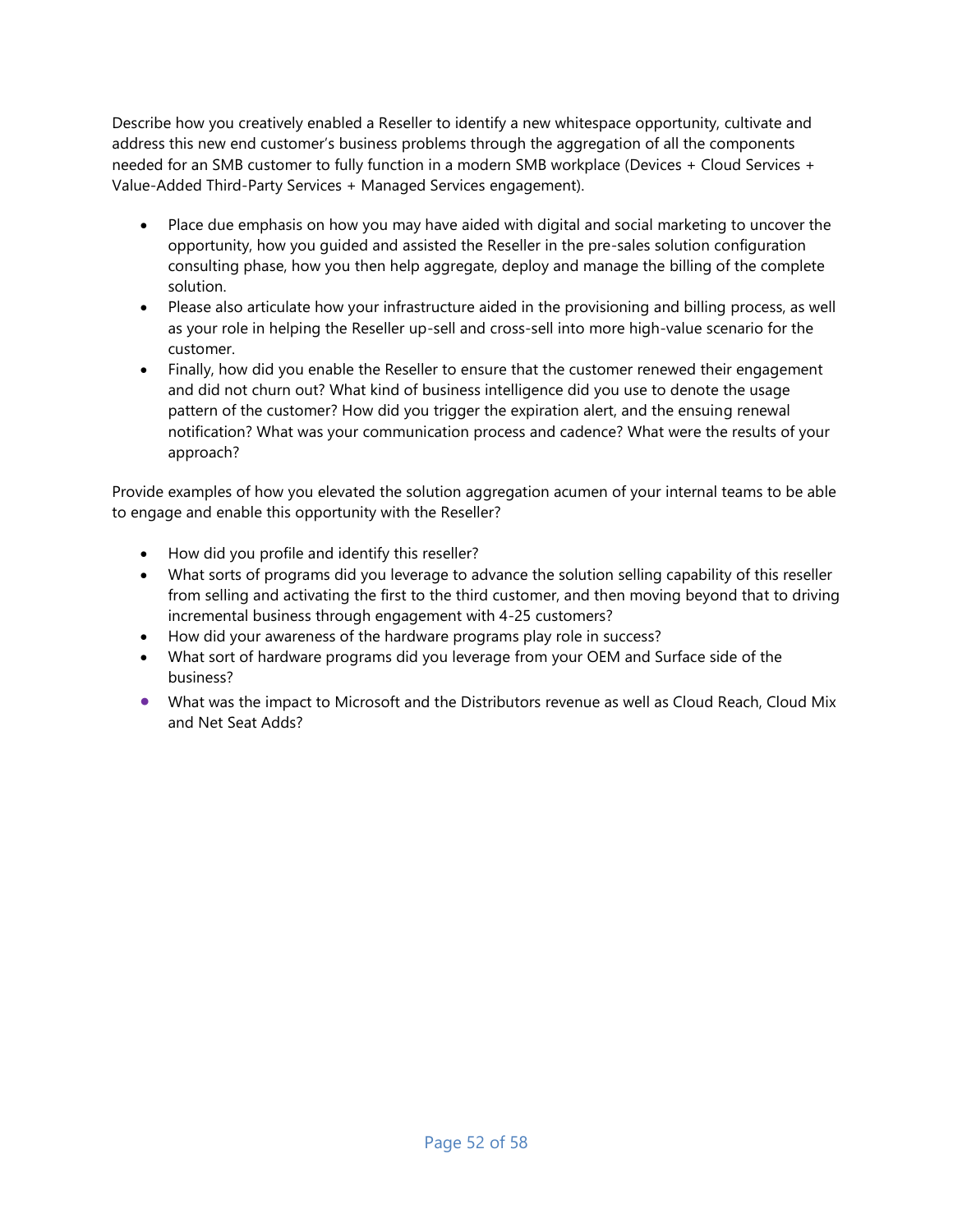Describe how you creatively enabled a Reseller to identify a new whitespace opportunity, cultivate and address this new end customer's business problems through the aggregation of all the components needed for an SMB customer to fully function in a modern SMB workplace (Devices + Cloud Services + Value-Added Third-Party Services + Managed Services engagement).

- Place due emphasis on how you may have aided with digital and social marketing to uncover the opportunity, how you guided and assisted the Reseller in the pre-sales solution configuration consulting phase, how you then help aggregate, deploy and manage the billing of the complete solution.
- Please also articulate how your infrastructure aided in the provisioning and billing process, as well as your role in helping the Reseller up-sell and cross-sell into more high-value scenario for the customer.
- Finally, how did you enable the Reseller to ensure that the customer renewed their engagement and did not churn out? What kind of business intelligence did you use to denote the usage pattern of the customer? How did you trigger the expiration alert, and the ensuing renewal notification? What was your communication process and cadence? What were the results of your approach?

Provide examples of how you elevated the solution aggregation acumen of your internal teams to be able to engage and enable this opportunity with the Reseller?

- How did you profile and identify this reseller?
- What sorts of programs did you leverage to advance the solution selling capability of this reseller from selling and activating the first to the third customer, and then moving beyond that to driving incremental business through engagement with 4-25 customers?
- How did your awareness of the hardware programs play role in success?
- What sort of hardware programs did you leverage from your OEM and Surface side of the business?
- What was the impact to Microsoft and the Distributors revenue as well as Cloud Reach, Cloud Mix and Net Seat Adds?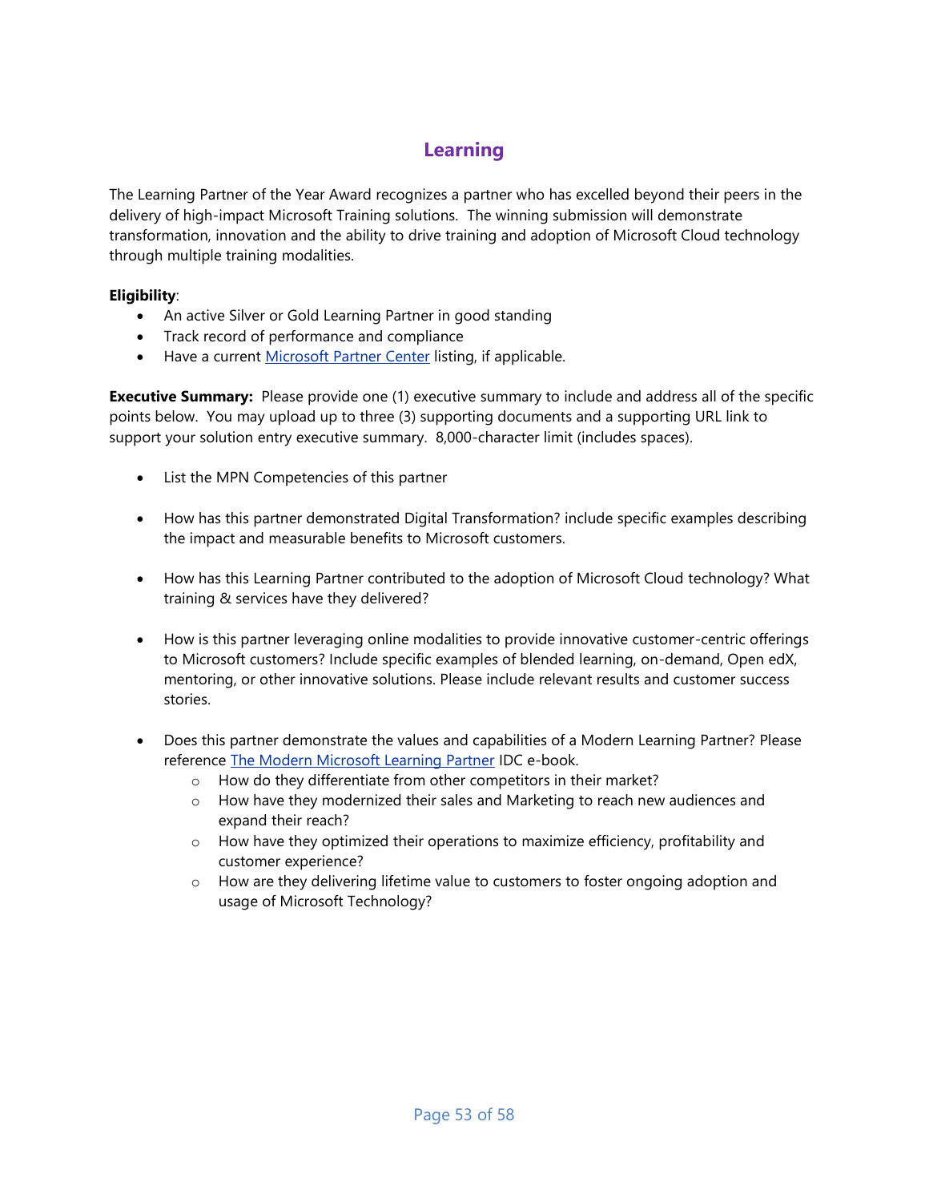## Learning

The Learning Partner of the Year Award recognizes a partner who has excelled beyond their peers in the delivery of high-impact Microsoft Training solutions. The winning submission will demonstrate transformation, innovation and the ability to drive training and adoption of Microsoft Cloud technology through multiple training modalities.

**Eligibility**:

- An active Silver or Gold Learning Partner in good standing
- Track record of performance and compliance
- Have a current [Microsoft Partner Center](#) listing, if applicable.

**Executive Summary:** Please provide one (1) executive summary to include and address all of the specific points below. You may upload up to three (3) supporting documents and a supporting URL link to support your solution entry executive summary. 8,000-character limit (includes spaces).

- List the MPN Competencies of this partner
- How has this partner demonstrated Digital Transformation? include specific examples describing the impact and measurable benefits to Microsoft customers.
- How has this Learning Partner contributed to the adoption of Microsoft Cloud technology? What training & services have they delivered?
- How is this partner leveraging online modalities to provide innovative customer-centric offerings to Microsoft customers? Include specific examples of blended learning, on-demand, Open edX, mentoring, or other innovative solutions. Please include relevant results and customer success stories.
- Does this partner demonstrate the values and capabilities of a Modern Learning Partner? Please reference [The Modern Microsoft Learning Partner](#) IDC e-book.
  - How do they differentiate from other competitors in their market?
  - How have they modernized their sales and Marketing to reach new audiences and expand their reach?
  - How have they optimized their operations to maximize efficiency, profitability and customer experience?
  - How are they delivering lifetime value to customers to foster ongoing adoption and usage of Microsoft Technology?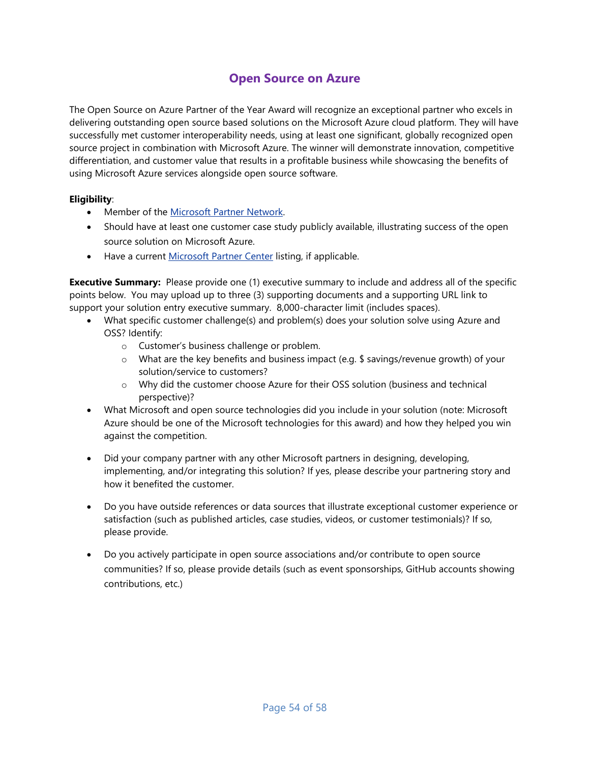## Open Source on Azure

The Open Source on Azure Partner of the Year Award will recognize an exceptional partner who excels in delivering outstanding open source based solutions on the Microsoft Azure cloud platform. They will have successfully met customer interoperability needs, using at least one significant, globally recognized open source project in combination with Microsoft Azure. The winner will demonstrate innovation, competitive differentiation, and customer value that results in a profitable business while showcasing the benefits of using Microsoft Azure services alongside open source software.

**Eligibility**:

- Member of the Microsoft Partner Network.
- Should have at least one customer case study publicly available, illustrating success of the open source solution on Microsoft Azure.
- Have a current Microsoft Partner Center listing, if applicable.

**Executive Summary:** Please provide one (1) executive summary to include and address all of the specific points below. You may upload up to three (3) supporting documents and a supporting URL link to support your solution entry executive summary. 8,000-character limit (includes spaces).

- What specific customer challenge(s) and problem(s) does your solution solve using Azure and OSS? Identify:
  - Customer's business challenge or problem.
  - What are the key benefits and business impact (e.g. $ savings/revenue growth) of your solution/service to customers?
  - Why did the customer choose Azure for their OSS solution (business and technical perspective)?
- What Microsoft and open source technologies did you include in your solution (note: Microsoft Azure should be one of the Microsoft technologies for this award) and how they helped you win against the competition.
- Did your company partner with any other Microsoft partners in designing, developing, implementing, and/or integrating this solution? If yes, please describe your partnering story and how it benefited the customer.
- Do you have outside references or data sources that illustrate exceptional customer experience or satisfaction (such as published articles, case studies, videos, or customer testimonials)? If so, please provide.
- Do you actively participate in open source associations and/or contribute to open source communities? If so, please provide details (such as event sponsorships, GitHub accounts showing contributions, etc.)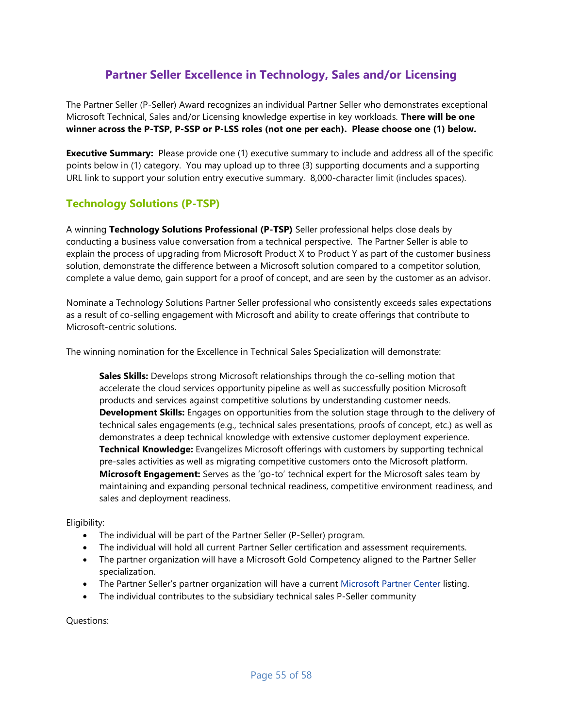## Partner Seller Excellence in Technology, Sales and/or Licensing

The Partner Seller (P-Seller) Award recognizes an individual Partner Seller who demonstrates exceptional Microsoft Technical, Sales and/or Licensing knowledge expertise in key workloads. **There will be one winner across the P-TSP, P-SSP or P-LSS roles (not one per each). Please choose one (1) below.**

**Executive Summary:** Please provide one (1) executive summary to include and address all of the specific points below in (1) category. You may upload up to three (3) supporting documents and a supporting URL link to support your solution entry executive summary. 8,000-character limit (includes spaces).

### Technology Solutions (P-TSP)

A winning **Technology Solutions Professional (P-TSP)** Seller professional helps close deals by conducting a business value conversation from a technical perspective. The Partner Seller is able to explain the process of upgrading from Microsoft Product X to Product Y as part of the customer business solution, demonstrate the difference between a Microsoft solution compared to a competitor solution, complete a value demo, gain support for a proof of concept, and are seen by the customer as an advisor.

Nominate a Technology Solutions Partner Seller professional who consistently exceeds sales expectations as a result of co-selling engagement with Microsoft and ability to create offerings that contribute to Microsoft-centric solutions.

The winning nomination for the Excellence in Technical Sales Specialization will demonstrate:

> **Sales Skills:** Develops strong Microsoft relationships through the co-selling motion that accelerate the cloud services opportunity pipeline as well as successfully position Microsoft products and services against competitive solutions by understanding customer needs.
> **Development Skills:** Engages on opportunities from the solution stage through to the delivery of technical sales engagements (e.g., technical sales presentations, proofs of concept, etc.) as well as demonstrates a deep technical knowledge with extensive customer deployment experience.
> **Technical Knowledge:** Evangelizes Microsoft offerings with customers by supporting technical pre-sales activities as well as migrating competitive customers onto the Microsoft platform.
> **Microsoft Engagement:** Serves as the 'go-to' technical expert for the Microsoft sales team by maintaining and expanding personal technical readiness, competitive environment readiness, and sales and deployment readiness.

Eligibility:

- The individual will be part of the Partner Seller (P-Seller) program.
- The individual will hold all current Partner Seller certification and assessment requirements.
- The partner organization will have a Microsoft Gold Competency aligned to the Partner Seller specialization.
- The Partner Seller's partner organization will have a current Microsoft Partner Center listing.
- The individual contributes to the subsidiary technical sales P-Seller community

Questions: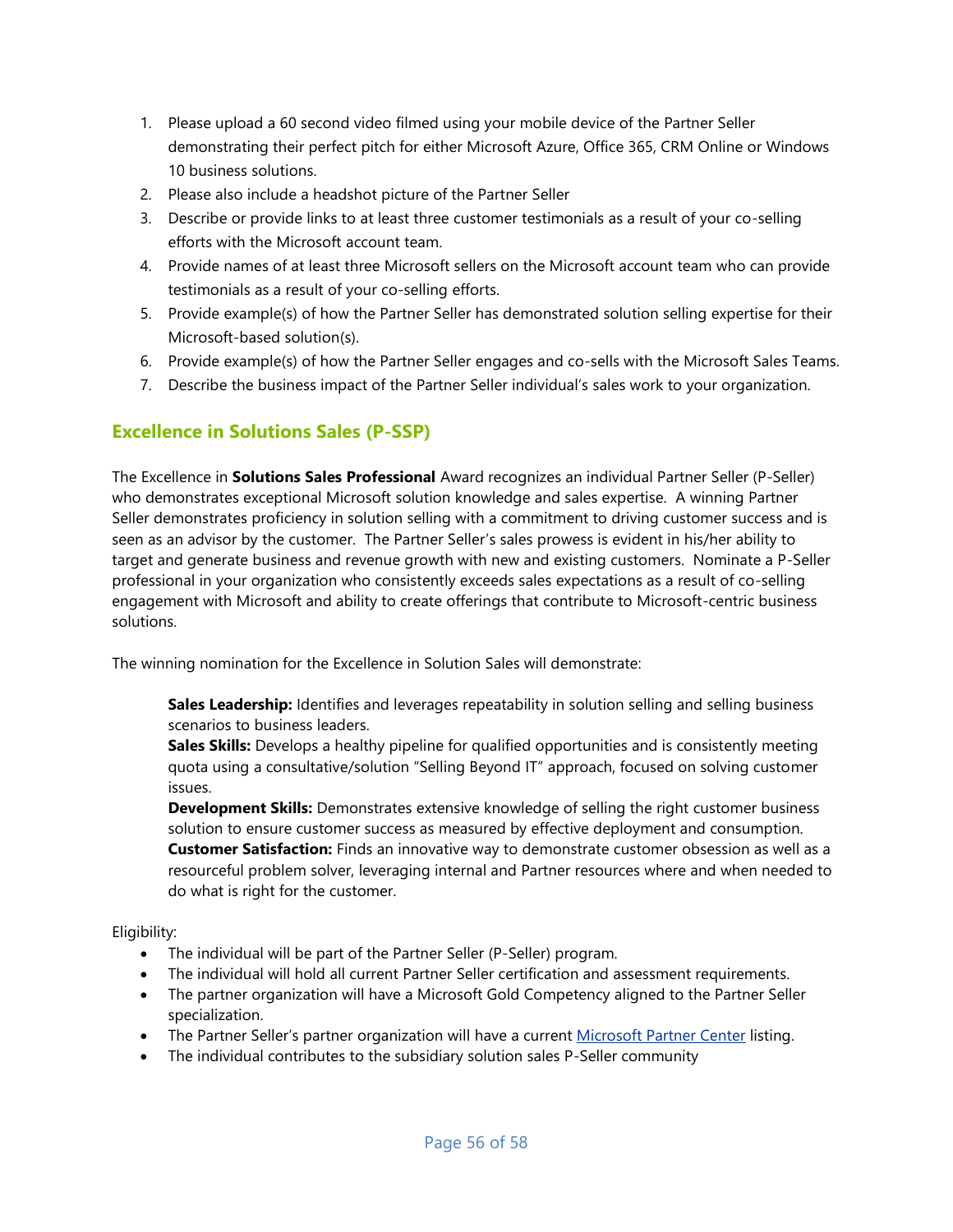1. Please upload a 60 second video filmed using your mobile device of the Partner Seller demonstrating their perfect pitch for either Microsoft Azure, Office 365, CRM Online or Windows 10 business solutions.
2. Please also include a headshot picture of the Partner Seller
3. Describe or provide links to at least three customer testimonials as a result of your co-selling efforts with the Microsoft account team.
4. Provide names of at least three Microsoft sellers on the Microsoft account team who can provide testimonials as a result of your co-selling efforts.
5. Provide example(s) of how the Partner Seller has demonstrated solution selling expertise for their Microsoft-based solution(s).
6. Provide example(s) of how the Partner Seller engages and co-sells with the Microsoft Sales Teams.
7. Describe the business impact of the Partner Seller individual's sales work to your organization.

## Excellence in Solutions Sales (P-SSP)

The Excellence in **Solutions Sales Professional** Award recognizes an individual Partner Seller (P-Seller) who demonstrates exceptional Microsoft solution knowledge and sales expertise. A winning Partner Seller demonstrates proficiency in solution selling with a commitment to driving customer success and is seen as an advisor by the customer. The Partner Seller's sales prowess is evident in his/her ability to target and generate business and revenue growth with new and existing customers. Nominate a P-Seller professional in your organization who consistently exceeds sales expectations as a result of co-selling engagement with Microsoft and ability to create offerings that contribute to Microsoft-centric business solutions.

The winning nomination for the Excellence in Solution Sales will demonstrate:

**Sales Leadership:** Identifies and leverages repeatability in solution selling and selling business scenarios to business leaders.
**Sales Skills:** Develops a healthy pipeline for qualified opportunities and is consistently meeting quota using a consultative/solution "Selling Beyond IT" approach, focused on solving customer issues.
**Development Skills:** Demonstrates extensive knowledge of selling the right customer business solution to ensure customer success as measured by effective deployment and consumption.
**Customer Satisfaction:** Finds an innovative way to demonstrate customer obsession as well as a resourceful problem solver, leveraging internal and Partner resources where and when needed to do what is right for the customer.

Eligibility:

- The individual will be part of the Partner Seller (P-Seller) program.
- The individual will hold all current Partner Seller certification and assessment requirements.
- The partner organization will have a Microsoft Gold Competency aligned to the Partner Seller specialization.
- The Partner Seller's partner organization will have a current Microsoft Partner Center listing.
- The individual contributes to the subsidiary solution sales P-Seller community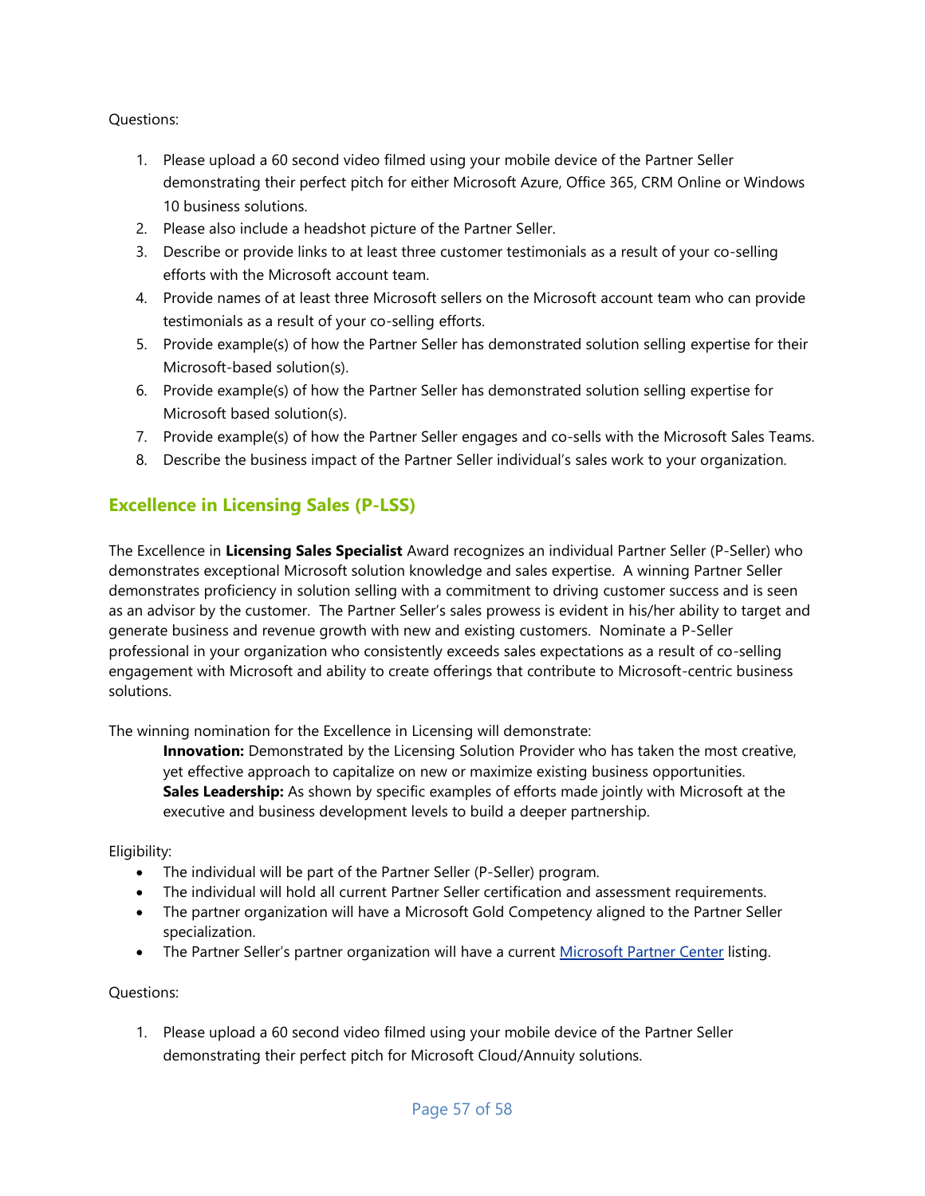Questions:

1. Please upload a 60 second video filmed using your mobile device of the Partner Seller demonstrating their perfect pitch for either Microsoft Azure, Office 365, CRM Online or Windows 10 business solutions.
2. Please also include a headshot picture of the Partner Seller.
3. Describe or provide links to at least three customer testimonials as a result of your co-selling efforts with the Microsoft account team.
4. Provide names of at least three Microsoft sellers on the Microsoft account team who can provide testimonials as a result of your co-selling efforts.
5. Provide example(s) of how the Partner Seller has demonstrated solution selling expertise for their Microsoft-based solution(s).
6. Provide example(s) of how the Partner Seller has demonstrated solution selling expertise for Microsoft based solution(s).
7. Provide example(s) of how the Partner Seller engages and co-sells with the Microsoft Sales Teams.
8. Describe the business impact of the Partner Seller individual's sales work to your organization.

## Excellence in Licensing Sales (P-LSS)

The Excellence in **Licensing Sales Specialist** Award recognizes an individual Partner Seller (P-Seller) who demonstrates exceptional Microsoft solution knowledge and sales expertise. A winning Partner Seller demonstrates proficiency in solution selling with a commitment to driving customer success and is seen as an advisor by the customer. The Partner Seller's sales prowess is evident in his/her ability to target and generate business and revenue growth with new and existing customers. Nominate a P-Seller professional in your organization who consistently exceeds sales expectations as a result of co-selling engagement with Microsoft and ability to create offerings that contribute to Microsoft-centric business solutions.

The winning nomination for the Excellence in Licensing will demonstrate:

**Innovation:** Demonstrated by the Licensing Solution Provider who has taken the most creative, yet effective approach to capitalize on new or maximize existing business opportunities.
**Sales Leadership:** As shown by specific examples of efforts made jointly with Microsoft at the executive and business development levels to build a deeper partnership.

Eligibility:

- The individual will be part of the Partner Seller (P-Seller) program.
- The individual will hold all current Partner Seller certification and assessment requirements.
- The partner organization will have a Microsoft Gold Competency aligned to the Partner Seller specialization.
- The Partner Seller's partner organization will have a current Microsoft Partner Center listing.

Questions:

1. Please upload a 60 second video filmed using your mobile device of the Partner Seller demonstrating their perfect pitch for Microsoft Cloud/Annuity solutions.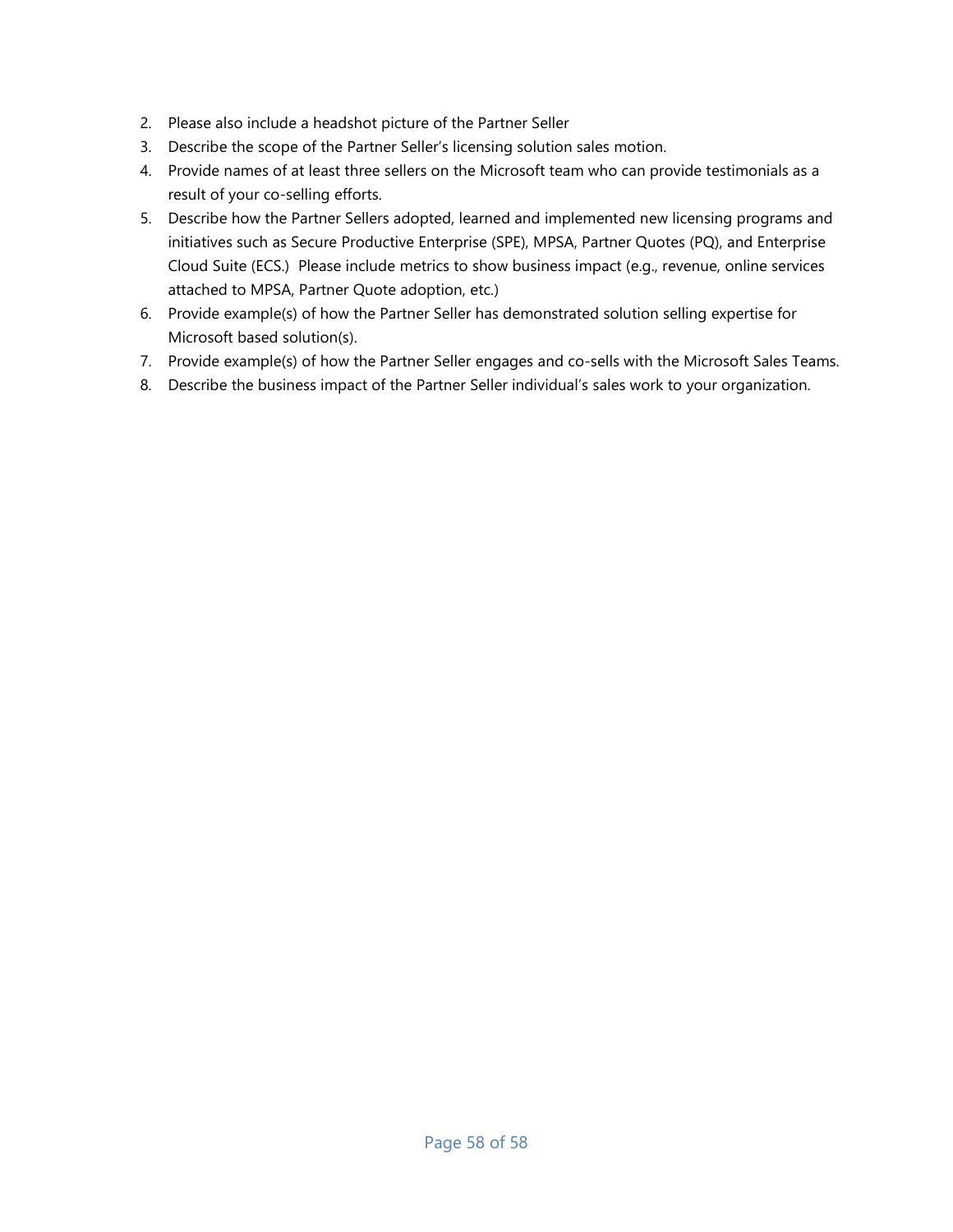2. Please also include a headshot picture of the Partner Seller
3. Describe the scope of the Partner Seller's licensing solution sales motion.
4. Provide names of at least three sellers on the Microsoft team who can provide testimonials as a result of your co-selling efforts.
5. Describe how the Partner Sellers adopted, learned and implemented new licensing programs and initiatives such as Secure Productive Enterprise (SPE), MPSA, Partner Quotes (PQ), and Enterprise Cloud Suite (ECS.) Please include metrics to show business impact (e.g., revenue, online services attached to MPSA, Partner Quote adoption, etc.)
6. Provide example(s) of how the Partner Seller has demonstrated solution selling expertise for Microsoft based solution(s).
7. Provide example(s) of how the Partner Seller engages and co-sells with the Microsoft Sales Teams.
8. Describe the business impact of the Partner Seller individual's sales work to your organization.